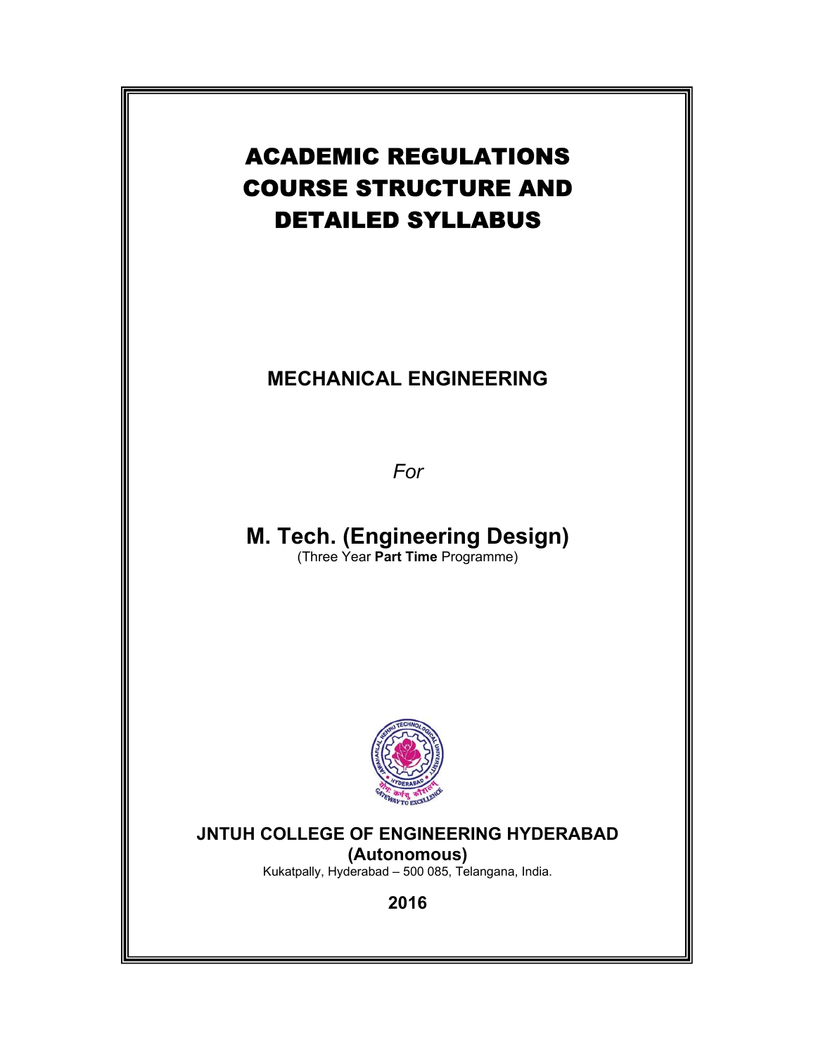# ACADEMIC REGULATIONS COURSE STRUCTURE AND DETAILED SYLLABUS

## MECHANICAL ENGINEERING

*For*

## M. Tech. (Engineering Design)

(Three Year **Part Time** Programme)

**JNTUH COLLEGE OF ENGINEERING HYDERABAD**

**(Autonomous)**

Kukatpally, Hyderabad – 500 085, Telangana, India.

**2016**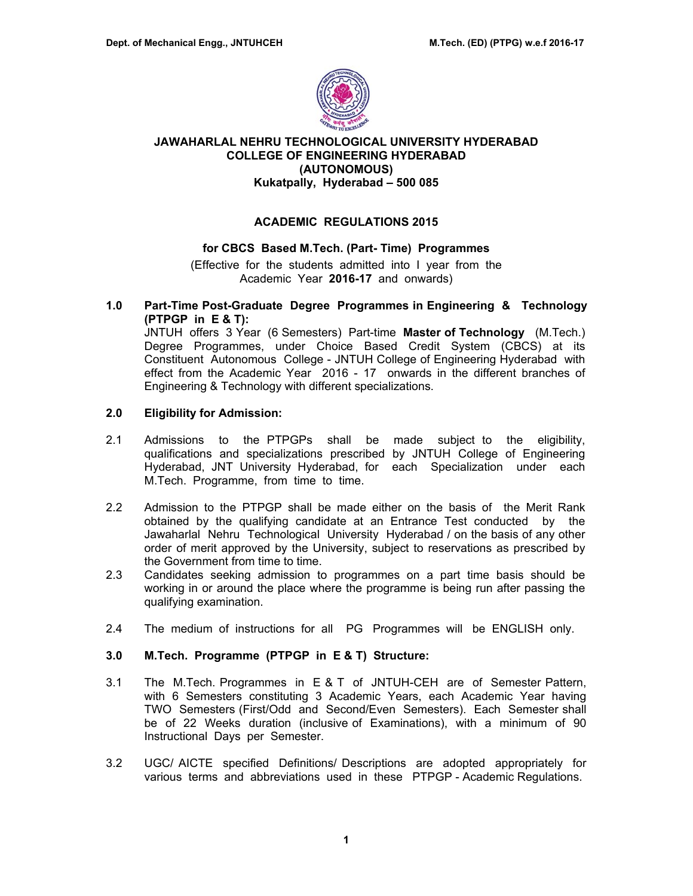# JAWAHARLAL NEHRU TECHNOLOGICAL UNIVERSITY HYDERABAD
# COLLEGE OF ENGINEERING HYDERABAD
# (AUTONOMOUS)
# Kukatpally, Hyderabad – 500 085

## ACADEMIC REGULATIONS 2015

### for CBCS Based M.Tech. (Part- Time) Programmes

(Effective for the students admitted into I year from the Academic Year **2016-17** and onwards)

**1.0 Part-Time Post-Graduate Degree Programmes in Engineering & Technology (PTPGP in E & T):**

JNTUH offers 3 Year (6 Semesters) Part-time **Master of Technology** (M.Tech.) Degree Programmes, under Choice Based Credit System (CBCS) at its Constituent Autonomous College - JNTUH College of Engineering Hyderabad with effect from the Academic Year 2016 - 17 onwards in the different branches of Engineering & Technology with different specializations.

**2.0 Eligibility for Admission:**

2.1 Admissions to the PTPGPs shall be made subject to the eligibility, qualifications and specializations prescribed by JNTUH College of Engineering Hyderabad, JNT University Hyderabad, for each Specialization under each M.Tech. Programme, from time to time.

2.2 Admission to the PTPGP shall be made either on the basis of the Merit Rank obtained by the qualifying candidate at an Entrance Test conducted by the Jawaharlal Nehru Technological University Hyderabad / on the basis of any other order of merit approved by the University, subject to reservations as prescribed by the Government from time to time.

2.3 Candidates seeking admission to programmes on a part time basis should be working in or around the place where the programme is being run after passing the qualifying examination.

2.4 The medium of instructions for all PG Programmes will be ENGLISH only.

**3.0 M.Tech. Programme (PTPGP in E & T) Structure:**

3.1 The M.Tech. Programmes in E & T of JNTUH-CEH are of Semester Pattern, with 6 Semesters constituting 3 Academic Years, each Academic Year having TWO Semesters (First/Odd and Second/Even Semesters). Each Semester shall be of 22 Weeks duration (inclusive of Examinations), with a minimum of 90 Instructional Days per Semester.

3.2 UGC/ AICTE specified Definitions/ Descriptions are adopted appropriately for various terms and abbreviations used in these PTPGP - Academic Regulations.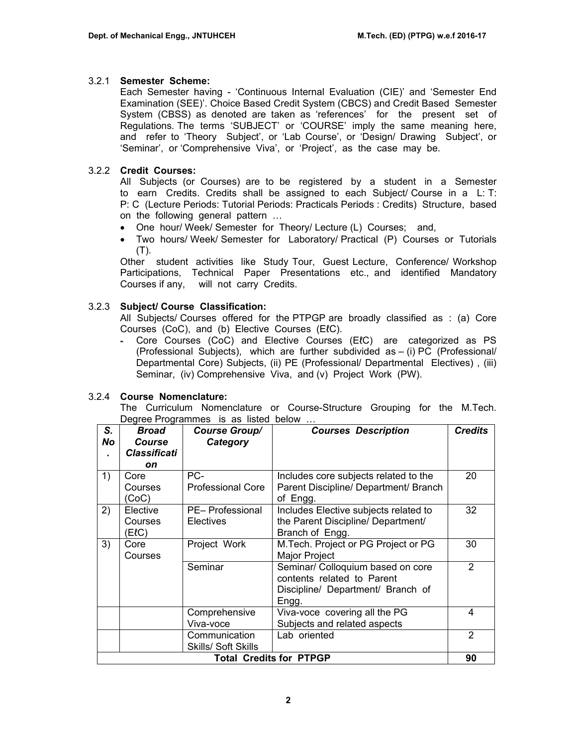### 3.2.1 **Semester Scheme:**

Each Semester having - 'Continuous Internal Evaluation (CIE)' and 'Semester End Examination (SEE)'. Choice Based Credit System (CBCS) and Credit Based Semester System (CBSS) as denoted are taken as 'references' for the present set of Regulations. The terms 'SUBJECT' or 'COURSE' imply the same meaning here, and refer to 'Theory Subject', or 'Lab Course', or 'Design/ Drawing Subject', or 'Seminar', or 'Comprehensive Viva', or 'Project', as the case may be.

### 3.2.2 **Credit Courses:**

All Subjects (or Courses) are to be registered by a student in a Semester to earn Credits. Credits shall be assigned to each Subject/ Course in a L: T: P: C (Lecture Periods: Tutorial Periods: Practicals Periods : Credits) Structure, based on the following general pattern …

- One hour/ Week/ Semester for Theory/ Lecture (L) Courses; and,
- Two hours/ Week/ Semester for Laboratory/ Practical (P) Courses or Tutorials (T).

Other student activities like Study Tour, Guest Lecture, Conference/ Workshop Participations, Technical Paper Presentations etc., and identified Mandatory Courses if any, will not carry Credits.

### 3.2.3 **Subject/ Course Classification:**

All Subjects/ Courses offered for the PTPGP are broadly classified as : (a) Core Courses (CoC), and (b) Elective Courses (EℓC).

- Core Courses (CoC) and Elective Courses (EℓC) are categorized as PS (Professional Subjects), which are further subdivided as – (i) PC (Professional/ Departmental Core) Subjects, (ii) PE (Professional/ Departmental Electives) , (iii) Seminar, (iv) Comprehensive Viva, and (v) Project Work (PW).

### 3.2.4 **Course Nomenclature:**

The Curriculum Nomenclature or Course-Structure Grouping for the M.Tech. Degree Programmes is as listed below …

| *S. No.* | *Broad Course Classification* | *Course Group/ Category* | *Courses Description* | *Credits* |
|---|---|---|---|---|
| 1) | Core Courses (CoC) | PC- Professional Core | Includes core subjects related to the Parent Discipline/ Department/ Branch of Engg. | 20 |
| 2) | Elective Courses (EℓC) | PE– Professional Electives | Includes Elective subjects related to the Parent Discipline/ Department/ Branch of Engg. | 32 |
| 3) | Core Courses | Project Work | M.Tech. Project or PG Project or PG Major Project | 30 |
| | | Seminar | Seminar/ Colloquium based on core contents related to Parent Discipline/ Department/ Branch of Engg. | 2 |
| | | Comprehensive Viva-voce | Viva-voce covering all the PG Subjects and related aspects | 4 |
| | | Communication Skills/ Soft Skills | Lab oriented | 2 |
| **Total Credits for PTPGP** | | | | **90** |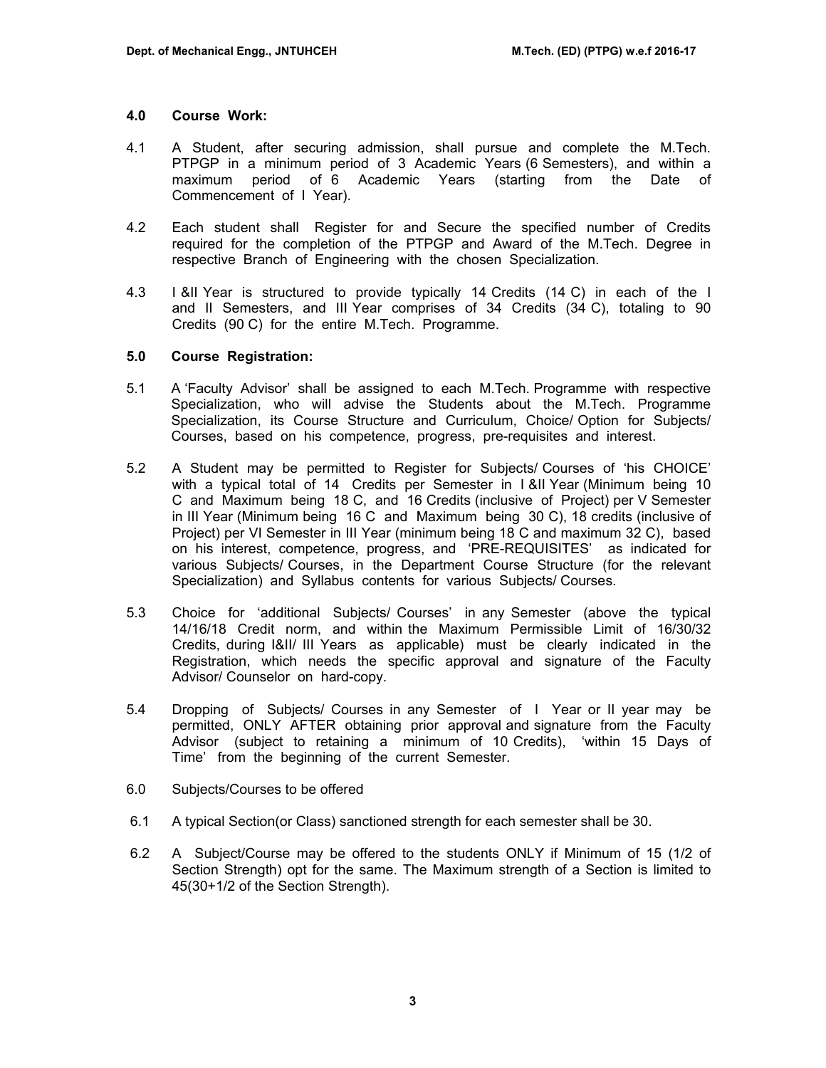### 4.0 Course Work:

4.1 A Student, after securing admission, shall pursue and complete the M.Tech. PTPGP in a minimum period of 3 Academic Years (6 Semesters), and within a maximum period of 6 Academic Years (starting from the Date of Commencement of I Year).

4.2 Each student shall Register for and Secure the specified number of Credits required for the completion of the PTPGP and Award of the M.Tech. Degree in respective Branch of Engineering with the chosen Specialization.

4.3 I &II Year is structured to provide typically 14 Credits (14 C) in each of the I and II Semesters, and III Year comprises of 34 Credits (34 C), totaling to 90 Credits (90 C) for the entire M.Tech. Programme.

### 5.0 Course Registration:

5.1 A 'Faculty Advisor' shall be assigned to each M.Tech. Programme with respective Specialization, who will advise the Students about the M.Tech. Programme Specialization, its Course Structure and Curriculum, Choice/ Option for Subjects/ Courses, based on his competence, progress, pre-requisites and interest.

5.2 A Student may be permitted to Register for Subjects/ Courses of 'his CHOICE' with a typical total of 14 Credits per Semester in I &II Year (Minimum being 10 C and Maximum being 18 C, and 16 Credits (inclusive of Project) per V Semester in III Year (Minimum being 16 C and Maximum being 30 C), 18 credits (inclusive of Project) per VI Semester in III Year (minimum being 18 C and maximum 32 C), based on his interest, competence, progress, and 'PRE-REQUISITES' as indicated for various Subjects/ Courses, in the Department Course Structure (for the relevant Specialization) and Syllabus contents for various Subjects/ Courses.

5.3 Choice for 'additional Subjects/ Courses' in any Semester (above the typical 14/16/18 Credit norm, and within the Maximum Permissible Limit of 16/30/32 Credits, during I&II/ III Years as applicable) must be clearly indicated in the Registration, which needs the specific approval and signature of the Faculty Advisor/ Counselor on hard-copy.

5.4 Dropping of Subjects/ Courses in any Semester of I Year or II year may be permitted, ONLY AFTER obtaining prior approval and signature from the Faculty Advisor (subject to retaining a minimum of 10 Credits), 'within 15 Days of Time' from the beginning of the current Semester.

6.0 Subjects/Courses to be offered

6.1 A typical Section(or Class) sanctioned strength for each semester shall be 30.

6.2 A Subject/Course may be offered to the students ONLY if Minimum of 15 (1/2 of Section Strength) opt for the same. The Maximum strength of a Section is limited to 45(30+1/2 of the Section Strength).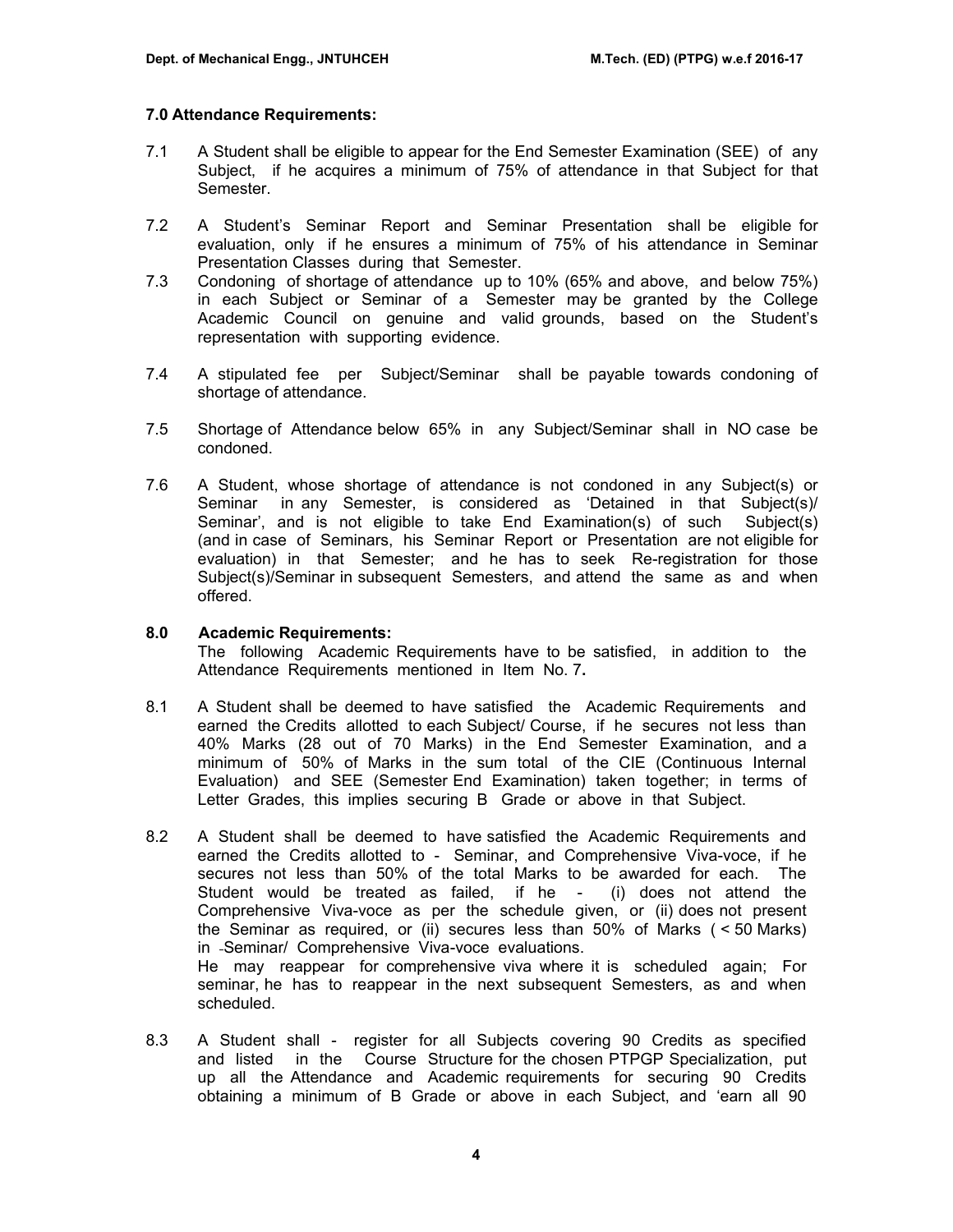### 7.0 Attendance Requirements:

7.1 A Student shall be eligible to appear for the End Semester Examination (SEE) of any Subject, if he acquires a minimum of 75% of attendance in that Subject for that Semester.

7.2 A Student's Seminar Report and Seminar Presentation shall be eligible for evaluation, only if he ensures a minimum of 75% of his attendance in Seminar Presentation Classes during that Semester.

7.3 Condoning of shortage of attendance up to 10% (65% and above, and below 75%) in each Subject or Seminar of a Semester may be granted by the College Academic Council on genuine and valid grounds, based on the Student's representation with supporting evidence.

7.4 A stipulated fee per Subject/Seminar shall be payable towards condoning of shortage of attendance.

7.5 Shortage of Attendance below 65% in any Subject/Seminar shall in NO case be condoned.

7.6 A Student, whose shortage of attendance is not condoned in any Subject(s) or Seminar in any Semester, is considered as 'Detained in that Subject(s)/ Seminar', and is not eligible to take End Examination(s) of such Subject(s) (and in case of Seminars, his Seminar Report or Presentation are not eligible for evaluation) in that Semester; and he has to seek Re-registration for those Subject(s)/Seminar in subsequent Semesters, and attend the same as and when offered.

### 8.0 Academic Requirements:

The following Academic Requirements have to be satisfied, in addition to the Attendance Requirements mentioned in Item No. 7**.**

8.1 A Student shall be deemed to have satisfied the Academic Requirements and earned the Credits allotted to each Subject/ Course, if he secures not less than 40% Marks (28 out of 70 Marks) in the End Semester Examination, and a minimum of 50% of Marks in the sum total of the CIE (Continuous Internal Evaluation) and SEE (Semester End Examination) taken together; in terms of Letter Grades, this implies securing B Grade or above in that Subject.

8.2 A Student shall be deemed to have satisfied the Academic Requirements and earned the Credits allotted to - Seminar, and Comprehensive Viva-voce, if he secures not less than 50% of the total Marks to be awarded for each. The Student would be treated as failed, if he - (i) does not attend the Comprehensive Viva-voce as per the schedule given, or (ii) does not present the Seminar as required, or (ii) secures less than 50% of Marks ( < 50 Marks) in -Seminar/ Comprehensive Viva-voce evaluations.
He may reappear for comprehensive viva where it is scheduled again; For seminar, he has to reappear in the next subsequent Semesters, as and when scheduled.

8.3 A Student shall - register for all Subjects covering 90 Credits as specified and listed in the Course Structure for the chosen PTPGP Specialization, put up all the Attendance and Academic requirements for securing 90 Credits obtaining a minimum of B Grade or above in each Subject, and 'earn all 90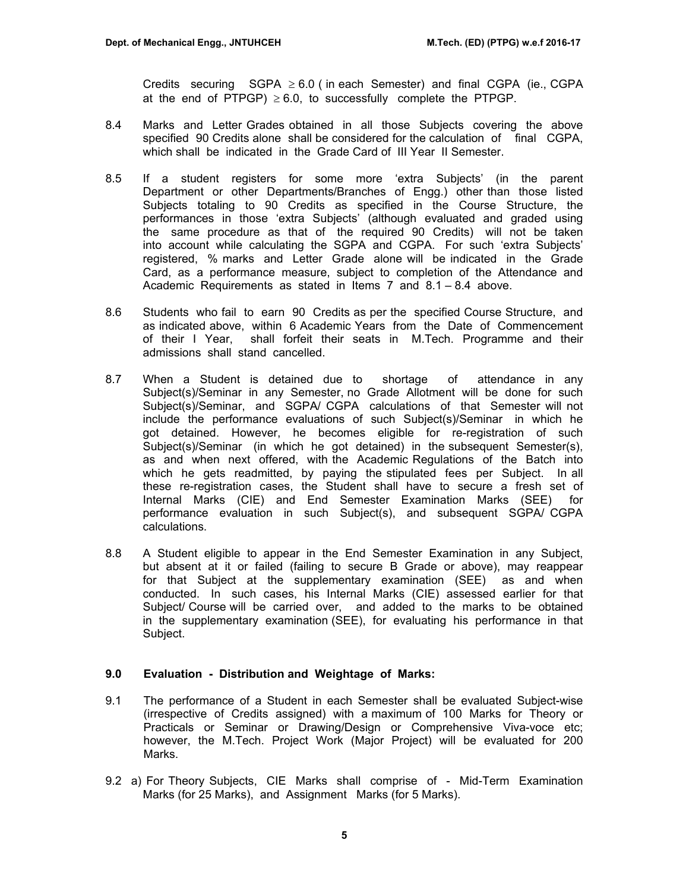Credits securing SGPA $\geq 6.0$ ( in each Semester) and final CGPA (ie., CGPA at the end of PTPGP) $\geq 6.0$, to successfully complete the PTPGP.

8.4 Marks and Letter Grades obtained in all those Subjects covering the above specified 90 Credits alone shall be considered for the calculation of final CGPA, which shall be indicated in the Grade Card of III Year II Semester.

8.5 If a student registers for some more 'extra Subjects' (in the parent Department or other Departments/Branches of Engg.) other than those listed Subjects totaling to 90 Credits as specified in the Course Structure, the performances in those 'extra Subjects' (although evaluated and graded using the same procedure as that of the required 90 Credits) will not be taken into account while calculating the SGPA and CGPA. For such 'extra Subjects' registered, % marks and Letter Grade alone will be indicated in the Grade Card, as a performance measure, subject to completion of the Attendance and Academic Requirements as stated in Items 7 and 8.1 – 8.4 above.

8.6 Students who fail to earn 90 Credits as per the specified Course Structure, and as indicated above, within 6 Academic Years from the Date of Commencement of their I Year, shall forfeit their seats in M.Tech. Programme and their admissions shall stand cancelled.

8.7 When a Student is detained due to shortage of attendance in any Subject(s)/Seminar in any Semester, no Grade Allotment will be done for such Subject(s)/Seminar, and SGPA/ CGPA calculations of that Semester will not include the performance evaluations of such Subject(s)/Seminar in which he got detained. However, he becomes eligible for re-registration of such Subject(s)/Seminar (in which he got detained) in the subsequent Semester(s), as and when next offered, with the Academic Regulations of the Batch into which he gets readmitted, by paying the stipulated fees per Subject. In all these re-registration cases, the Student shall have to secure a fresh set of Internal Marks (CIE) and End Semester Examination Marks (SEE) for performance evaluation in such Subject(s), and subsequent SGPA/ CGPA calculations.

8.8 A Student eligible to appear in the End Semester Examination in any Subject, but absent at it or failed (failing to secure B Grade or above), may reappear for that Subject at the supplementary examination (SEE) as and when conducted. In such cases, his Internal Marks (CIE) assessed earlier for that Subject/ Course will be carried over, and added to the marks to be obtained in the supplementary examination (SEE), for evaluating his performance in that Subject.

## 9.0 Evaluation - Distribution and Weightage of Marks:

9.1 The performance of a Student in each Semester shall be evaluated Subject-wise (irrespective of Credits assigned) with a maximum of 100 Marks for Theory or Practicals or Seminar or Drawing/Design or Comprehensive Viva-voce etc; however, the M.Tech. Project Work (Major Project) will be evaluated for 200 Marks.

9.2 a) For Theory Subjects, CIE Marks shall comprise of - Mid-Term Examination Marks (for 25 Marks), and Assignment Marks (for 5 Marks).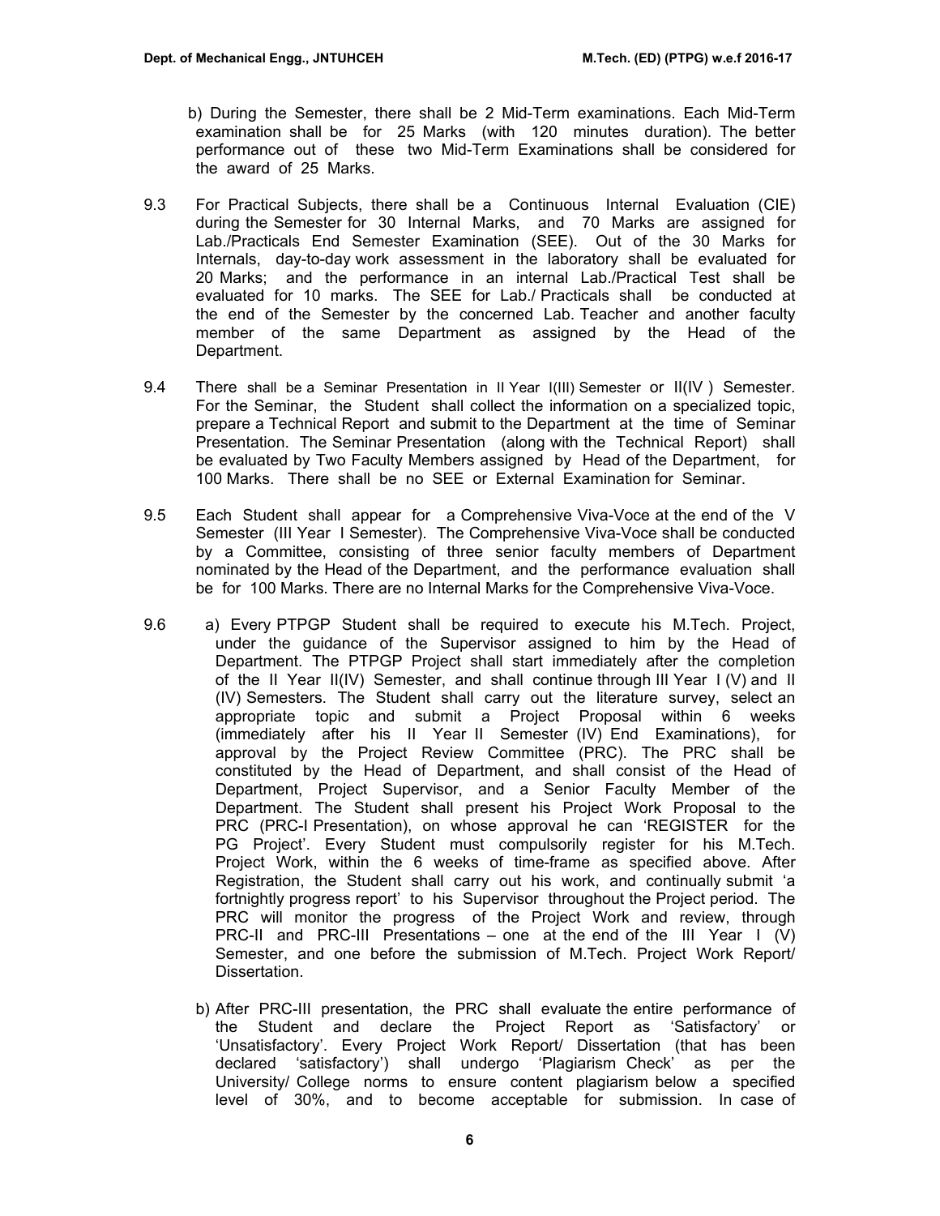b) During the Semester, there shall be 2 Mid-Term examinations. Each Mid-Term examination shall be for 25 Marks (with 120 minutes duration). The better performance out of these two Mid-Term Examinations shall be considered for the award of 25 Marks.

9.3 For Practical Subjects, there shall be a Continuous Internal Evaluation (CIE) during the Semester for 30 Internal Marks, and 70 Marks are assigned for Lab./Practicals End Semester Examination (SEE). Out of the 30 Marks for Internals, day-to-day work assessment in the laboratory shall be evaluated for 20 Marks; and the performance in an internal Lab./Practical Test shall be evaluated for 10 marks. The SEE for Lab./ Practicals shall be conducted at the end of the Semester by the concerned Lab. Teacher and another faculty member of the same Department as assigned by the Head of the Department.

9.4 There shall be a Seminar Presentation in II Year I(III) Semester or II(IV ) Semester. For the Seminar, the Student shall collect the information on a specialized topic, prepare a Technical Report and submit to the Department at the time of Seminar Presentation. The Seminar Presentation (along with the Technical Report) shall be evaluated by Two Faculty Members assigned by Head of the Department, for 100 Marks. There shall be no SEE or External Examination for Seminar.

9.5 Each Student shall appear for a Comprehensive Viva-Voce at the end of the V Semester (III Year I Semester). The Comprehensive Viva-Voce shall be conducted by a Committee, consisting of three senior faculty members of Department nominated by the Head of the Department, and the performance evaluation shall be for 100 Marks. There are no Internal Marks for the Comprehensive Viva-Voce.

9.6 a) Every PTPGP Student shall be required to execute his M.Tech. Project, under the guidance of the Supervisor assigned to him by the Head of Department. The PTPGP Project shall start immediately after the completion of the II Year II(IV) Semester, and shall continue through III Year I (V) and II (IV) Semesters. The Student shall carry out the literature survey, select an appropriate topic and submit a Project Proposal within 6 weeks (immediately after his II Year II Semester (IV) End Examinations), for approval by the Project Review Committee (PRC). The PRC shall be constituted by the Head of Department, and shall consist of the Head of Department, Project Supervisor, and a Senior Faculty Member of the Department. The Student shall present his Project Work Proposal to the PRC (PRC-I Presentation), on whose approval he can 'REGISTER for the PG Project'. Every Student must compulsorily register for his M.Tech. Project Work, within the 6 weeks of time-frame as specified above. After Registration, the Student shall carry out his work, and continually submit 'a fortnightly progress report' to his Supervisor throughout the Project period. The PRC will monitor the progress of the Project Work and review, through PRC-II and PRC-III Presentations – one at the end of the III Year I (V) Semester, and one before the submission of M.Tech. Project Work Report/ Dissertation.

b) After PRC-III presentation, the PRC shall evaluate the entire performance of the Student and declare the Project Report as 'Satisfactory' or 'Unsatisfactory'. Every Project Work Report/ Dissertation (that has been declared 'satisfactory') shall undergo 'Plagiarism Check' as per the University/ College norms to ensure content plagiarism below a specified level of 30%, and to become acceptable for submission. In case of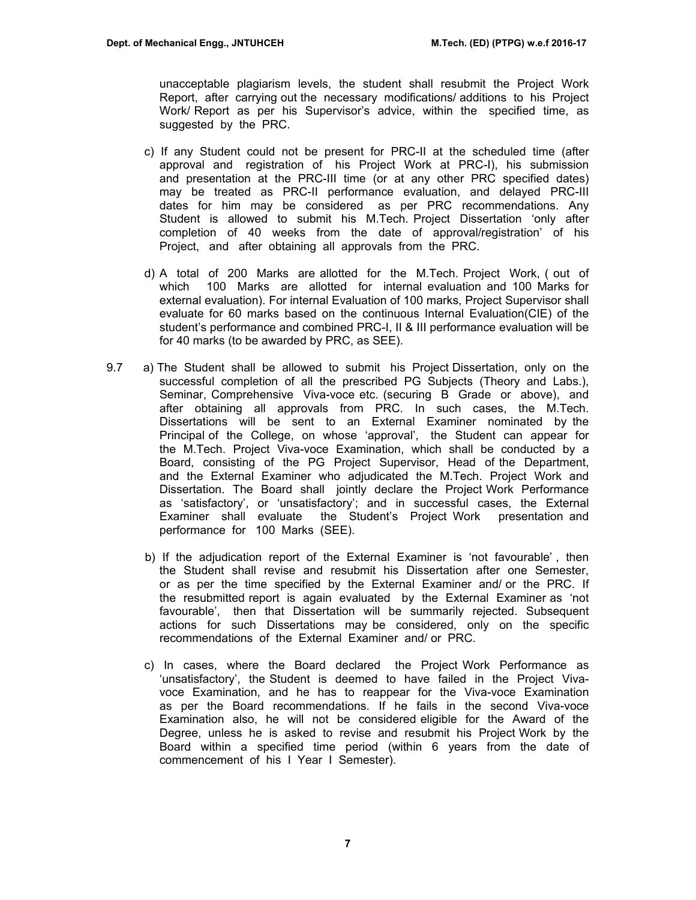unacceptable plagiarism levels, the student shall resubmit the Project Work Report, after carrying out the necessary modifications/ additions to his Project Work/ Report as per his Supervisor's advice, within the specified time, as suggested by the PRC.

c) If any Student could not be present for PRC-II at the scheduled time (after approval and registration of his Project Work at PRC-I), his submission and presentation at the PRC-III time (or at any other PRC specified dates) may be treated as PRC-II performance evaluation, and delayed PRC-III dates for him may be considered as per PRC recommendations. Any Student is allowed to submit his M.Tech. Project Dissertation 'only after completion of 40 weeks from the date of approval/registration' of his Project, and after obtaining all approvals from the PRC.

d) A total of 200 Marks are allotted for the M.Tech. Project Work, ( out of which 100 Marks are allotted for internal evaluation and 100 Marks for external evaluation). For internal Evaluation of 100 marks, Project Supervisor shall evaluate for 60 marks based on the continuous Internal Evaluation(CIE) of the student's performance and combined PRC-I, II & III performance evaluation will be for 40 marks (to be awarded by PRC, as SEE).

9.7 a) The Student shall be allowed to submit his Project Dissertation, only on the successful completion of all the prescribed PG Subjects (Theory and Labs.), Seminar, Comprehensive Viva-voce etc. (securing B Grade or above), and after obtaining all approvals from PRC. In such cases, the M.Tech. Dissertations will be sent to an External Examiner nominated by the Principal of the College, on whose 'approval', the Student can appear for the M.Tech. Project Viva-voce Examination, which shall be conducted by a Board, consisting of the PG Project Supervisor, Head of the Department, and the External Examiner who adjudicated the M.Tech. Project Work and Dissertation. The Board shall jointly declare the Project Work Performance as 'satisfactory', or 'unsatisfactory'; and in successful cases, the External Examiner shall evaluate the Student's Project Work presentation and performance for 100 Marks (SEE).

b) If the adjudication report of the External Examiner is 'not favourable' , then the Student shall revise and resubmit his Dissertation after one Semester, or as per the time specified by the External Examiner and/ or the PRC. If the resubmitted report is again evaluated by the External Examiner as 'not favourable', then that Dissertation will be summarily rejected. Subsequent actions for such Dissertations may be considered, only on the specific recommendations of the External Examiner and/ or PRC.

c) In cases, where the Board declared the Project Work Performance as 'unsatisfactory', the Student is deemed to have failed in the Project Viva-voce Examination, and he has to reappear for the Viva-voce Examination as per the Board recommendations. If he fails in the second Viva-voce Examination also, he will not be considered eligible for the Award of the Degree, unless he is asked to revise and resubmit his Project Work by the Board within a specified time period (within 6 years from the date of commencement of his I Year I Semester).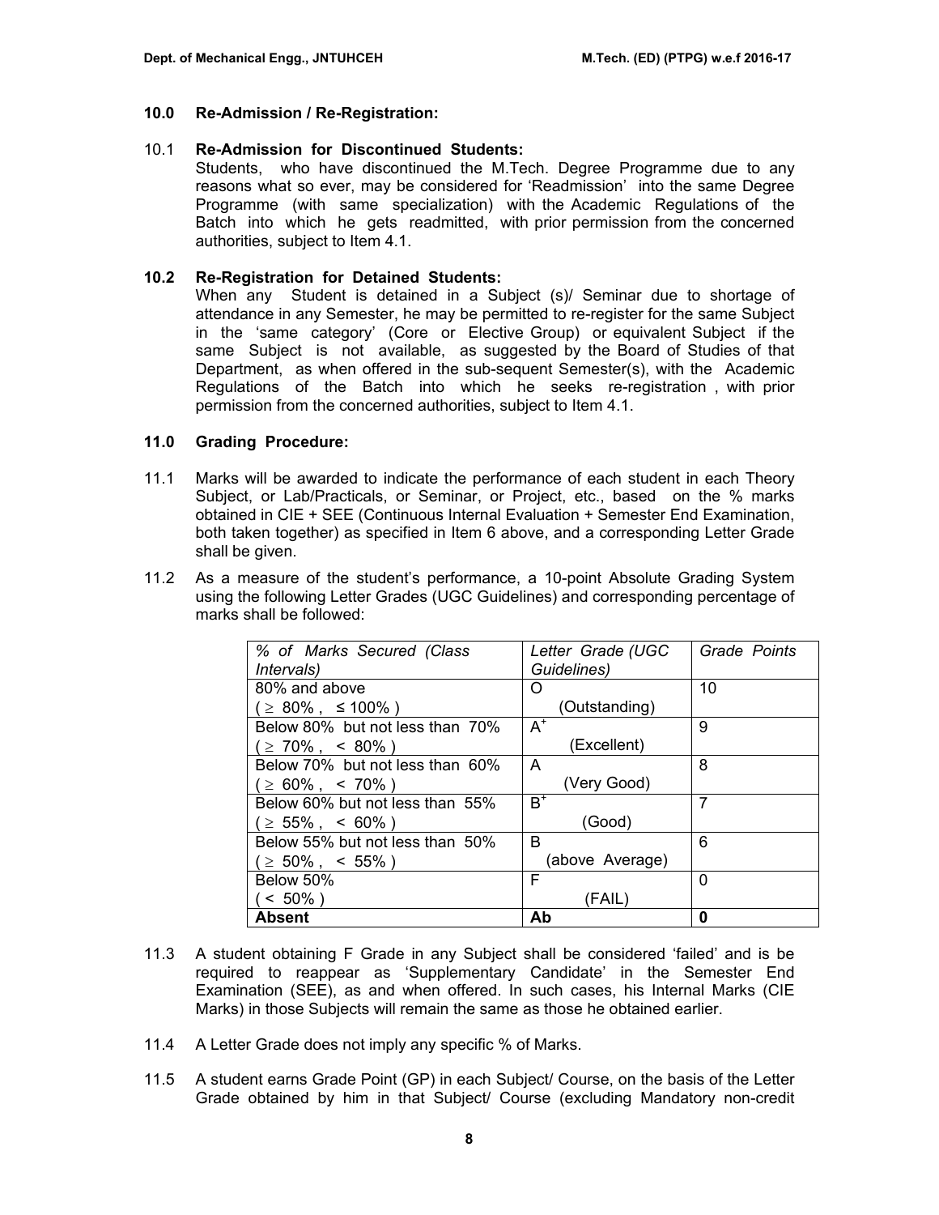## 10.0 Re-Admission / Re-Registration:

10.1 **Re-Admission for Discontinued Students:**

Students, who have discontinued the M.Tech. Degree Programme due to any reasons what so ever, may be considered for 'Readmission' into the same Degree Programme (with same specialization) with the Academic Regulations of the Batch into which he gets readmitted, with prior permission from the concerned authorities, subject to Item 4.1.

**10.2 Re-Registration for Detained Students:**

When any Student is detained in a Subject (s)/ Seminar due to shortage of attendance in any Semester, he may be permitted to re-register for the same Subject in the 'same category' (Core or Elective Group) or equivalent Subject if the same Subject is not available, as suggested by the Board of Studies of that Department, as when offered in the sub-sequent Semester(s), with the Academic Regulations of the Batch into which he seeks re-registration , with prior permission from the concerned authorities, subject to Item 4.1.

## 11.0 Grading Procedure:

11.1 Marks will be awarded to indicate the performance of each student in each Theory Subject, or Lab/Practicals, or Seminar, or Project, etc., based on the % marks obtained in CIE + SEE (Continuous Internal Evaluation + Semester End Examination, both taken together) as specified in Item 6 above, and a corresponding Letter Grade shall be given.

11.2 As a measure of the student's performance, a 10-point Absolute Grading System using the following Letter Grades (UGC Guidelines) and corresponding percentage of marks shall be followed:

| *% of Marks Secured (Class Intervals)* | *Letter Grade (UGC Guidelines)* | *Grade Points* |
|---|---|---|
| 80% and above ( ≥ 80% , ≤ 100% ) | O (Outstanding) | 10 |
| Below 80% but not less than 70% ( ≥ 70% , < 80% ) | $A^+$ (Excellent) | 9 |
| Below 70% but not less than 60% ( ≥ 60% , < 70% ) | A (Very Good) | 8 |
| Below 60% but not less than 55% ( ≥ 55% , < 60% ) | $B^+$ (Good) | 7 |
| Below 55% but not less than 50% ( ≥ 50% , < 55% ) | B (above Average) | 6 |
| Below 50% ( < 50% ) | F (FAIL) | 0 |
| **Absent** | **Ab** | **0** |

11.3 A student obtaining F Grade in any Subject shall be considered 'failed' and is be required to reappear as 'Supplementary Candidate' in the Semester End Examination (SEE), as and when offered. In such cases, his Internal Marks (CIE Marks) in those Subjects will remain the same as those he obtained earlier.

11.4 A Letter Grade does not imply any specific % of Marks.

11.5 A student earns Grade Point (GP) in each Subject/ Course, on the basis of the Letter Grade obtained by him in that Subject/ Course (excluding Mandatory non-credit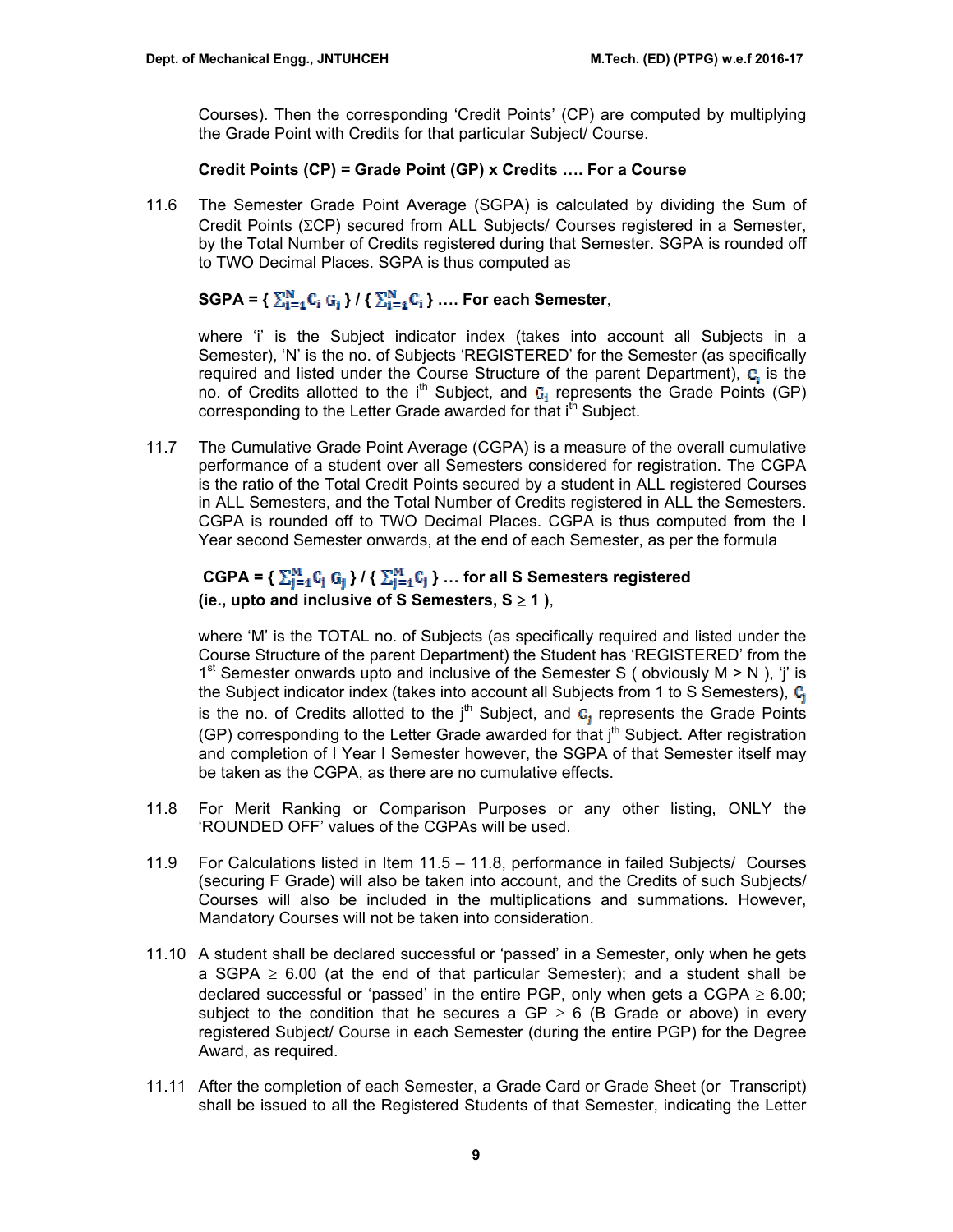Courses). Then the corresponding 'Credit Points' (CP) are computed by multiplying the Grade Point with Credits for that particular Subject/ Course.

**Credit Points (CP) = Grade Point (GP) x Credits …. For a Course**

11.6 The Semester Grade Point Average (SGPA) is calculated by dividing the Sum of Credit Points (ΣCP) secured from ALL Subjects/ Courses registered in a Semester, by the Total Number of Credits registered during that Semester. SGPA is rounded off to TWO Decimal Places. SGPA is thus computed as

**SGPA = { $\sum_{i=1}^{N} C_i G_i$ } / { $\sum_{i=1}^{N} C_i$ } …. For each Semester**,

where 'i' is the Subject indicator index (takes into account all Subjects in a Semester), 'N' is the no. of Subjects 'REGISTERED' for the Semester (as specifically required and listed under the Course Structure of the parent Department), $C_i$ is the no. of Credits allotted to the i[th] Subject, and $G_i$ represents the Grade Points (GP) corresponding to the Letter Grade awarded for that i[th] Subject.

11.7 The Cumulative Grade Point Average (CGPA) is a measure of the overall cumulative performance of a student over all Semesters considered for registration. The CGPA is the ratio of the Total Credit Points secured by a student in ALL registered Courses in ALL Semesters, and the Total Number of Credits registered in ALL the Semesters. CGPA is rounded off to TWO Decimal Places. CGPA is thus computed from the I Year second Semester onwards, at the end of each Semester, as per the formula

**CGPA = { $\sum_{j=1}^{M} C_j G_j$ } / { $\sum_{j=1}^{M} C_j$ } … for all S Semesters registered (ie., upto and inclusive of S Semesters, S ≥ 1 )**,

where 'M' is the TOTAL no. of Subjects (as specifically required and listed under the Course Structure of the parent Department) the Student has 'REGISTERED' from the 1[st] Semester onwards upto and inclusive of the Semester S ( obviously M > N ), 'j' is the Subject indicator index (takes into account all Subjects from 1 to S Semesters), $C_j$ is the no. of Credits allotted to the j[th] Subject, and $G_j$ represents the Grade Points (GP) corresponding to the Letter Grade awarded for that j[th] Subject. After registration and completion of I Year I Semester however, the SGPA of that Semester itself may be taken as the CGPA, as there are no cumulative effects.

11.8 For Merit Ranking or Comparison Purposes or any other listing, ONLY the 'ROUNDED OFF' values of the CGPAs will be used.

11.9 For Calculations listed in Item 11.5 – 11.8, performance in failed Subjects/ Courses (securing F Grade) will also be taken into account, and the Credits of such Subjects/ Courses will also be included in the multiplications and summations. However, Mandatory Courses will not be taken into consideration.

11.10 A student shall be declared successful or 'passed' in a Semester, only when he gets a SGPA ≥ 6.00 (at the end of that particular Semester); and a student shall be declared successful or 'passed' in the entire PGP, only when gets a CGPA ≥ 6.00; subject to the condition that he secures a GP ≥ 6 (B Grade or above) in every registered Subject/ Course in each Semester (during the entire PGP) for the Degree Award, as required.

11.11 After the completion of each Semester, a Grade Card or Grade Sheet (or Transcript) shall be issued to all the Registered Students of that Semester, indicating the Letter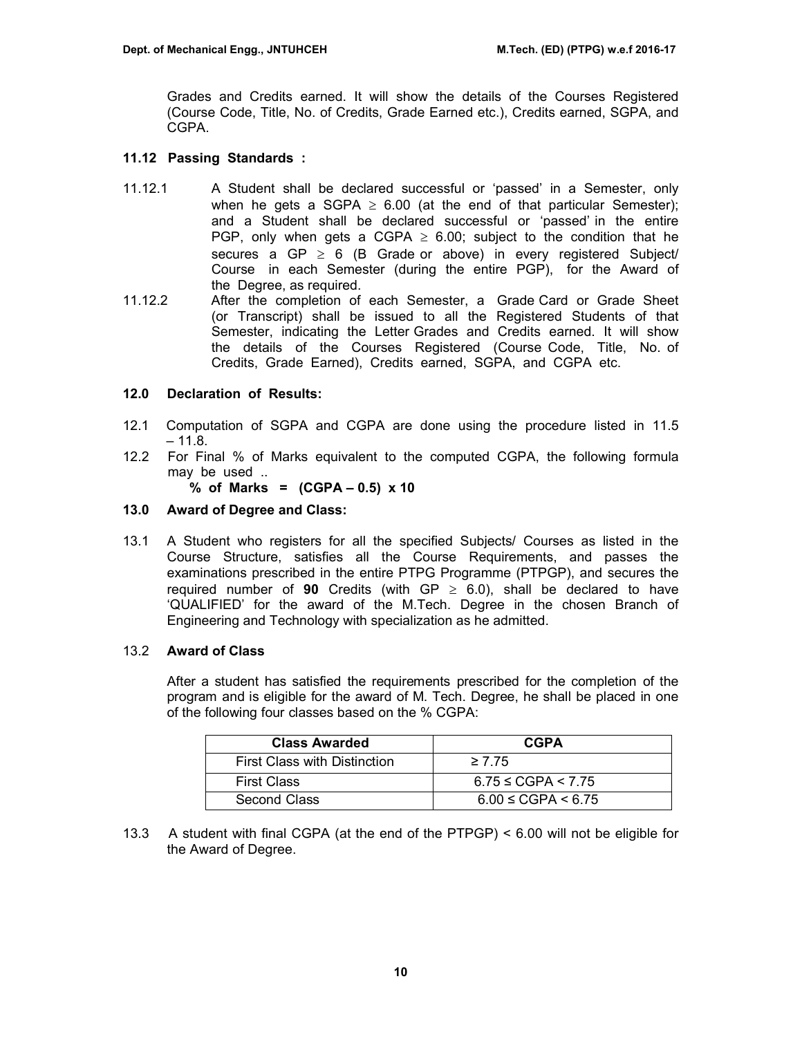Grades and Credits earned. It will show the details of the Courses Registered (Course Code, Title, No. of Credits, Grade Earned etc.), Credits earned, SGPA, and CGPA.

### 11.12 Passing Standards :

11.12.1 A Student shall be declared successful or 'passed' in a Semester, only when he gets a SGPA $\geq$ 6.00 (at the end of that particular Semester); and a Student shall be declared successful or 'passed' in the entire PGP, only when gets a CGPA $\geq$ 6.00; subject to the condition that he secures a GP $\geq$ 6 (B Grade or above) in every registered Subject/ Course in each Semester (during the entire PGP), for the Award of the Degree, as required.

11.12.2 After the completion of each Semester, a Grade Card or Grade Sheet (or Transcript) shall be issued to all the Registered Students of that Semester, indicating the Letter Grades and Credits earned. It will show the details of the Courses Registered (Course Code, Title, No. of Credits, Grade Earned), Credits earned, SGPA, and CGPA etc.

## 12.0 Declaration of Results:

12.1 Computation of SGPA and CGPA are done using the procedure listed in 11.5 – 11.8.

12.2 For Final % of Marks equivalent to the computed CGPA, the following formula may be used ..

**% of Marks = (CGPA – 0.5) x 10**

## 13.0 Award of Degree and Class:

13.1 A Student who registers for all the specified Subjects/ Courses as listed in the Course Structure, satisfies all the Course Requirements, and passes the examinations prescribed in the entire PTPG Programme (PTPGP), and secures the required number of **90** Credits (with GP $\geq$ 6.0), shall be declared to have 'QUALIFIED' for the award of the M.Tech. Degree in the chosen Branch of Engineering and Technology with specialization as he admitted.

13.2 **Award of Class**

After a student has satisfied the requirements prescribed for the completion of the program and is eligible for the award of M. Tech. Degree, he shall be placed in one of the following four classes based on the % CGPA:

| Class Awarded | CGPA |
|---|---|
| First Class with Distinction | $\geq$ 7.75 |
| First Class | 6.75 $\leq$ CGPA < 7.75 |
| Second Class | 6.00 $\leq$ CGPA < 6.75 |

13.3 A student with final CGPA (at the end of the PTPGP) < 6.00 will not be eligible for the Award of Degree.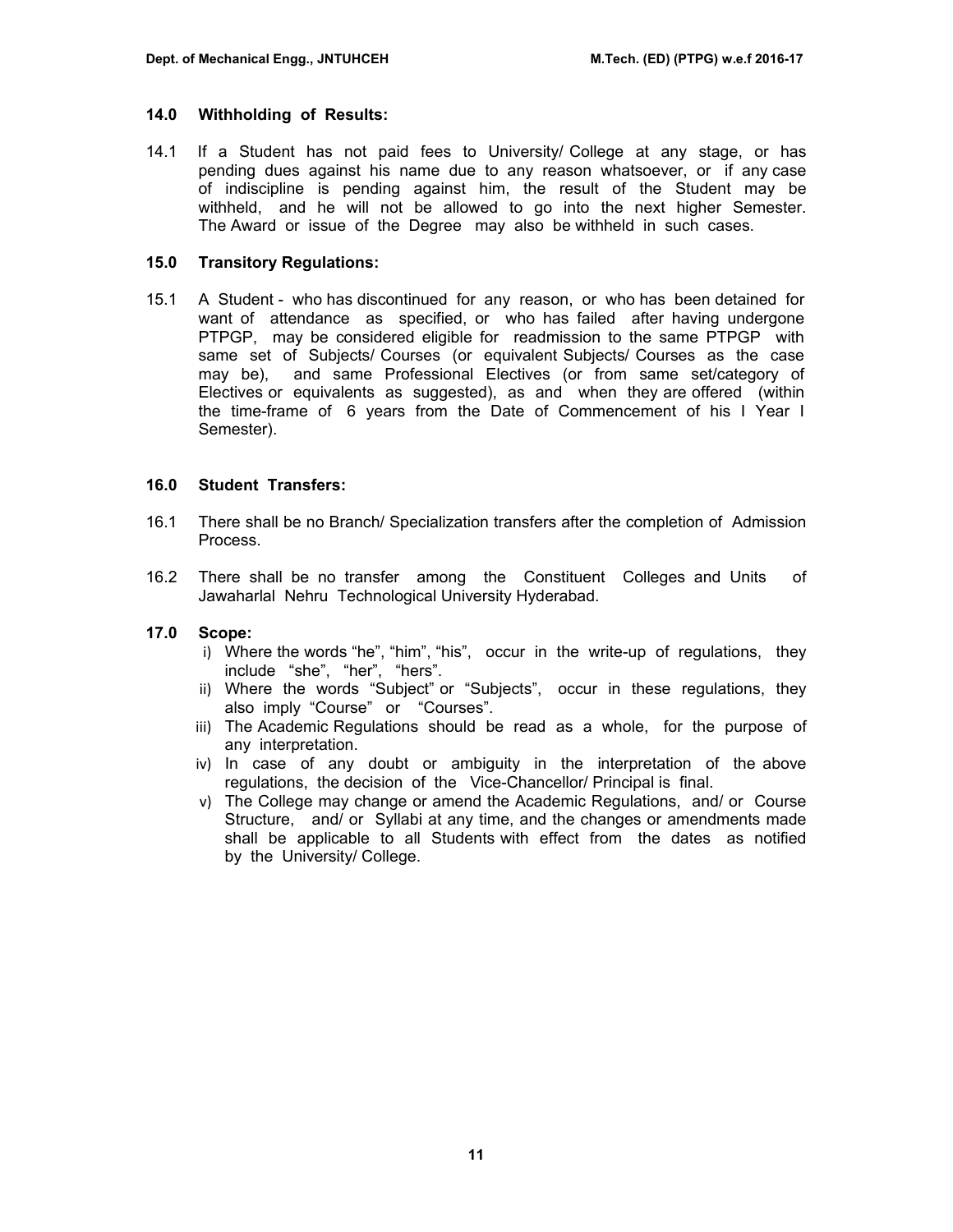### 14.0 Withholding of Results:

14.1 If a Student has not paid fees to University/ College at any stage, or has pending dues against his name due to any reason whatsoever, or if any case of indiscipline is pending against him, the result of the Student may be withheld, and he will not be allowed to go into the next higher Semester. The Award or issue of the Degree may also be withheld in such cases.

### 15.0 Transitory Regulations:

15.1 A Student - who has discontinued for any reason, or who has been detained for want of attendance as specified, or who has failed after having undergone PTPGP, may be considered eligible for readmission to the same PTPGP with same set of Subjects/ Courses (or equivalent Subjects/ Courses as the case may be), and same Professional Electives (or from same set/category of Electives or equivalents as suggested), as and when they are offered (within the time-frame of 6 years from the Date of Commencement of his I Year I Semester).

### 16.0 Student Transfers:

16.1 There shall be no Branch/ Specialization transfers after the completion of Admission Process.

16.2 There shall be no transfer among the Constituent Colleges and Units of Jawaharlal Nehru Technological University Hyderabad.

### 17.0 Scope:

i) Where the words "he", "him", "his", occur in the write-up of regulations, they include "she", "her", "hers".

ii) Where the words "Subject" or "Subjects", occur in these regulations, they also imply "Course" or "Courses".

iii) The Academic Regulations should be read as a whole, for the purpose of any interpretation.

iv) In case of any doubt or ambiguity in the interpretation of the above regulations, the decision of the Vice-Chancellor/ Principal is final.

v) The College may change or amend the Academic Regulations, and/ or Course Structure, and/ or Syllabi at any time, and the changes or amendments made shall be applicable to all Students with effect from the dates as notified by the University/ College.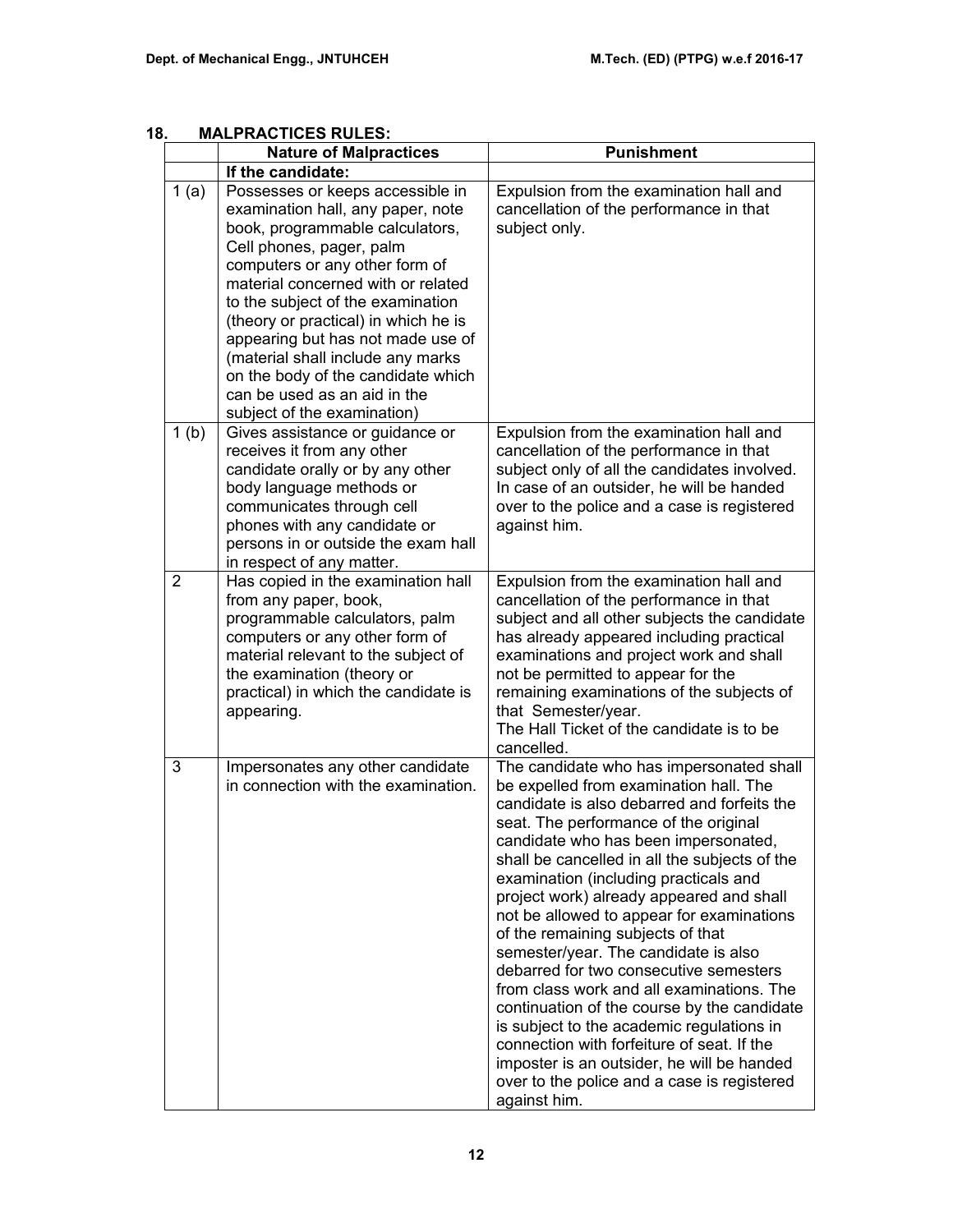## 18. MALPRACTICES RULES:

| | Nature of Malpractices | Punishment |
|---|---|---|
| | **If the candidate:** | |
| 1 (a) | Possesses or keeps accessible in examination hall, any paper, note book, programmable calculators, Cell phones, pager, palm computers or any other form of material concerned with or related to the subject of the examination (theory or practical) in which he is appearing but has not made use of (material shall include any marks on the body of the candidate which can be used as an aid in the subject of the examination) | Expulsion from the examination hall and cancellation of the performance in that subject only. |
| 1 (b) | Gives assistance or guidance or receives it from any other candidate orally or by any other body language methods or communicates through cell phones with any candidate or persons in or outside the exam hall in respect of any matter. | Expulsion from the examination hall and cancellation of the performance in that subject only of all the candidates involved. In case of an outsider, he will be handed over to the police and a case is registered against him. |
| 2 | Has copied in the examination hall from any paper, book, programmable calculators, palm computers or any other form of material relevant to the subject of the examination (theory or practical) in which the candidate is appearing. | Expulsion from the examination hall and cancellation of the performance in that subject and all other subjects the candidate has already appeared including practical examinations and project work and shall not be permitted to appear for the remaining examinations of the subjects of that Semester/year. The Hall Ticket of the candidate is to be cancelled. |
| 3 | Impersonates any other candidate in connection with the examination. | The candidate who has impersonated shall be expelled from examination hall. The candidate is also debarred and forfeits the seat. The performance of the original candidate who has been impersonated, shall be cancelled in all the subjects of the examination (including practicals and project work) already appeared and shall not be allowed to appear for examinations of the remaining subjects of that semester/year. The candidate is also debarred for two consecutive semesters from class work and all examinations. The continuation of the course by the candidate is subject to the academic regulations in connection with forfeiture of seat. If the imposter is an outsider, he will be handed over to the police and a case is registered against him. |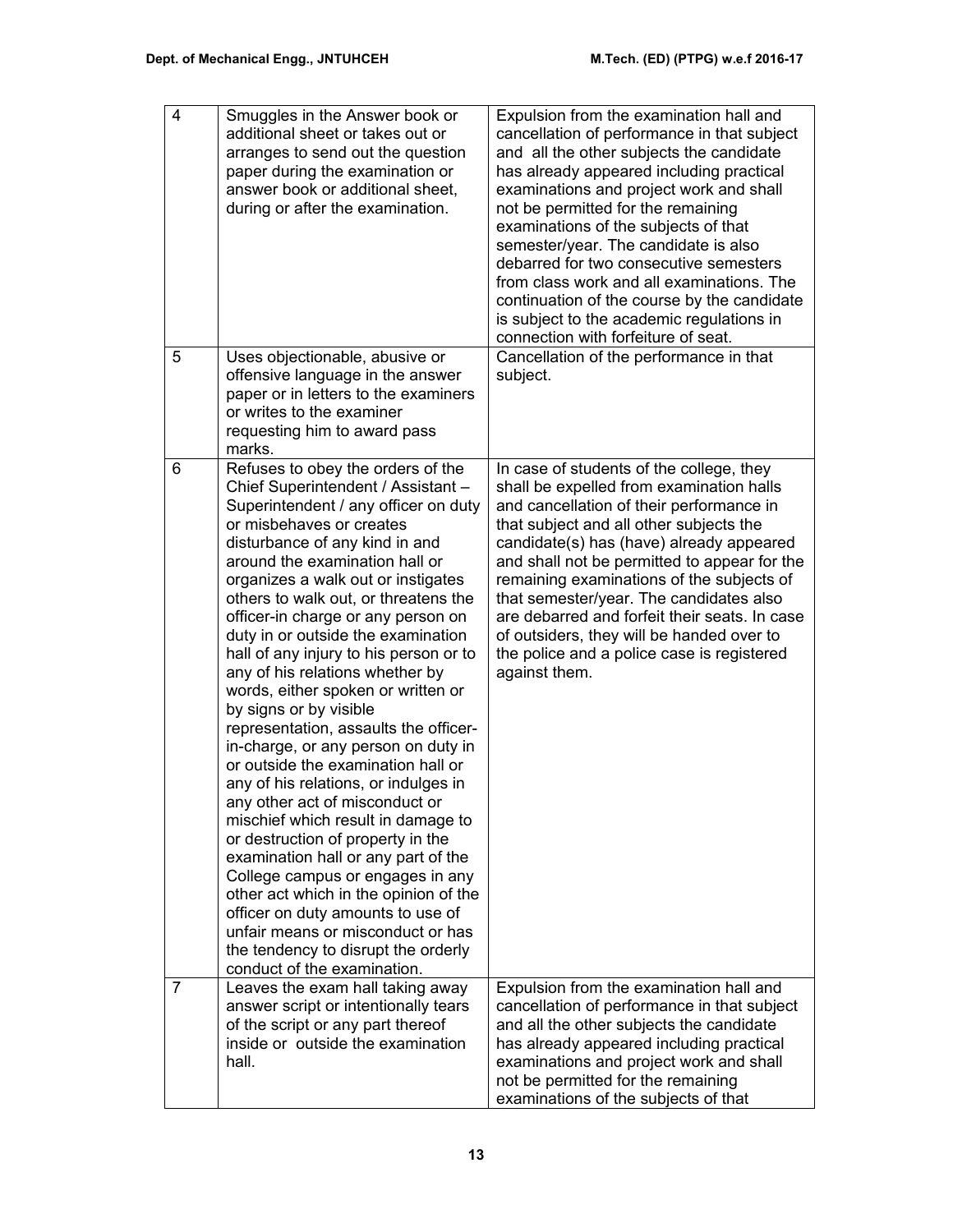| | | |
|---|---|---|
| 4 | Smuggles in the Answer book or additional sheet or takes out or arranges to send out the question paper during the examination or answer book or additional sheet, during or after the examination. | Expulsion from the examination hall and cancellation of performance in that subject and all the other subjects the candidate has already appeared including practical examinations and project work and shall not be permitted for the remaining examinations of the subjects of that semester/year. The candidate is also debarred for two consecutive semesters from class work and all examinations. The continuation of the course by the candidate is subject to the academic regulations in connection with forfeiture of seat. |
| 5 | Uses objectionable, abusive or offensive language in the answer paper or in letters to the examiners or writes to the examiner requesting him to award pass marks. | Cancellation of the performance in that subject. |
| 6 | Refuses to obey the orders of the Chief Superintendent / Assistant – Superintendent / any officer on duty or misbehaves or creates disturbance of any kind in and around the examination hall or organizes a walk out or instigates others to walk out, or threatens the officer-in charge or any person on duty in or outside the examination hall of any injury to his person or to any of his relations whether by words, either spoken or written or by signs or by visible representation, assaults the officer-in-charge, or any person on duty in or outside the examination hall or any of his relations, or indulges in any other act of misconduct or mischief which result in damage to or destruction of property in the examination hall or any part of the College campus or engages in any other act which in the opinion of the officer on duty amounts to use of unfair means or misconduct or has the tendency to disrupt the orderly conduct of the examination. | In case of students of the college, they shall be expelled from examination halls and cancellation of their performance in that subject and all other subjects the candidate(s) has (have) already appeared and shall not be permitted to appear for the remaining examinations of the subjects of that semester/year. The candidates also are debarred and forfeit their seats. In case of outsiders, they will be handed over to the police and a police case is registered against them. |
| 7 | Leaves the exam hall taking away answer script or intentionally tears of the script or any part thereof inside or outside the examination hall. | Expulsion from the examination hall and cancellation of performance in that subject and all the other subjects the candidate has already appeared including practical examinations and project work and shall not be permitted for the remaining examinations of the subjects of that |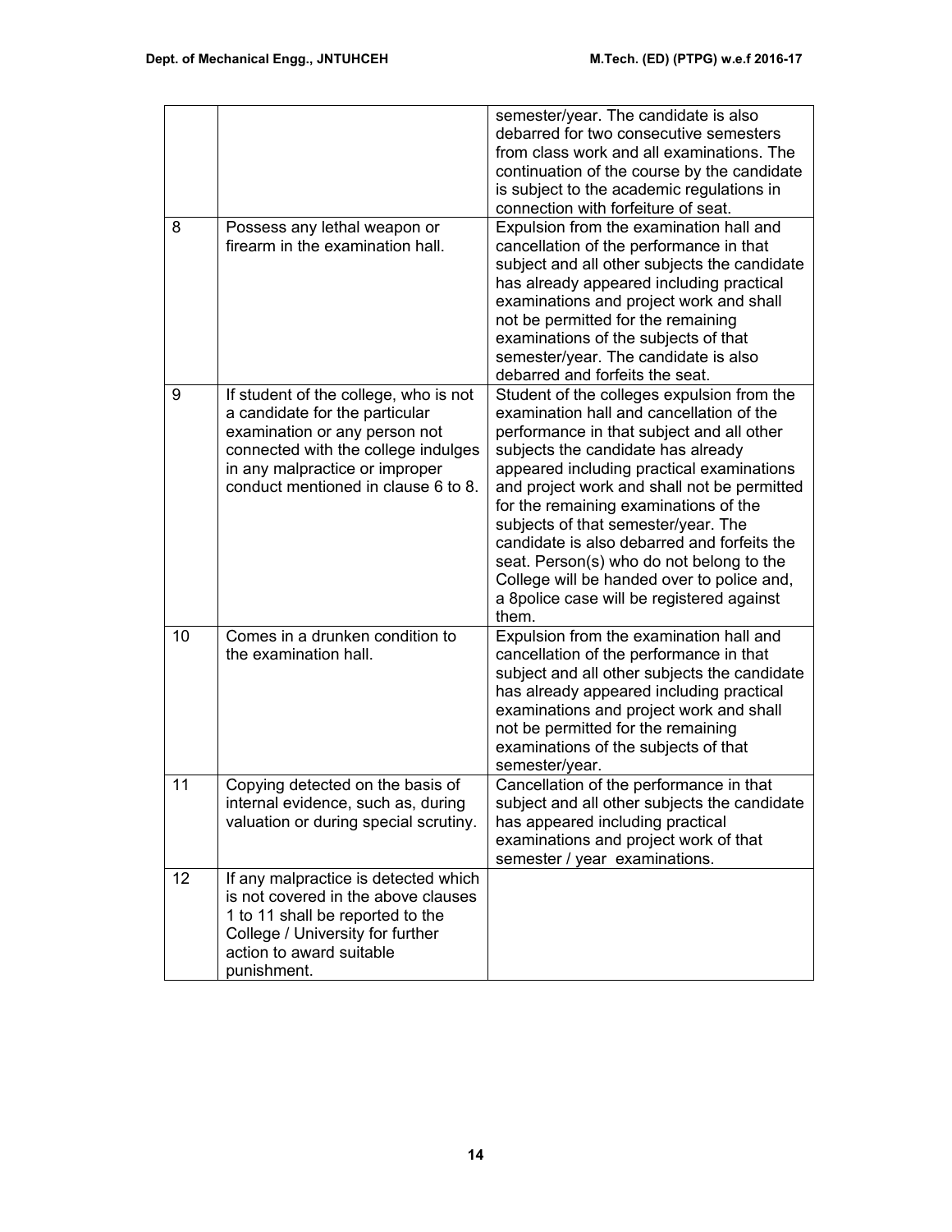| | | |
|---|---|---|
| | | semester/year. The candidate is also debarred for two consecutive semesters from class work and all examinations. The continuation of the course by the candidate is subject to the academic regulations in connection with forfeiture of seat. |
| 8 | Possess any lethal weapon or firearm in the examination hall. | Expulsion from the examination hall and cancellation of the performance in that subject and all other subjects the candidate has already appeared including practical examinations and project work and shall not be permitted for the remaining examinations of the subjects of that semester/year. The candidate is also debarred and forfeits the seat. |
| 9 | If student of the college, who is not a candidate for the particular examination or any person not connected with the college indulges in any malpractice or improper conduct mentioned in clause 6 to 8. | Student of the colleges expulsion from the examination hall and cancellation of the performance in that subject and all other subjects the candidate has already appeared including practical examinations and project work and shall not be permitted for the remaining examinations of the subjects of that semester/year. The candidate is also debarred and forfeits the seat. Person(s) who do not belong to the College will be handed over to police and, a 8police case will be registered against them. |
| 10 | Comes in a drunken condition to the examination hall. | Expulsion from the examination hall and cancellation of the performance in that subject and all other subjects the candidate has already appeared including practical examinations and project work and shall not be permitted for the remaining examinations of the subjects of that semester/year. |
| 11 | Copying detected on the basis of internal evidence, such as, during valuation or during special scrutiny. | Cancellation of the performance in that subject and all other subjects the candidate has appeared including practical examinations and project work of that semester / year examinations. |
| 12 | If any malpractice is detected which is not covered in the above clauses 1 to 11 shall be reported to the College / University for further action to award suitable punishment. | |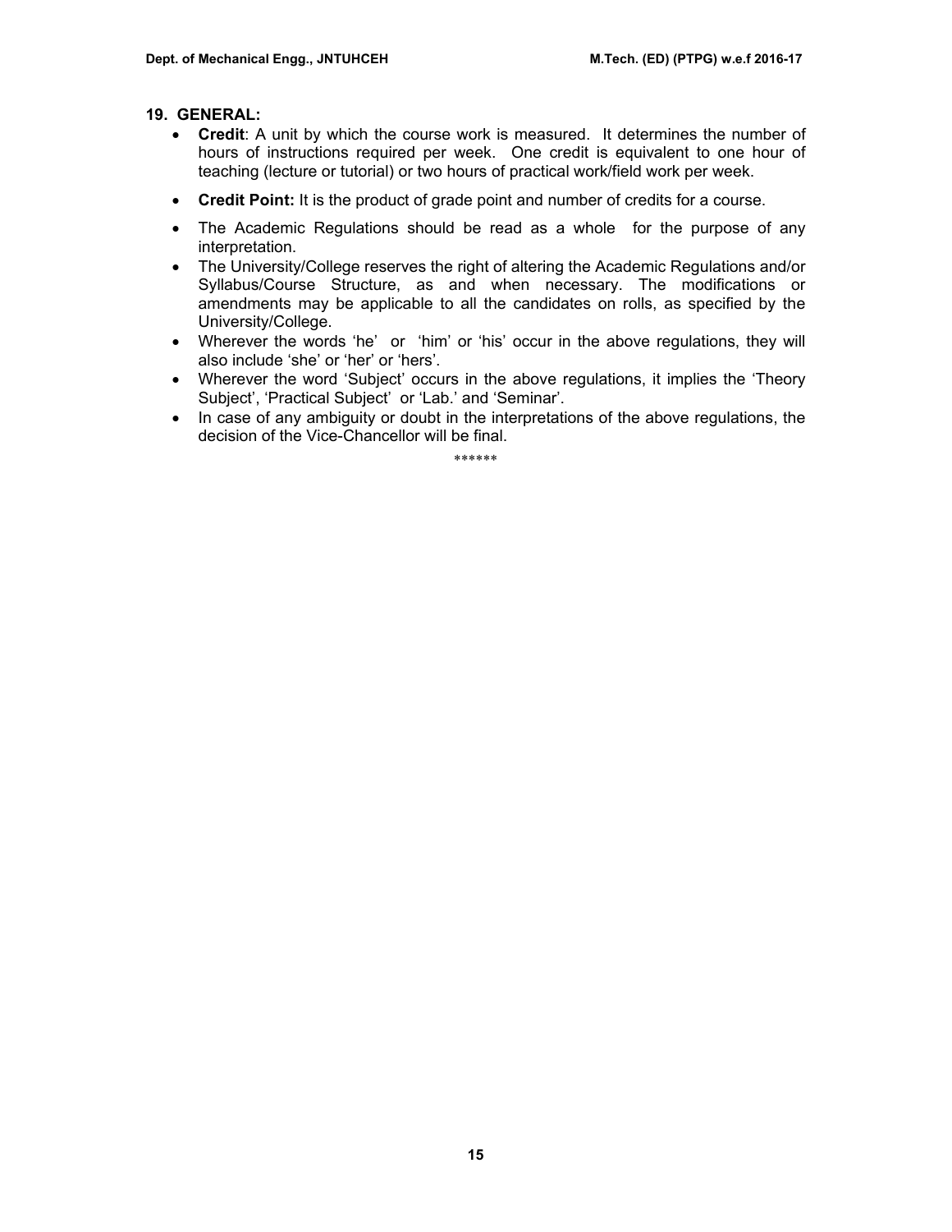## 19. GENERAL:

- **Credit**: A unit by which the course work is measured. It determines the number of hours of instructions required per week. One credit is equivalent to one hour of teaching (lecture or tutorial) or two hours of practical work/field work per week.
- **Credit Point:** It is the product of grade point and number of credits for a course.
- The Academic Regulations should be read as a whole for the purpose of any interpretation.
- The University/College reserves the right of altering the Academic Regulations and/or Syllabus/Course Structure, as and when necessary. The modifications or amendments may be applicable to all the candidates on rolls, as specified by the University/College.
- Wherever the words 'he' or 'him' or 'his' occur in the above regulations, they will also include 'she' or 'her' or 'hers'.
- Wherever the word 'Subject' occurs in the above regulations, it implies the 'Theory Subject', 'Practical Subject' or 'Lab.' and 'Seminar'.
- In case of any ambiguity or doubt in the interpretations of the above regulations, the decision of the Vice-Chancellor will be final.

******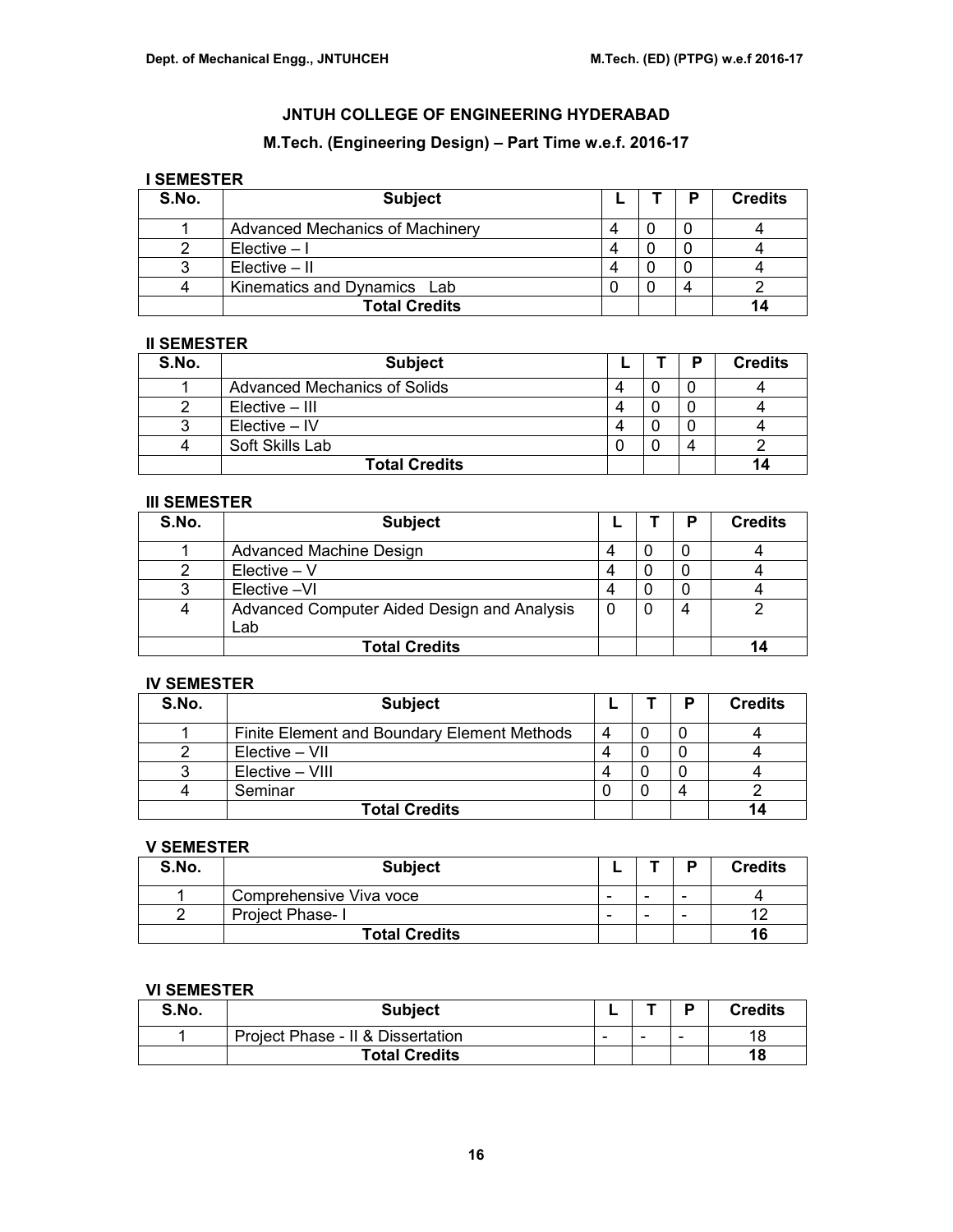# JNTUH COLLEGE OF ENGINEERING HYDERABAD

## M.Tech. (Engineering Design) – Part Time w.e.f. 2016-17

### I SEMESTER

| S.No. | Subject | L | T | P | Credits |
|---|---|---|---|---|---|
| 1 | Advanced Mechanics of Machinery | 4 | 0 | 0 | 4 |
| 2 | Elective – I | 4 | 0 | 0 | 4 |
| 3 | Elective – II | 4 | 0 | 0 | 4 |
| 4 | Kinematics and Dynamics Lab | 0 | 0 | 4 | 2 |
| | **Total Credits** | | | | **14** |

### II SEMESTER

| S.No. | Subject | L | T | P | Credits |
|---|---|---|---|---|---|
| 1 | Advanced Mechanics of Solids | 4 | 0 | 0 | 4 |
| 2 | Elective – III | 4 | 0 | 0 | 4 |
| 3 | Elective – IV | 4 | 0 | 0 | 4 |
| 4 | Soft Skills Lab | 0 | 0 | 4 | 2 |
| | **Total Credits** | | | | **14** |

### III SEMESTER

| S.No. | Subject | L | T | P | Credits |
|---|---|---|---|---|---|
| 1 | Advanced Machine Design | 4 | 0 | 0 | 4 |
| 2 | Elective – V | 4 | 0 | 0 | 4 |
| 3 | Elective –VI | 4 | 0 | 0 | 4 |
| 4 | Advanced Computer Aided Design and Analysis Lab | 0 | 0 | 4 | 2 |
| | **Total Credits** | | | | **14** |

### IV SEMESTER

| S.No. | Subject | L | T | P | Credits |
|---|---|---|---|---|---|
| 1 | Finite Element and Boundary Element Methods | 4 | 0 | 0 | 4 |
| 2 | Elective – VII | 4 | 0 | 0 | 4 |
| 3 | Elective – VIII | 4 | 0 | 0 | 4 |
| 4 | Seminar | 0 | 0 | 4 | 2 |
| | **Total Credits** | | | | **14** |

### V SEMESTER

| S.No. | Subject | L | T | P | Credits |
|---|---|---|---|---|---|
| 1 | Comprehensive Viva voce | - | - | - | 4 |
| 2 | Project Phase- I | - | - | - | 12 |
| | **Total Credits** | | | | **16** |

### VI SEMESTER

| S.No. | Subject | L | T | P | Credits |
|---|---|---|---|---|---|
| 1 | Project Phase - II & Dissertation | - | - | - | 18 |
| | **Total Credits** | | | | **18** |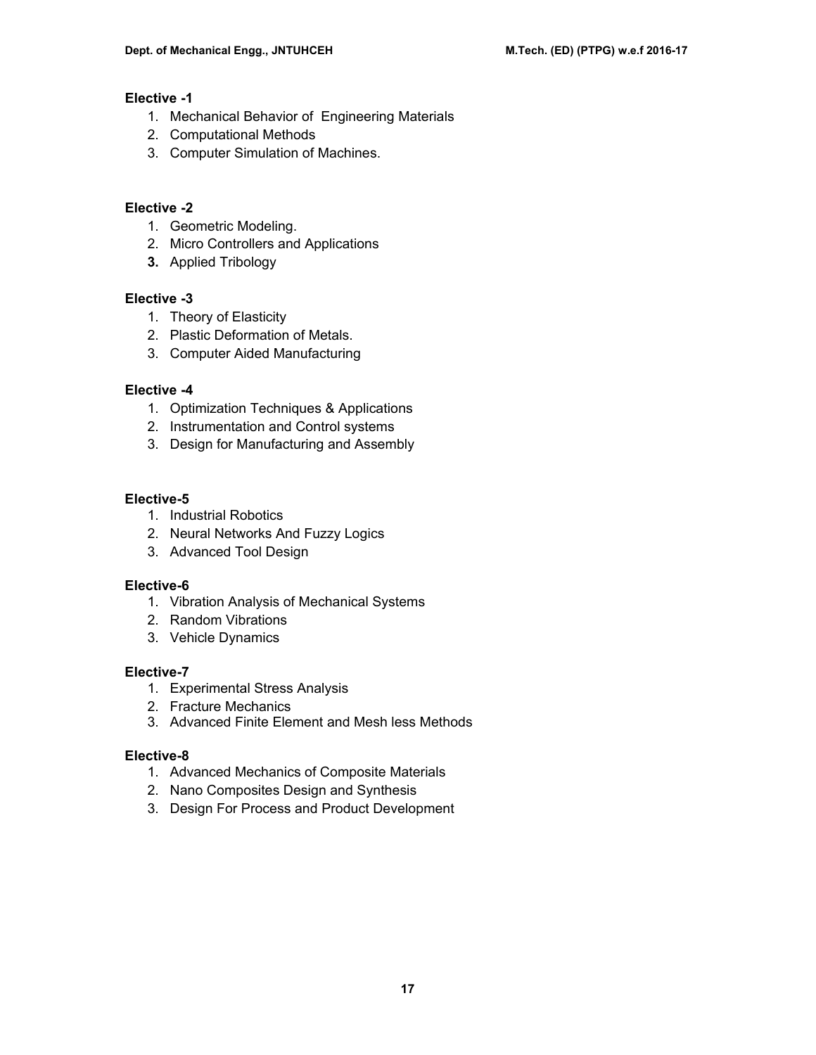**Elective -1**

1. Mechanical Behavior of Engineering Materials
2. Computational Methods
3. Computer Simulation of Machines.

**Elective -2**

1. Geometric Modeling.
2. Micro Controllers and Applications
3. Applied Tribology

**Elective -3**

1. Theory of Elasticity
2. Plastic Deformation of Metals.
3. Computer Aided Manufacturing

**Elective -4**

1. Optimization Techniques & Applications
2. Instrumentation and Control systems
3. Design for Manufacturing and Assembly

**Elective-5**

1. Industrial Robotics
2. Neural Networks And Fuzzy Logics
3. Advanced Tool Design

**Elective-6**

1. Vibration Analysis of Mechanical Systems
2. Random Vibrations
3. Vehicle Dynamics

**Elective-7**

1. Experimental Stress Analysis
2. Fracture Mechanics
3. Advanced Finite Element and Mesh less Methods

**Elective-8**

1. Advanced Mechanics of Composite Materials
2. Nano Composites Design and Synthesis
3. Design For Process and Product Development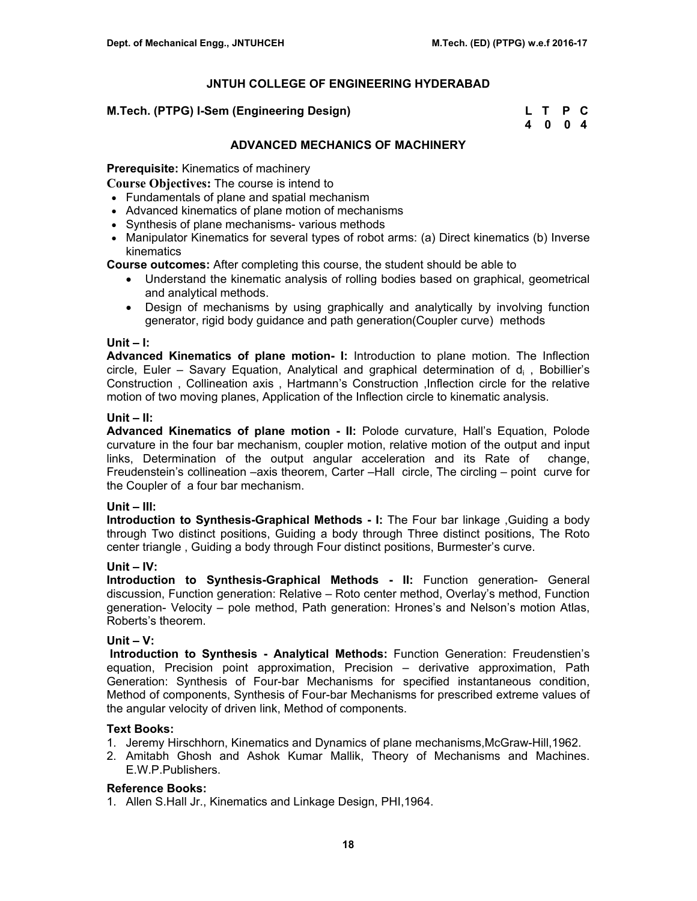## JNTUH COLLEGE OF ENGINEERING HYDERABAD

**M.Tech. (PTPG) I-Sem (Engineering Design)**

| L | T | P | C |
|---|---|---|---|
| 4 | 0 | 0 | 4 |

### ADVANCED MECHANICS OF MACHINERY

**Prerequisite:** Kinematics of machinery

**Course Objectives:** The course is intend to

- Fundamentals of plane and spatial mechanism
- Advanced kinematics of plane motion of mechanisms
- Synthesis of plane mechanisms- various methods
- Manipulator Kinematics for several types of robot arms: (a) Direct kinematics (b) Inverse kinematics

**Course outcomes:** After completing this course, the student should be able to

- Understand the kinematic analysis of rolling bodies based on graphical, geometrical and analytical methods.
- Design of mechanisms by using graphically and analytically by involving function generator, rigid body guidance and path generation(Coupler curve) methods

**Unit – I:**

**Advanced Kinematics of plane motion- I:** Introduction to plane motion. The Inflection circle, Euler – Savary Equation, Analytical and graphical determination of $d_i$ , Bobillier's Construction , Collineation axis , Hartmann's Construction ,Inflection circle for the relative motion of two moving planes, Application of the Inflection circle to kinematic analysis.

**Unit – II:**

**Advanced Kinematics of plane motion - II:** Polode curvature, Hall's Equation, Polode curvature in the four bar mechanism, coupler motion, relative motion of the output and input links, Determination of the output angular acceleration and its Rate of change, Freudenstein's collineation –axis theorem, Carter –Hall circle, The circling – point curve for the Coupler of a four bar mechanism.

**Unit – III:**

**Introduction to Synthesis-Graphical Methods - I:** The Four bar linkage ,Guiding a body through Two distinct positions, Guiding a body through Three distinct positions, The Roto center triangle , Guiding a body through Four distinct positions, Burmester's curve.

**Unit – IV:**

**Introduction to Synthesis-Graphical Methods - II:** Function generation- General discussion, Function generation: Relative – Roto center method, Overlay's method, Function generation- Velocity – pole method, Path generation: Hrones's and Nelson's motion Atlas, Roberts's theorem.

**Unit – V:**

**Introduction to Synthesis - Analytical Methods:** Function Generation: Freudenstien's equation, Precision point approximation, Precision – derivative approximation, Path Generation: Synthesis of Four-bar Mechanisms for specified instantaneous condition, Method of components, Synthesis of Four-bar Mechanisms for prescribed extreme values of the angular velocity of driven link, Method of components.

**Text Books:**

1. Jeremy Hirschhorn, Kinematics and Dynamics of plane mechanisms,McGraw-Hill,1962.
2. Amitabh Ghosh and Ashok Kumar Mallik, Theory of Mechanisms and Machines. E.W.P.Publishers.

**Reference Books:**

1. Allen S.Hall Jr., Kinematics and Linkage Design, PHI,1964.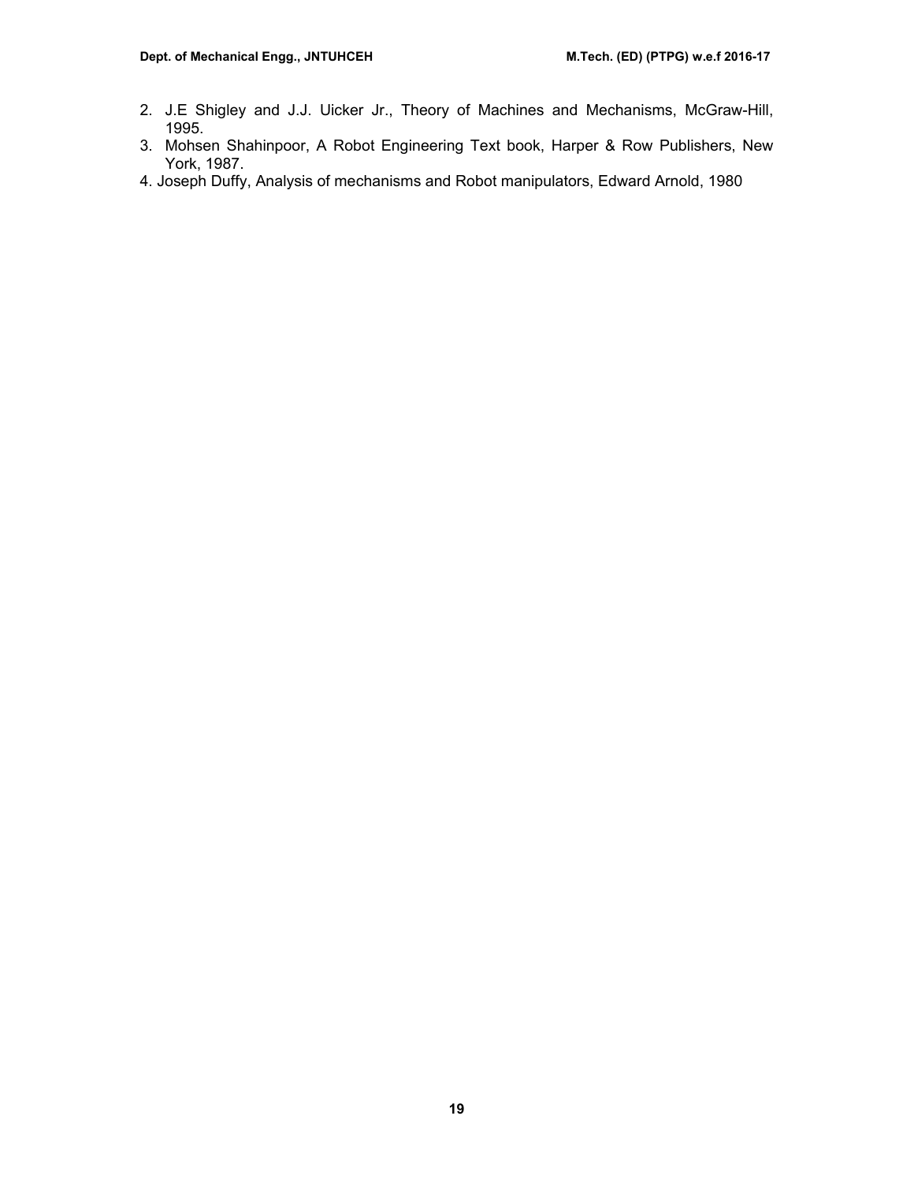2. J.E Shigley and J.J. Uicker Jr., Theory of Machines and Mechanisms, McGraw-Hill, 1995.
3. Mohsen Shahinpoor, A Robot Engineering Text book, Harper & Row Publishers, New York, 1987.
4. Joseph Duffy, Analysis of mechanisms and Robot manipulators, Edward Arnold, 1980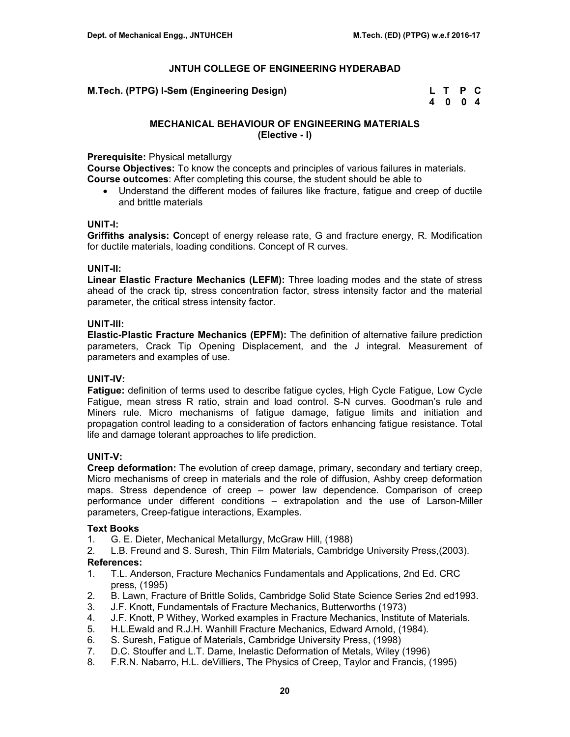# JNTUH COLLEGE OF ENGINEERING HYDERABAD

**M.Tech. (PTPG) I-Sem (Engineering Design)**

| L | T | P | C |
|---|---|---|---|
| 4 | 0 | 0 | 4 |

## MECHANICAL BEHAVIOUR OF ENGINEERING MATERIALS (Elective - I)

**Prerequisite:** Physical metallurgy

**Course Objectives:** To know the concepts and principles of various failures in materials.

**Course outcomes**: After completing this course, the student should be able to

- Understand the different modes of failures like fracture, fatigue and creep of ductile and brittle materials

### UNIT-I:

**Griffiths analysis: C**oncept of energy release rate, G and fracture energy, R. Modification for ductile materials, loading conditions. Concept of R curves.

### UNIT-II:

**Linear Elastic Fracture Mechanics (LEFM):** Three loading modes and the state of stress ahead of the crack tip, stress concentration factor, stress intensity factor and the material parameter, the critical stress intensity factor.

### UNIT-III:

**Elastic-Plastic Fracture Mechanics (EPFM):** The definition of alternative failure prediction parameters, Crack Tip Opening Displacement, and the J integral. Measurement of parameters and examples of use.

### UNIT-IV:

**Fatigue:** definition of terms used to describe fatigue cycles, High Cycle Fatigue, Low Cycle Fatigue, mean stress R ratio, strain and load control. S-N curves. Goodman's rule and Miners rule. Micro mechanisms of fatigue damage, fatigue limits and initiation and propagation control leading to a consideration of factors enhancing fatigue resistance. Total life and damage tolerant approaches to life prediction.

### UNIT-V:

**Creep deformation:** The evolution of creep damage, primary, secondary and tertiary creep, Micro mechanisms of creep in materials and the role of diffusion, Ashby creep deformation maps. Stress dependence of creep – power law dependence. Comparison of creep performance under different conditions – extrapolation and the use of Larson-Miller parameters, Creep-fatigue interactions, Examples.

**Text Books**

1. G. E. Dieter, Mechanical Metallurgy, McGraw Hill, (1988)
2. L.B. Freund and S. Suresh, Thin Film Materials, Cambridge University Press,(2003).

**References:**

1. T.L. Anderson, Fracture Mechanics Fundamentals and Applications, 2nd Ed. CRC press, (1995)
2. B. Lawn, Fracture of Brittle Solids, Cambridge Solid State Science Series 2nd ed1993.
3. J.F. Knott, Fundamentals of Fracture Mechanics, Butterworths (1973)
4. J.F. Knott, P Withey, Worked examples in Fracture Mechanics, Institute of Materials.
5. H.L.Ewald and R.J.H. Wanhill Fracture Mechanics, Edward Arnold, (1984).
6. S. Suresh, Fatigue of Materials, Cambridge University Press, (1998)
7. D.C. Stouffer and L.T. Dame, Inelastic Deformation of Metals, Wiley (1996)
8. F.R.N. Nabarro, H.L. deVilliers, The Physics of Creep, Taylor and Francis, (1995)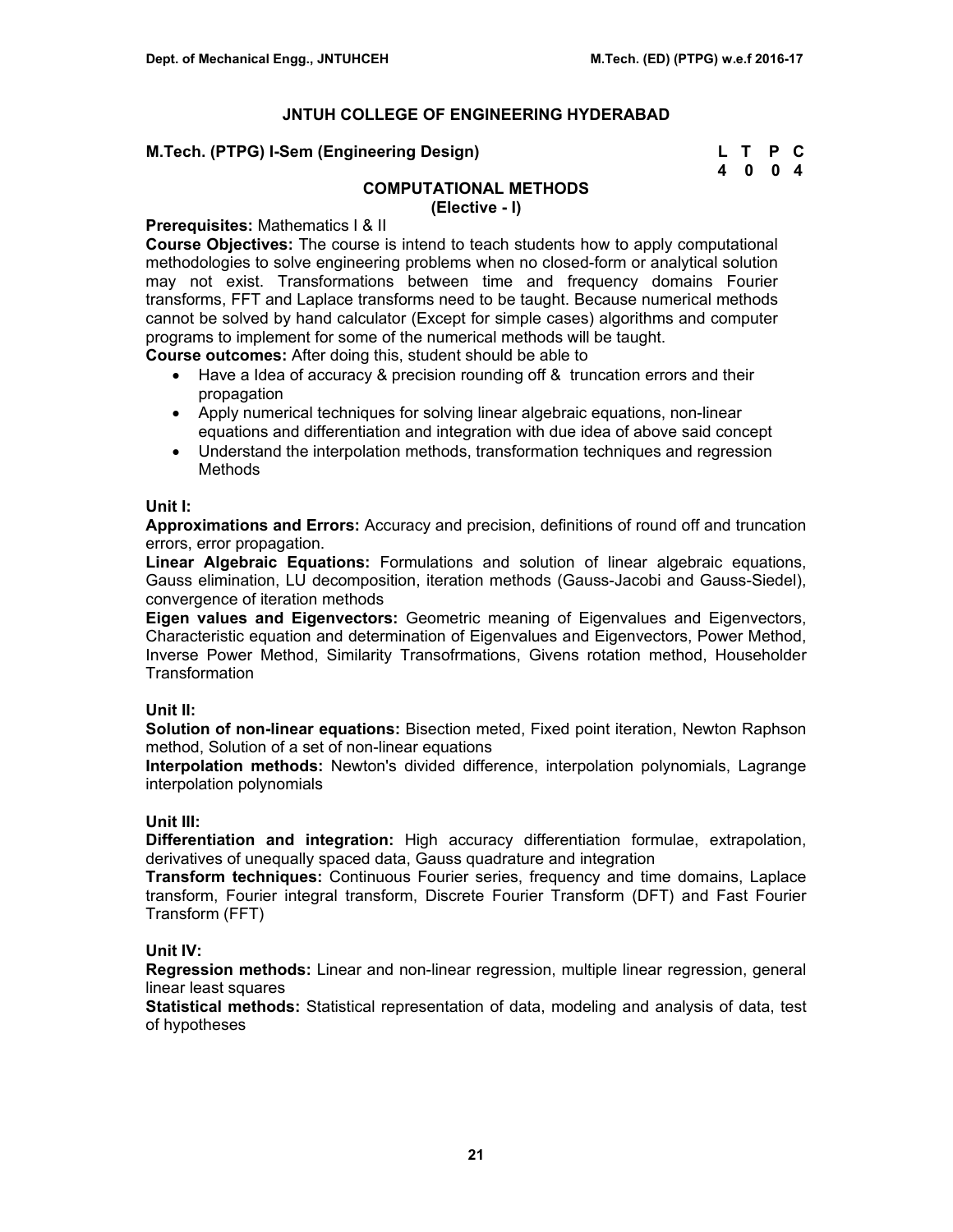## JNTUH COLLEGE OF ENGINEERING HYDERABAD

**M.Tech. (PTPG) I-Sem (Engineering Design)**

| L | T | P | C |
|---|---|---|---|
| 4 | 0 | 0 | 4 |

### COMPUTATIONAL METHODS
**(Elective - I)**

**Prerequisites:** Mathematics I & II

**Course Objectives:** The course is intend to teach students how to apply computational methodologies to solve engineering problems when no closed-form or analytical solution may not exist. Transformations between time and frequency domains Fourier transforms, FFT and Laplace transforms need to be taught. Because numerical methods cannot be solved by hand calculator (Except for simple cases) algorithms and computer programs to implement for some of the numerical methods will be taught.

**Course outcomes:** After doing this, student should be able to

- Have a Idea of accuracy & precision rounding off & truncation errors and their propagation
- Apply numerical techniques for solving linear algebraic equations, non-linear equations and differentiation and integration with due idea of above said concept
- Understand the interpolation methods, transformation techniques and regression Methods

**Unit I:**

**Approximations and Errors:** Accuracy and precision, definitions of round off and truncation errors, error propagation.

**Linear Algebraic Equations:** Formulations and solution of linear algebraic equations, Gauss elimination, LU decomposition, iteration methods (Gauss-Jacobi and Gauss-Siedel), convergence of iteration methods

**Eigen values and Eigenvectors:** Geometric meaning of Eigenvalues and Eigenvectors, Characteristic equation and determination of Eigenvalues and Eigenvectors, Power Method, Inverse Power Method, Similarity Transofrmations, Givens rotation method, Householder Transformation

**Unit II:**

**Solution of non-linear equations:** Bisection meted, Fixed point iteration, Newton Raphson method, Solution of a set of non-linear equations

**Interpolation methods:** Newton's divided difference, interpolation polynomials, Lagrange interpolation polynomials

**Unit III:**

**Differentiation and integration:** High accuracy differentiation formulae, extrapolation, derivatives of unequally spaced data, Gauss quadrature and integration

**Transform techniques:** Continuous Fourier series, frequency and time domains, Laplace transform, Fourier integral transform, Discrete Fourier Transform (DFT) and Fast Fourier Transform (FFT)

**Unit IV:**

**Regression methods:** Linear and non-linear regression, multiple linear regression, general linear least squares

**Statistical methods:** Statistical representation of data, modeling and analysis of data, test of hypotheses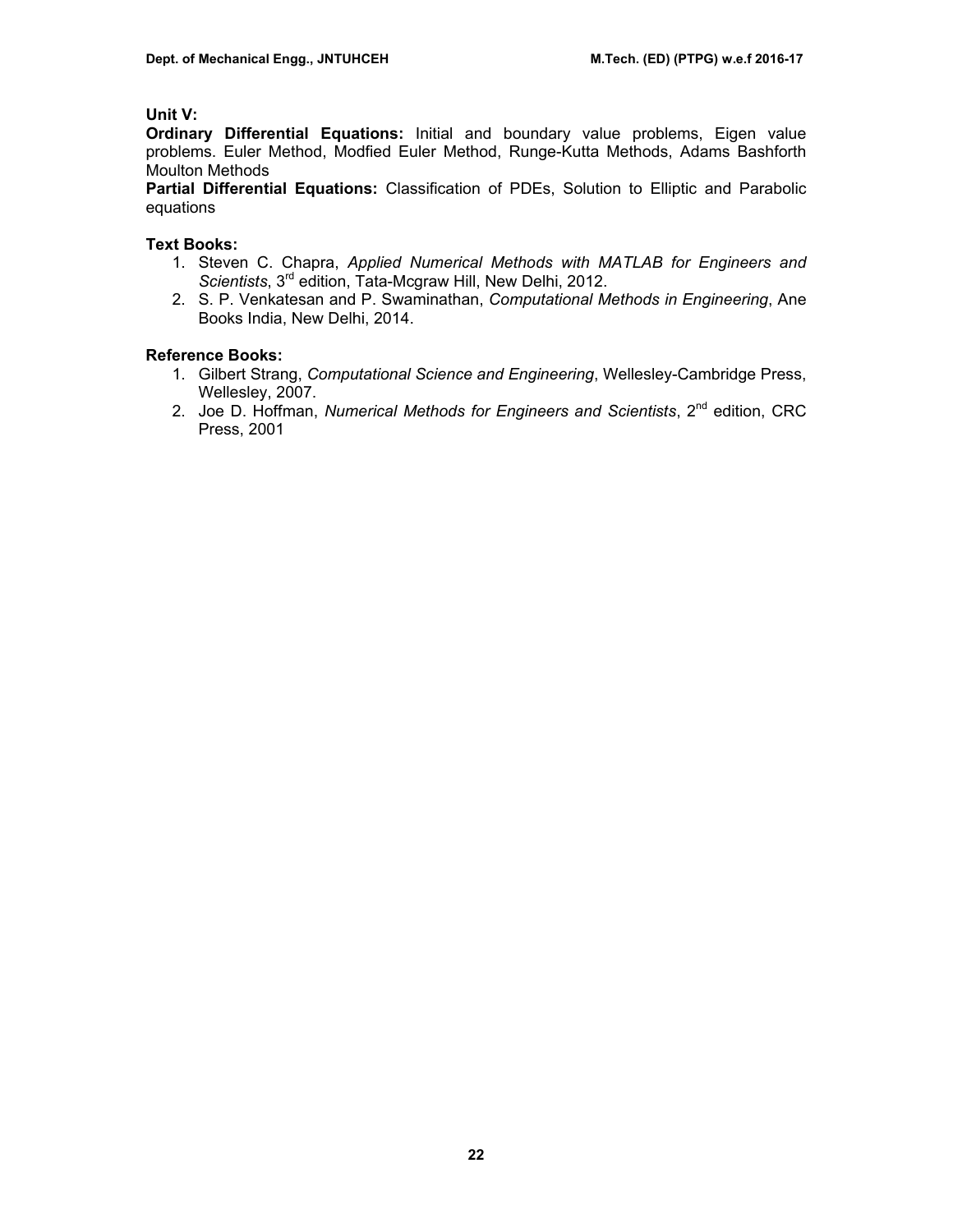**Unit V:**

**Ordinary Differential Equations:** Initial and boundary value problems, Eigen value problems. Euler Method, Modfied Euler Method, Runge-Kutta Methods, Adams Bashforth Moulton Methods

**Partial Differential Equations:** Classification of PDEs, Solution to Elliptic and Parabolic equations

**Text Books:**

1. Steven C. Chapra, *Applied Numerical Methods with MATLAB for Engineers and Scientists*, 3rd edition, Tata-Mcgraw Hill, New Delhi, 2012.
2. S. P. Venkatesan and P. Swaminathan, *Computational Methods in Engineering*, Ane Books India, New Delhi, 2014.

**Reference Books:**

1. Gilbert Strang, *Computational Science and Engineering*, Wellesley-Cambridge Press, Wellesley, 2007.
2. Joe D. Hoffman, *Numerical Methods for Engineers and Scientists*, 2nd edition, CRC Press, 2001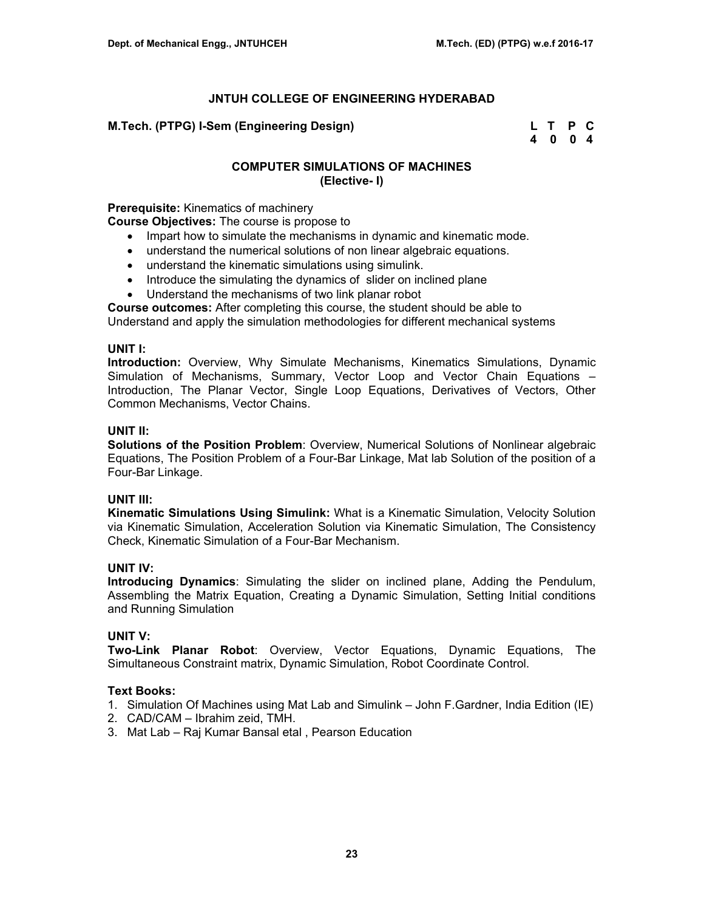## JNTUH COLLEGE OF ENGINEERING HYDERABAD

**M.Tech. (PTPG) I-Sem (Engineering Design)**

| L | T | P | C |
|---|---|---|---|
| 4 | 0 | 0 | 4 |

### COMPUTER SIMULATIONS OF MACHINES
### (Elective- I)

**Prerequisite:** Kinematics of machinery

**Course Objectives:** The course is propose to

- Impart how to simulate the mechanisms in dynamic and kinematic mode.
- understand the numerical solutions of non linear algebraic equations.
- understand the kinematic simulations using simulink.
- Introduce the simulating the dynamics of slider on inclined plane
- Understand the mechanisms of two link planar robot

**Course outcomes:** After completing this course, the student should be able to
Understand and apply the simulation methodologies for different mechanical systems

**UNIT I:**

**Introduction:** Overview, Why Simulate Mechanisms, Kinematics Simulations, Dynamic Simulation of Mechanisms, Summary, Vector Loop and Vector Chain Equations – Introduction, The Planar Vector, Single Loop Equations, Derivatives of Vectors, Other Common Mechanisms, Vector Chains.

**UNIT II:**

**Solutions of the Position Problem**: Overview, Numerical Solutions of Nonlinear algebraic Equations, The Position Problem of a Four-Bar Linkage, Mat lab Solution of the position of a Four-Bar Linkage.

**UNIT III:**

**Kinematic Simulations Using Simulink:** What is a Kinematic Simulation, Velocity Solution via Kinematic Simulation, Acceleration Solution via Kinematic Simulation, The Consistency Check, Kinematic Simulation of a Four-Bar Mechanism.

**UNIT IV:**

**Introducing Dynamics**: Simulating the slider on inclined plane, Adding the Pendulum, Assembling the Matrix Equation, Creating a Dynamic Simulation, Setting Initial conditions and Running Simulation

**UNIT V:**

**Two-Link Planar Robot**: Overview, Vector Equations, Dynamic Equations, The Simultaneous Constraint matrix, Dynamic Simulation, Robot Coordinate Control.

**Text Books:**

1. Simulation Of Machines using Mat Lab and Simulink – John F.Gardner, India Edition (IE)
2. CAD/CAM – Ibrahim zeid, TMH.
3. Mat Lab – Raj Kumar Bansal etal , Pearson Education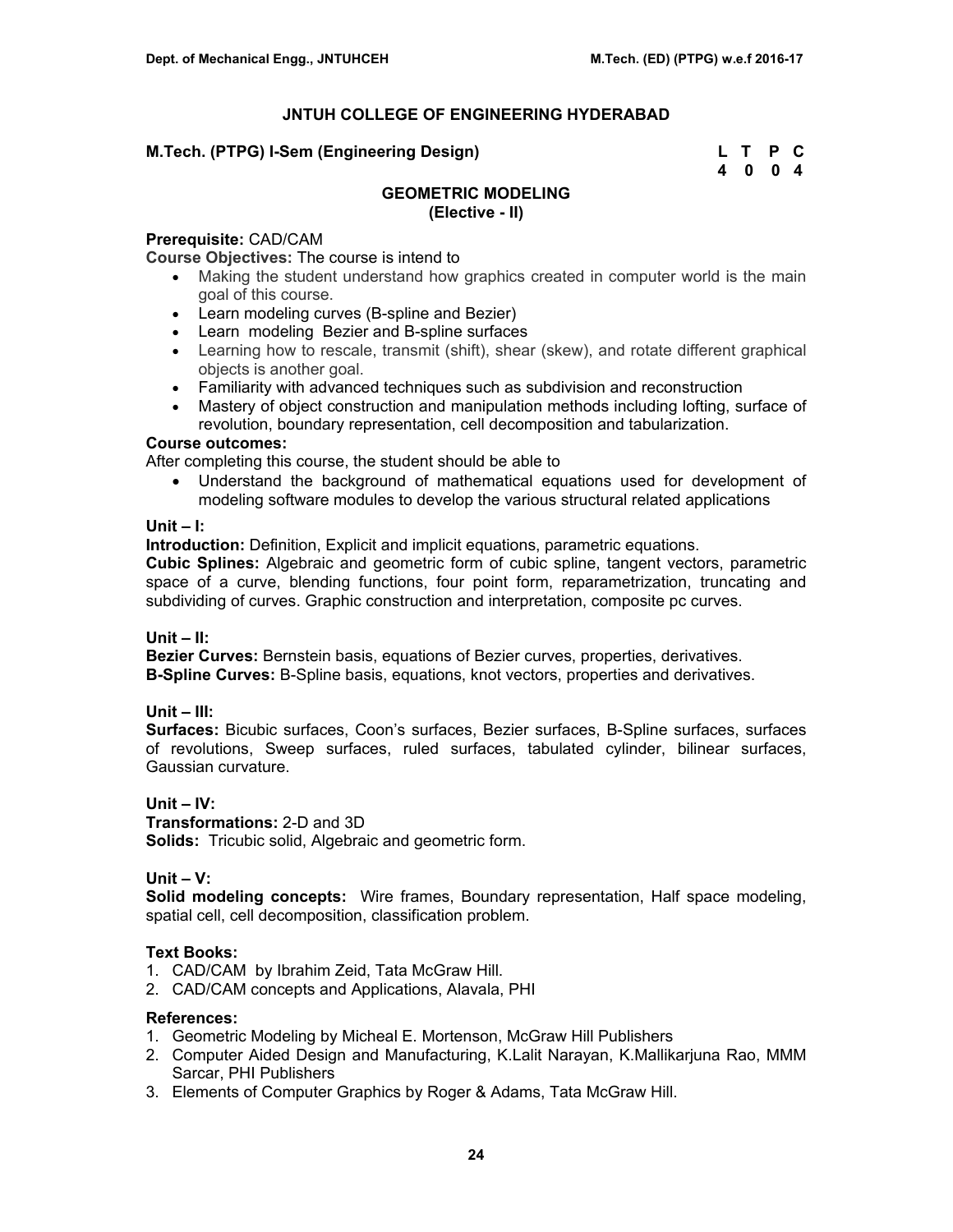# JNTUH COLLEGE OF ENGINEERING HYDERABAD

**M.Tech. (PTPG) I-Sem (Engineering Design)**

| L | T | P | C |
|---|---|---|---|
| 4 | 0 | 0 | 4 |

## GEOMETRIC MODELING
**(Elective - II)**

**Prerequisite:** CAD/CAM

**Course Objectives:** The course is intend to

- Making the student understand how graphics created in computer world is the main goal of this course.
- Learn modeling curves (B-spline and Bezier)
- Learn modeling Bezier and B-spline surfaces
- Learning how to rescale, transmit (shift), shear (skew), and rotate different graphical objects is another goal.
- Familiarity with advanced techniques such as subdivision and reconstruction
- Mastery of object construction and manipulation methods including lofting, surface of revolution, boundary representation, cell decomposition and tabularization.

**Course outcomes:**

After completing this course, the student should be able to

- Understand the background of mathematical equations used for development of modeling software modules to develop the various structural related applications

**Unit – I:**

**Introduction:** Definition, Explicit and implicit equations, parametric equations.

**Cubic Splines:** Algebraic and geometric form of cubic spline, tangent vectors, parametric space of a curve, blending functions, four point form, reparametrization, truncating and subdividing of curves. Graphic construction and interpretation, composite pc curves.

**Unit – II:**

**Bezier Curves:** Bernstein basis, equations of Bezier curves, properties, derivatives.

**B-Spline Curves:** B-Spline basis, equations, knot vectors, properties and derivatives.

**Unit – III:**

**Surfaces:** Bicubic surfaces, Coon's surfaces, Bezier surfaces, B-Spline surfaces, surfaces of revolutions, Sweep surfaces, ruled surfaces, tabulated cylinder, bilinear surfaces, Gaussian curvature.

**Unit – IV:**

**Transformations:** 2-D and 3D

**Solids:** Tricubic solid, Algebraic and geometric form.

**Unit – V:**

**Solid modeling concepts:** Wire frames, Boundary representation, Half space modeling, spatial cell, cell decomposition, classification problem.

**Text Books:**

1. CAD/CAM by Ibrahim Zeid, Tata McGraw Hill.
2. CAD/CAM concepts and Applications, Alavala, PHI

**References:**

1. Geometric Modeling by Micheal E. Mortenson, McGraw Hill Publishers
2. Computer Aided Design and Manufacturing, K.Lalit Narayan, K.Mallikarjuna Rao, MMM Sarcar, PHI Publishers
3. Elements of Computer Graphics by Roger & Adams, Tata McGraw Hill.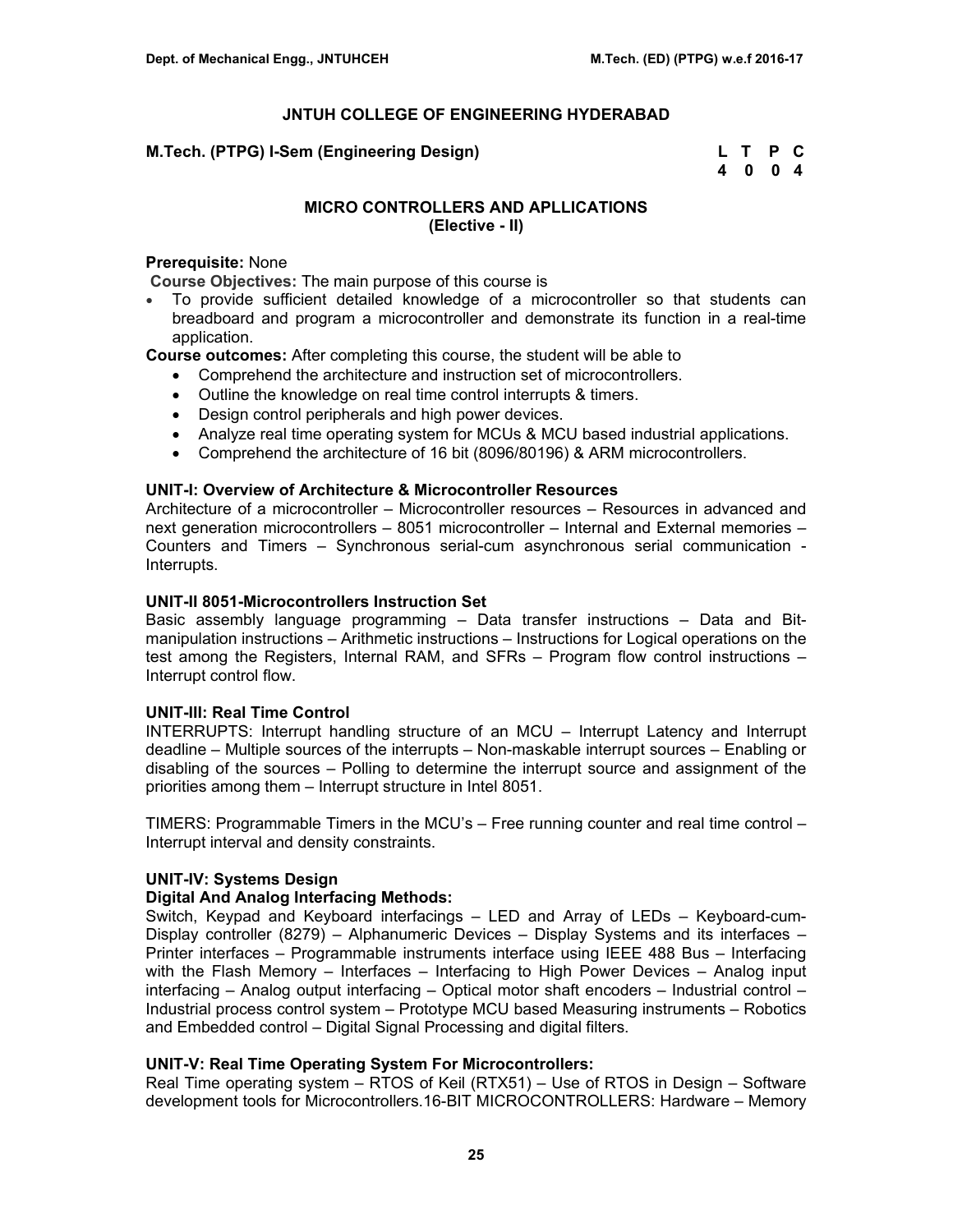## JNTUH COLLEGE OF ENGINEERING HYDERABAD

**M.Tech. (PTPG) I-Sem (Engineering Design)**

| L | T | P | C |
|---|---|---|---|
| 4 | 0 | 0 | 4 |

### MICRO CONTROLLERS AND APLLICATIONS
### (Elective - II)

**Prerequisite:** None

**Course Objectives:** The main purpose of this course is

- To provide sufficient detailed knowledge of a microcontroller so that students can breadboard and program a microcontroller and demonstrate its function in a real-time application.

**Course outcomes:** After completing this course, the student will be able to

- Comprehend the architecture and instruction set of microcontrollers.
- Outline the knowledge on real time control interrupts & timers.
- Design control peripherals and high power devices.
- Analyze real time operating system for MCUs & MCU based industrial applications.
- Comprehend the architecture of 16 bit (8096/80196) & ARM microcontrollers.

**UNIT-I: Overview of Architecture & Microcontroller Resources**

Architecture of a microcontroller – Microcontroller resources – Resources in advanced and next generation microcontrollers – 8051 microcontroller – Internal and External memories – Counters and Timers – Synchronous serial-cum asynchronous serial communication - Interrupts.

**UNIT-II 8051-Microcontrollers Instruction Set**

Basic assembly language programming – Data transfer instructions – Data and Bit-manipulation instructions – Arithmetic instructions – Instructions for Logical operations on the test among the Registers, Internal RAM, and SFRs – Program flow control instructions – Interrupt control flow.

**UNIT-III: Real Time Control**

INTERRUPTS: Interrupt handling structure of an MCU – Interrupt Latency and Interrupt deadline – Multiple sources of the interrupts – Non-maskable interrupt sources – Enabling or disabling of the sources – Polling to determine the interrupt source and assignment of the priorities among them – Interrupt structure in Intel 8051.

TIMERS: Programmable Timers in the MCU's – Free running counter and real time control – Interrupt interval and density constraints.

**UNIT-IV: Systems Design**

**Digital And Analog Interfacing Methods:**

Switch, Keypad and Keyboard interfacings – LED and Array of LEDs – Keyboard-cum-Display controller (8279) – Alphanumeric Devices – Display Systems and its interfaces – Printer interfaces – Programmable instruments interface using IEEE 488 Bus – Interfacing with the Flash Memory – Interfaces – Interfacing to High Power Devices – Analog input interfacing – Analog output interfacing – Optical motor shaft encoders – Industrial control – Industrial process control system – Prototype MCU based Measuring instruments – Robotics and Embedded control – Digital Signal Processing and digital filters.

**UNIT-V: Real Time Operating System For Microcontrollers:**

Real Time operating system – RTOS of Keil (RTX51) – Use of RTOS in Design – Software development tools for Microcontrollers.16-BIT MICROCONTROLLERS: Hardware – Memory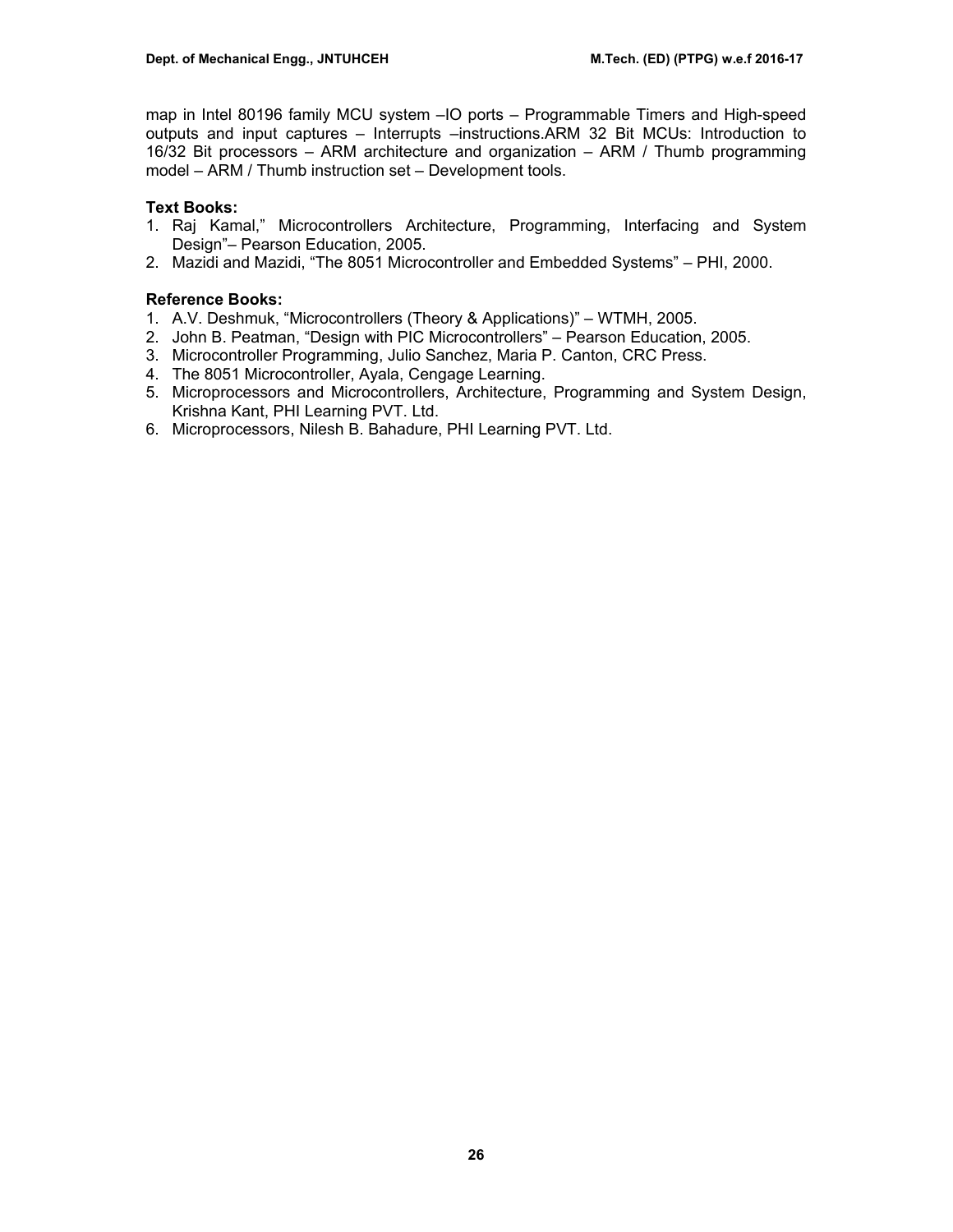map in Intel 80196 family MCU system –IO ports – Programmable Timers and High-speed outputs and input captures – Interrupts –instructions.ARM 32 Bit MCUs: Introduction to 16/32 Bit processors – ARM architecture and organization – ARM / Thumb programming model – ARM / Thumb instruction set – Development tools.

**Text Books:**

1. Raj Kamal," Microcontrollers Architecture, Programming, Interfacing and System Design"– Pearson Education, 2005.
2. Mazidi and Mazidi, "The 8051 Microcontroller and Embedded Systems" – PHI, 2000.

**Reference Books:**

1. A.V. Deshmuk, "Microcontrollers (Theory & Applications)" – WTMH, 2005.
2. John B. Peatman, "Design with PIC Microcontrollers" – Pearson Education, 2005.
3. Microcontroller Programming, Julio Sanchez, Maria P. Canton, CRC Press.
4. The 8051 Microcontroller, Ayala, Cengage Learning.
5. Microprocessors and Microcontrollers, Architecture, Programming and System Design, Krishna Kant, PHI Learning PVT. Ltd.
6. Microprocessors, Nilesh B. Bahadure, PHI Learning PVT. Ltd.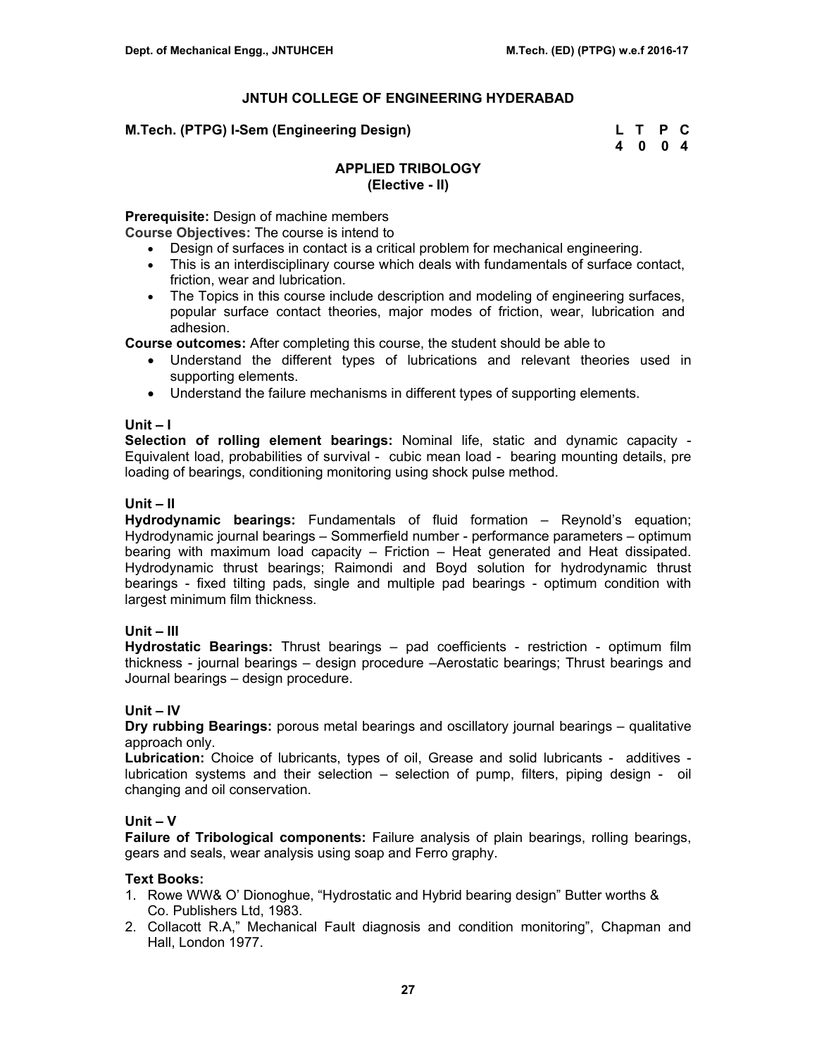## JNTUH COLLEGE OF ENGINEERING HYDERABAD

**M.Tech. (PTPG) I-Sem (Engineering Design)**

| L | T | P | C |
|---|---|---|---|
| 4 | 0 | 0 | 4 |

### APPLIED TRIBOLOGY
### (Elective - II)

**Prerequisite:** Design of machine members

**Course Objectives:** The course is intend to

- Design of surfaces in contact is a critical problem for mechanical engineering.
- This is an interdisciplinary course which deals with fundamentals of surface contact, friction, wear and lubrication.
- The Topics in this course include description and modeling of engineering surfaces, popular surface contact theories, major modes of friction, wear, lubrication and adhesion.

**Course outcomes:** After completing this course, the student should be able to

- Understand the different types of lubrications and relevant theories used in supporting elements.
- Understand the failure mechanisms in different types of supporting elements.

**Unit – I**

**Selection of rolling element bearings:** Nominal life, static and dynamic capacity - Equivalent load, probabilities of survival - cubic mean load - bearing mounting details, pre loading of bearings, conditioning monitoring using shock pulse method.

**Unit – II**

**Hydrodynamic bearings:** Fundamentals of fluid formation – Reynold's equation; Hydrodynamic journal bearings – Sommerfield number - performance parameters – optimum bearing with maximum load capacity – Friction – Heat generated and Heat dissipated. Hydrodynamic thrust bearings; Raimondi and Boyd solution for hydrodynamic thrust bearings - fixed tilting pads, single and multiple pad bearings - optimum condition with largest minimum film thickness.

**Unit – III**

**Hydrostatic Bearings:** Thrust bearings – pad coefficients - restriction - optimum film thickness - journal bearings – design procedure –Aerostatic bearings; Thrust bearings and Journal bearings – design procedure.

**Unit – IV**

**Dry rubbing Bearings:** porous metal bearings and oscillatory journal bearings – qualitative approach only.

**Lubrication:** Choice of lubricants, types of oil, Grease and solid lubricants - additives - lubrication systems and their selection – selection of pump, filters, piping design - oil changing and oil conservation.

**Unit – V**

**Failure of Tribological components:** Failure analysis of plain bearings, rolling bearings, gears and seals, wear analysis using soap and Ferro graphy.

**Text Books:**

1. Rowe WW& O' Dionoghue, "Hydrostatic and Hybrid bearing design" Butter worths & Co. Publishers Ltd, 1983.
2. Collacott R.A," Mechanical Fault diagnosis and condition monitoring", Chapman and Hall, London 1977.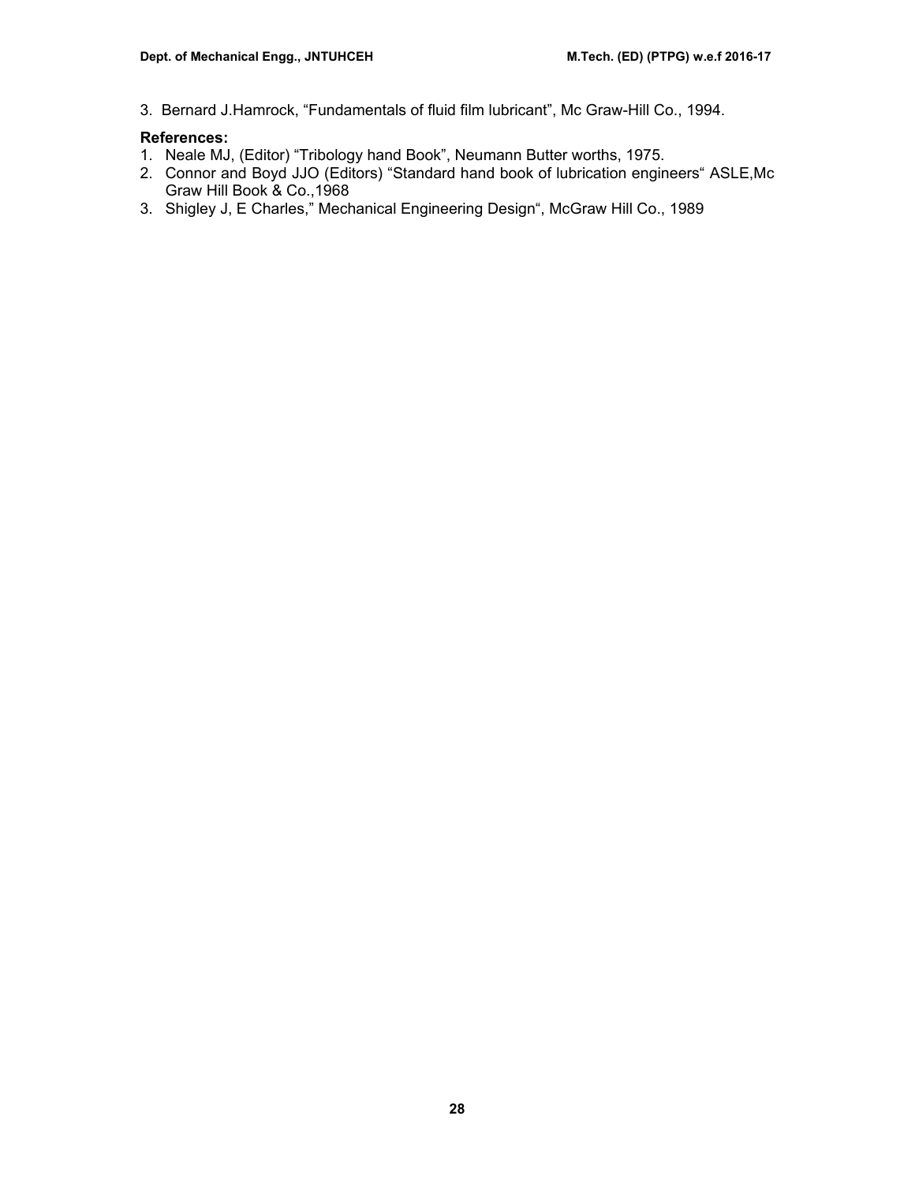3. Bernard J.Hamrock, “Fundamentals of fluid film lubricant”, Mc Graw-Hill Co., 1994.

**References:**

1. Neale MJ, (Editor) “Tribology hand Book”, Neumann Butter worths, 1975.
2. Connor and Boyd JJO (Editors) “Standard hand book of lubrication engineers“ ASLE,Mc Graw Hill Book & Co.,1968
3. Shigley J, E Charles,” Mechanical Engineering Design“, McGraw Hill Co., 1989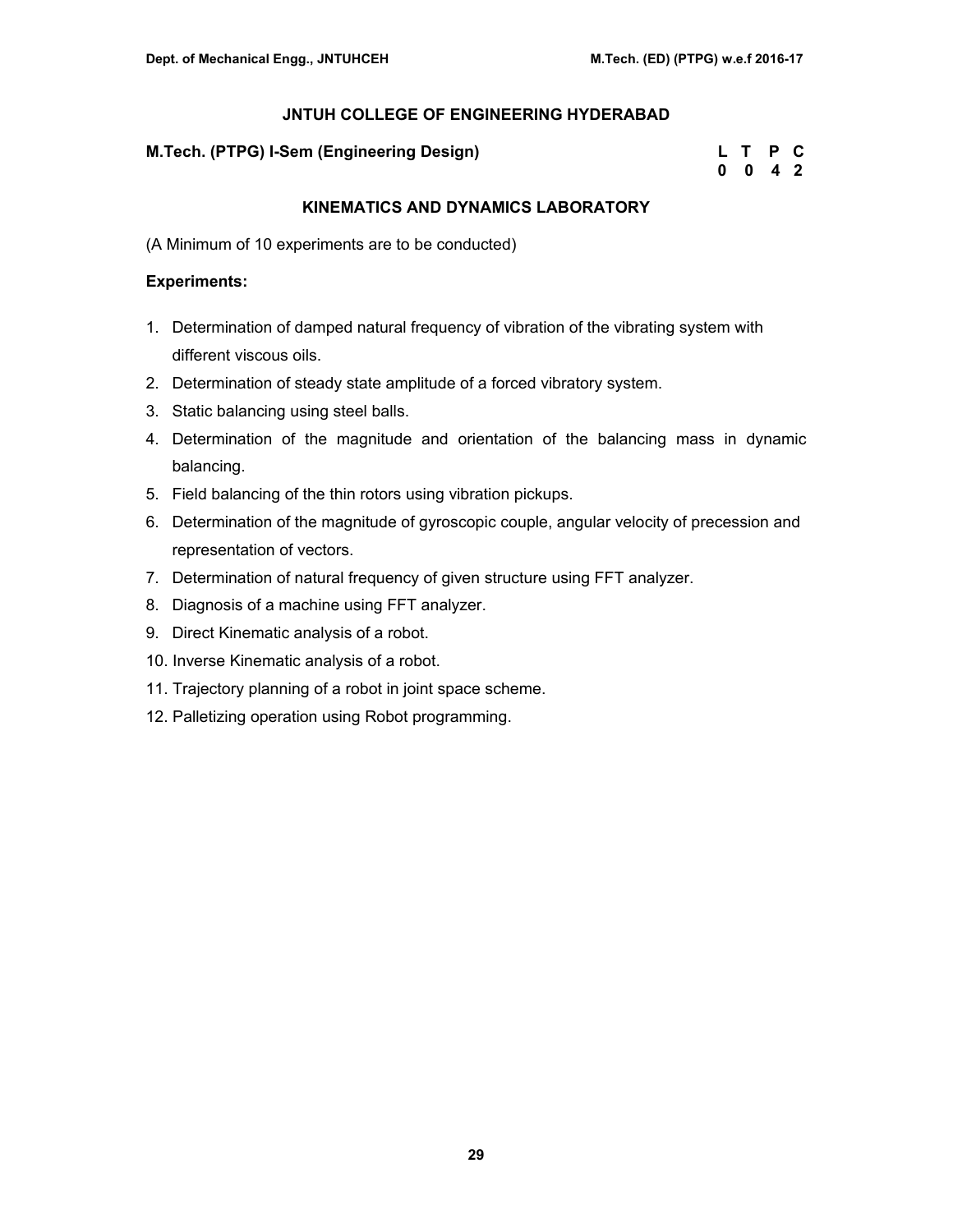## JNTUH COLLEGE OF ENGINEERING HYDERABAD

**M.Tech. (PTPG) I-Sem (Engineering Design)**

| L | T | P | C |
|---|---|---|---|
| 0 | 0 | 4 | 2 |

### KINEMATICS AND DYNAMICS LABORATORY

(A Minimum of 10 experiments are to be conducted)

**Experiments:**

1. Determination of damped natural frequency of vibration of the vibrating system with different viscous oils.
2. Determination of steady state amplitude of a forced vibratory system.
3. Static balancing using steel balls.
4. Determination of the magnitude and orientation of the balancing mass in dynamic balancing.
5. Field balancing of the thin rotors using vibration pickups.
6. Determination of the magnitude of gyroscopic couple, angular velocity of precession and representation of vectors.
7. Determination of natural frequency of given structure using FFT analyzer.
8. Diagnosis of a machine using FFT analyzer.
9. Direct Kinematic analysis of a robot.
10. Inverse Kinematic analysis of a robot.
11. Trajectory planning of a robot in joint space scheme.
12. Palletizing operation using Robot programming.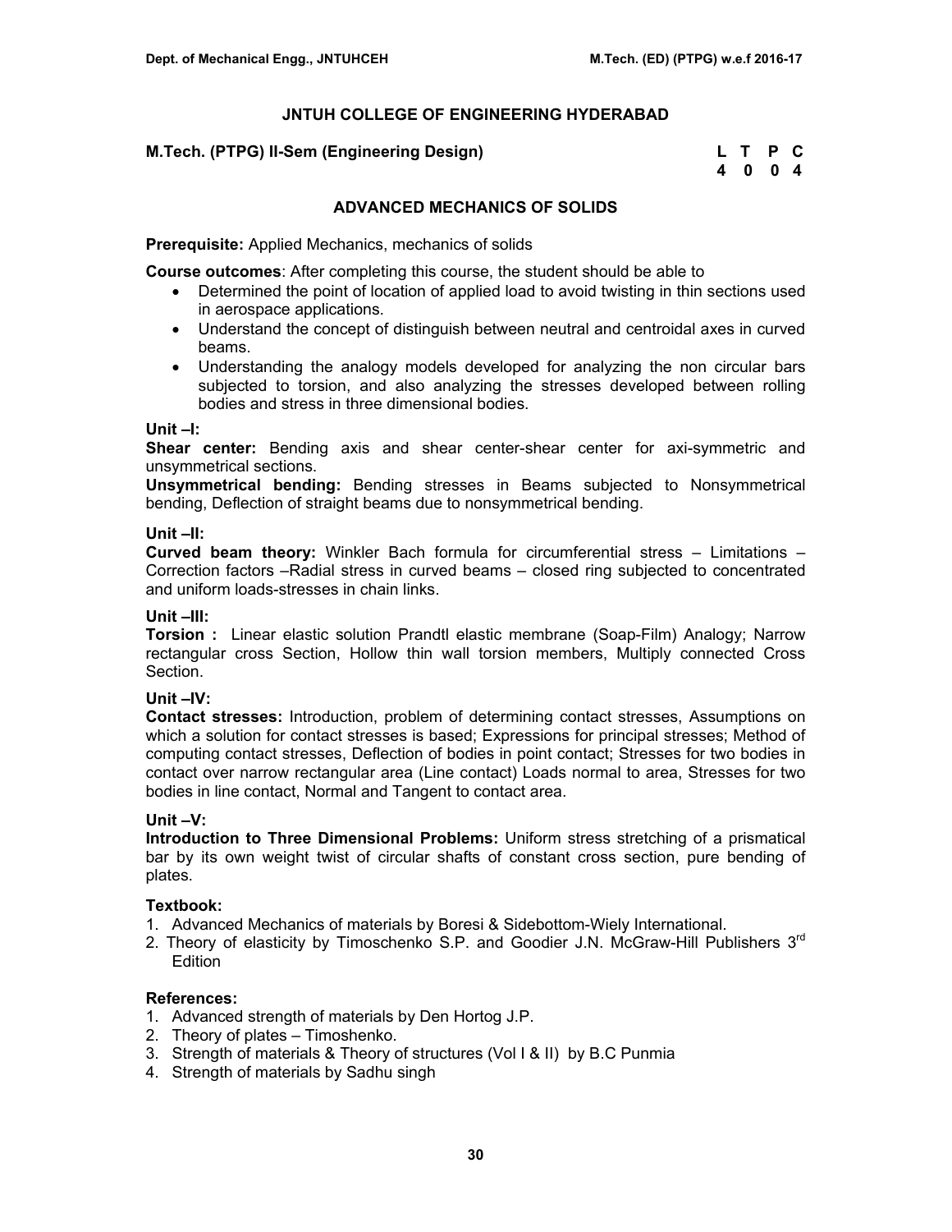# JNTUH COLLEGE OF ENGINEERING HYDERABAD

**M.Tech. (PTPG) II-Sem (Engineering Design)**

| L | T | P | C |
|---|---|---|---|
| 4 | 0 | 0 | 4 |

## ADVANCED MECHANICS OF SOLIDS

**Prerequisite:** Applied Mechanics, mechanics of solids

**Course outcomes**: After completing this course, the student should be able to

- Determined the point of location of applied load to avoid twisting in thin sections used in aerospace applications.
- Understand the concept of distinguish between neutral and centroidal axes in curved beams.
- Understanding the analogy models developed for analyzing the non circular bars subjected to torsion, and also analyzing the stresses developed between rolling bodies and stress in three dimensional bodies.

### Unit –I:

**Shear center:** Bending axis and shear center-shear center for axi-symmetric and unsymmetrical sections.

**Unsymmetrical bending:** Bending stresses in Beams subjected to Nonsymmetrical bending, Deflection of straight beams due to nonsymmetrical bending.

### Unit –II:

**Curved beam theory:** Winkler Bach formula for circumferential stress – Limitations – Correction factors –Radial stress in curved beams – closed ring subjected to concentrated and uniform loads-stresses in chain links.

### Unit –III:

**Torsion :** Linear elastic solution Prandtl elastic membrane (Soap-Film) Analogy; Narrow rectangular cross Section, Hollow thin wall torsion members, Multiply connected Cross Section.

### Unit –IV:

**Contact stresses:** Introduction, problem of determining contact stresses, Assumptions on which a solution for contact stresses is based; Expressions for principal stresses; Method of computing contact stresses, Deflection of bodies in point contact; Stresses for two bodies in contact over narrow rectangular area (Line contact) Loads normal to area, Stresses for two bodies in line contact, Normal and Tangent to contact area.

### Unit –V:

**Introduction to Three Dimensional Problems:** Uniform stress stretching of a prismatical bar by its own weight twist of circular shafts of constant cross section, pure bending of plates.

### Textbook:

1. Advanced Mechanics of materials by Boresi & Sidebottom-Wiely International.
2. Theory of elasticity by Timoschenko S.P. and Goodier J.N. McGraw-Hill Publishers 3rd Edition

### References:

1. Advanced strength of materials by Den Hortog J.P.
2. Theory of plates – Timoshenko.
3. Strength of materials & Theory of structures (Vol I & II) by B.C Punmia
4. Strength of materials by Sadhu singh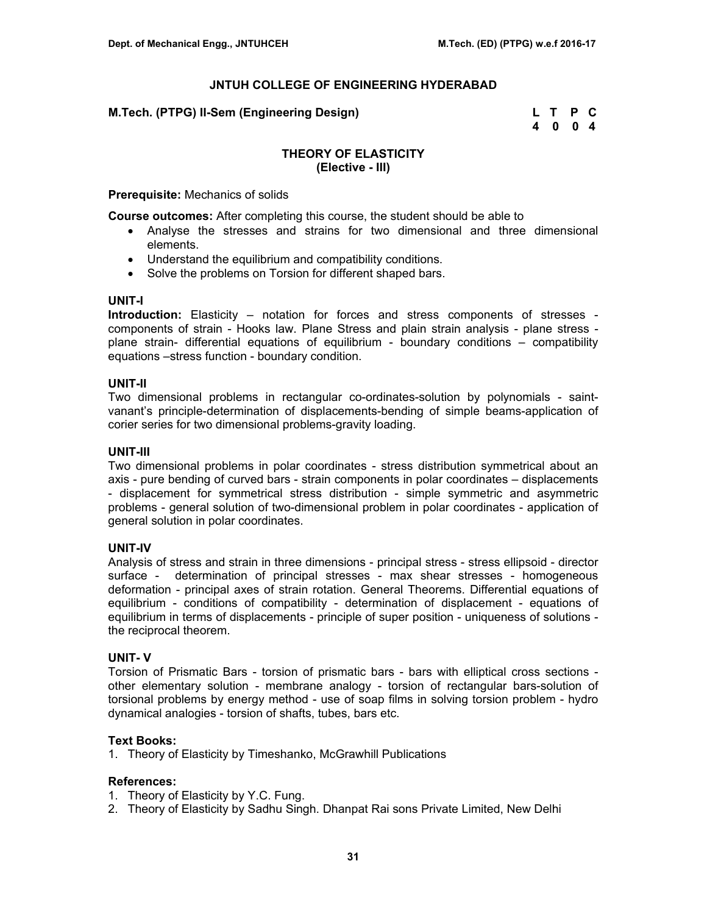# JNTUH COLLEGE OF ENGINEERING HYDERABAD

**M.Tech. (PTPG) II-Sem (Engineering Design)**

| L | T | P | C |
|---|---|---|---|
| 4 | 0 | 0 | 4 |

## THEORY OF ELASTICITY
### (Elective - III)

**Prerequisite:** Mechanics of solids

**Course outcomes:** After completing this course, the student should be able to

- Analyse the stresses and strains for two dimensional and three dimensional elements.
- Understand the equilibrium and compatibility conditions.
- Solve the problems on Torsion for different shaped bars.

### UNIT-I

**Introduction:** Elasticity – notation for forces and stress components of stresses - components of strain - Hooks law. Plane Stress and plain strain analysis - plane stress - plane strain- differential equations of equilibrium - boundary conditions – compatibility equations –stress function - boundary condition.

### UNIT-II

Two dimensional problems in rectangular co-ordinates-solution by polynomials - saint-vanant's principle-determination of displacements-bending of simple beams-application of corier series for two dimensional problems-gravity loading.

### UNIT-III

Two dimensional problems in polar coordinates - stress distribution symmetrical about an axis - pure bending of curved bars - strain components in polar coordinates – displacements - displacement for symmetrical stress distribution - simple symmetric and asymmetric problems - general solution of two-dimensional problem in polar coordinates - application of general solution in polar coordinates.

### UNIT-IV

Analysis of stress and strain in three dimensions - principal stress - stress ellipsoid - director surface - determination of principal stresses - max shear stresses - homogeneous deformation - principal axes of strain rotation. General Theorems. Differential equations of equilibrium - conditions of compatibility - determination of displacement - equations of equilibrium in terms of displacements - principle of super position - uniqueness of solutions - the reciprocal theorem.

### UNIT- V

Torsion of Prismatic Bars - torsion of prismatic bars - bars with elliptical cross sections - other elementary solution - membrane analogy - torsion of rectangular bars-solution of torsional problems by energy method - use of soap films in solving torsion problem - hydro dynamical analogies - torsion of shafts, tubes, bars etc.

### Text Books:

1. Theory of Elasticity by Timeshanko, McGrawhill Publications

### References:

1. Theory of Elasticity by Y.C. Fung.
2. Theory of Elasticity by Sadhu Singh. Dhanpat Rai sons Private Limited, New Delhi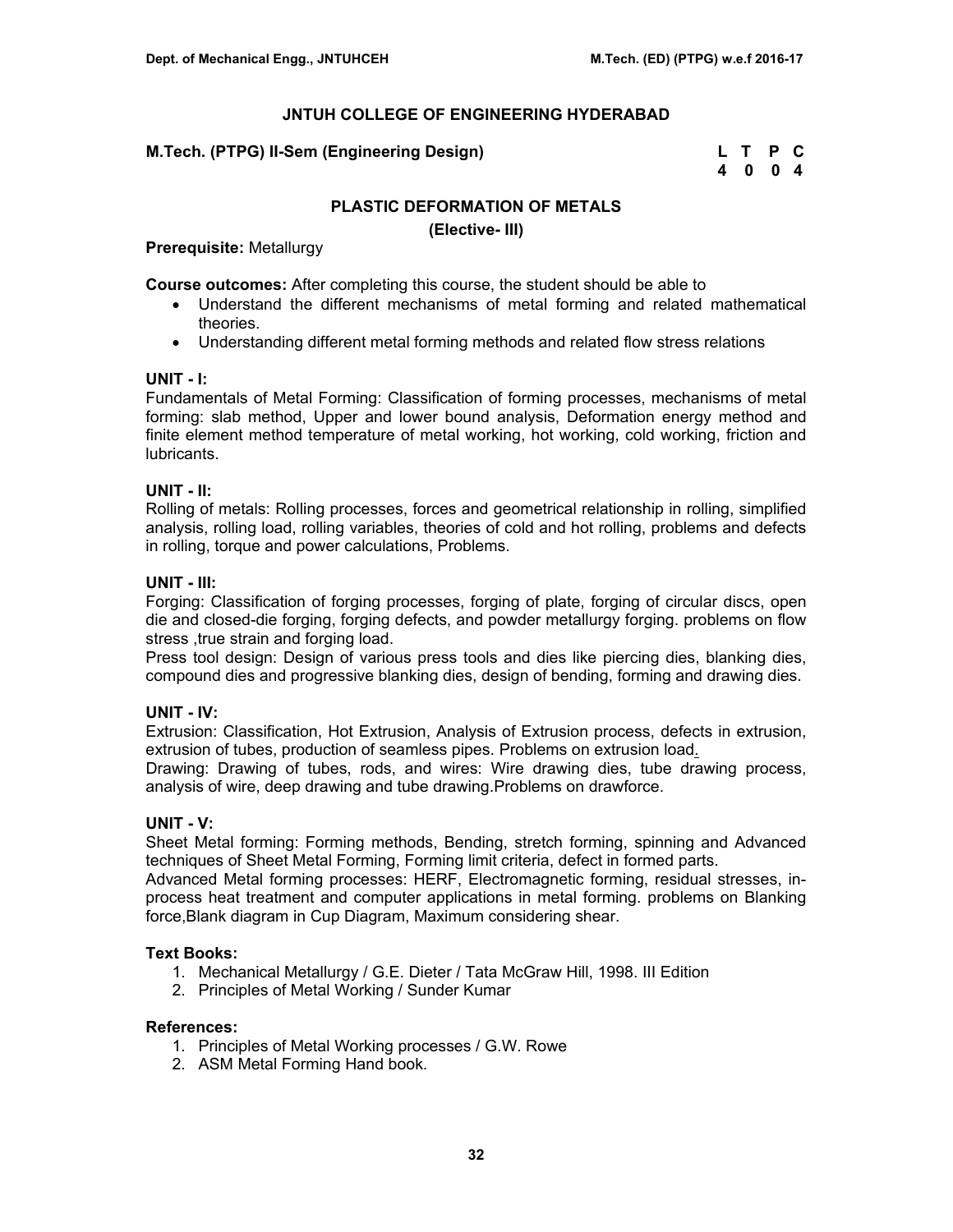## JNTUH COLLEGE OF ENGINEERING HYDERABAD

**M.Tech. (PTPG) II-Sem (Engineering Design)**

| L | T | P | C |
|---|---|---|---|
| 4 | 0 | 0 | 4 |

### PLASTIC DEFORMATION OF METALS
**(Elective- III)**

**Prerequisite:** Metallurgy

**Course outcomes:** After completing this course, the student should be able to

- Understand the different mechanisms of metal forming and related mathematical theories.
- Understanding different metal forming methods and related flow stress relations

**UNIT - I:**
Fundamentals of Metal Forming: Classification of forming processes, mechanisms of metal forming: slab method, Upper and lower bound analysis, Deformation energy method and finite element method temperature of metal working, hot working, cold working, friction and lubricants.

**UNIT - II:**
Rolling of metals: Rolling processes, forces and geometrical relationship in rolling, simplified analysis, rolling load, rolling variables, theories of cold and hot rolling, problems and defects in rolling, torque and power calculations, Problems.

**UNIT - III:**
Forging: Classification of forging processes, forging of plate, forging of circular discs, open die and closed-die forging, forging defects, and powder metallurgy forging. problems on flow stress ,true strain and forging load.
Press tool design: Design of various press tools and dies like piercing dies, blanking dies, compound dies and progressive blanking dies, design of bending, forming and drawing dies.

**UNIT - IV:**
Extrusion: Classification, Hot Extrusion, Analysis of Extrusion process, defects in extrusion, extrusion of tubes, production of seamless pipes. Problems on extrusion load.
Drawing: Drawing of tubes, rods, and wires: Wire drawing dies, tube drawing process, analysis of wire, deep drawing and tube drawing.Problems on drawforce.

**UNIT - V:**
Sheet Metal forming: Forming methods, Bending, stretch forming, spinning and Advanced techniques of Sheet Metal Forming, Forming limit criteria, defect in formed parts.
Advanced Metal forming processes: HERF, Electromagnetic forming, residual stresses, in-process heat treatment and computer applications in metal forming. problems on Blanking force,Blank diagram in Cup Diagram, Maximum considering shear.

**Text Books:**

1. Mechanical Metallurgy / G.E. Dieter / Tata McGraw Hill, 1998. III Edition
2. Principles of Metal Working / Sunder Kumar

**References:**

1. Principles of Metal Working processes / G.W. Rowe
2. ASM Metal Forming Hand book.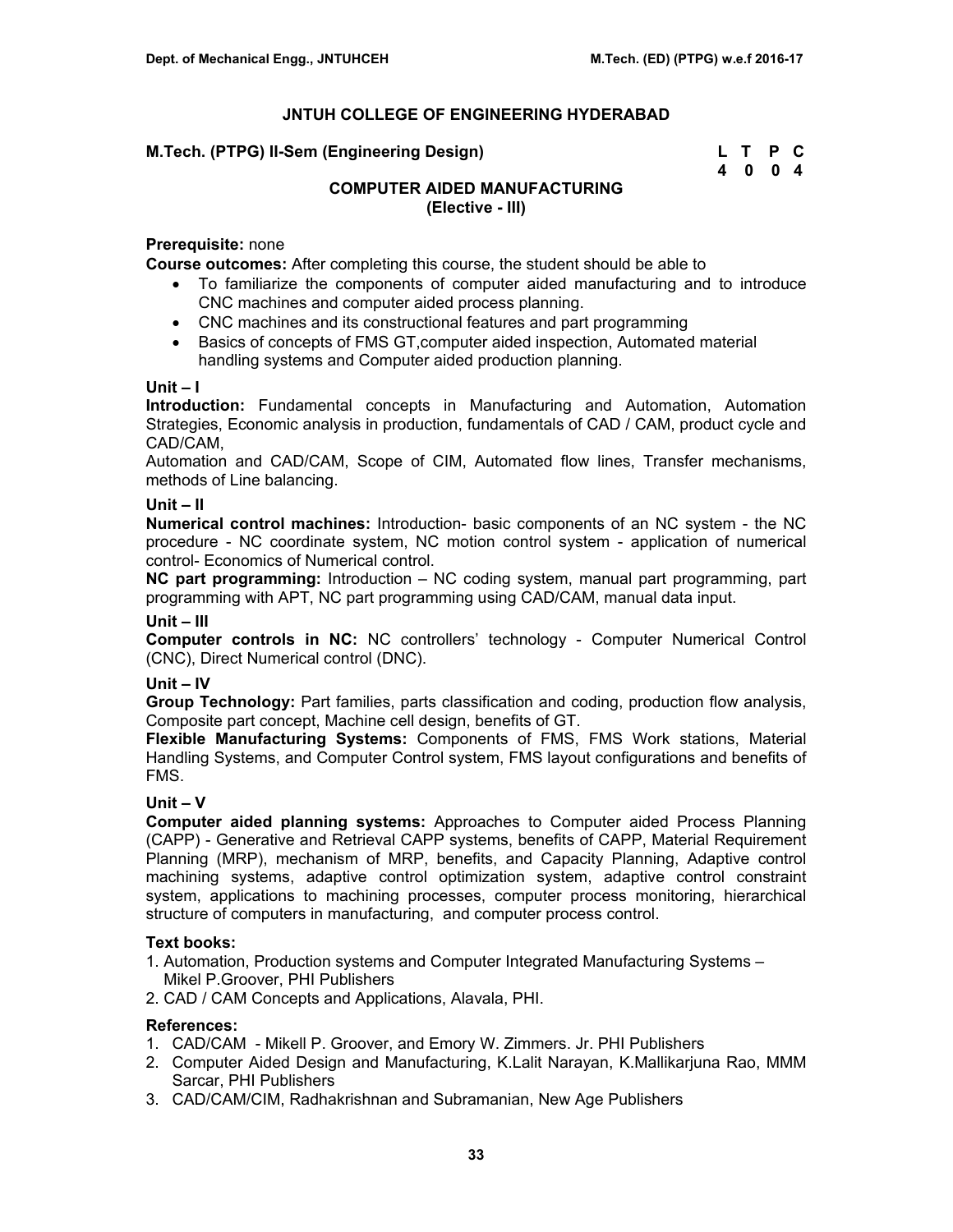# JNTUH COLLEGE OF ENGINEERING HYDERABAD

**M.Tech. (PTPG) II-Sem (Engineering Design)**

| L | T | P | C |
|---|---|---|---|
| 4 | 0 | 0 | 4 |

## COMPUTER AIDED MANUFACTURING
### (Elective - III)

**Prerequisite:** none

**Course outcomes:** After completing this course, the student should be able to

- To familiarize the components of computer aided manufacturing and to introduce CNC machines and computer aided process planning.
- CNC machines and its constructional features and part programming
- Basics of concepts of FMS GT,computer aided inspection, Automated material handling systems and Computer aided production planning.

### Unit – I

**Introduction:** Fundamental concepts in Manufacturing and Automation, Automation Strategies, Economic analysis in production, fundamentals of CAD / CAM, product cycle and CAD/CAM,

Automation and CAD/CAM, Scope of CIM, Automated flow lines, Transfer mechanisms, methods of Line balancing.

### Unit – II

**Numerical control machines:** Introduction- basic components of an NC system - the NC procedure - NC coordinate system, NC motion control system - application of numerical control- Economics of Numerical control.

**NC part programming:** Introduction – NC coding system, manual part programming, part programming with APT, NC part programming using CAD/CAM, manual data input.

### Unit – III

**Computer controls in NC:** NC controllers' technology - Computer Numerical Control (CNC), Direct Numerical control (DNC).

### Unit – IV

**Group Technology:** Part families, parts classification and coding, production flow analysis, Composite part concept, Machine cell design, benefits of GT.

**Flexible Manufacturing Systems:** Components of FMS, FMS Work stations, Material Handling Systems, and Computer Control system, FMS layout configurations and benefits of FMS.

### Unit – V

**Computer aided planning systems:** Approaches to Computer aided Process Planning (CAPP) - Generative and Retrieval CAPP systems, benefits of CAPP, Material Requirement Planning (MRP), mechanism of MRP, benefits, and Capacity Planning, Adaptive control machining systems, adaptive control optimization system, adaptive control constraint system, applications to machining processes, computer process monitoring, hierarchical structure of computers in manufacturing, and computer process control.

### Text books:

1. Automation, Production systems and Computer Integrated Manufacturing Systems – Mikel P.Groover, PHI Publishers
2. CAD / CAM Concepts and Applications, Alavala, PHI.

### References:

1. CAD/CAM - Mikell P. Groover, and Emory W. Zimmers. Jr. PHI Publishers
2. Computer Aided Design and Manufacturing, K.Lalit Narayan, K.Mallikarjuna Rao, MMM Sarcar, PHI Publishers
3. CAD/CAM/CIM, Radhakrishnan and Subramanian, New Age Publishers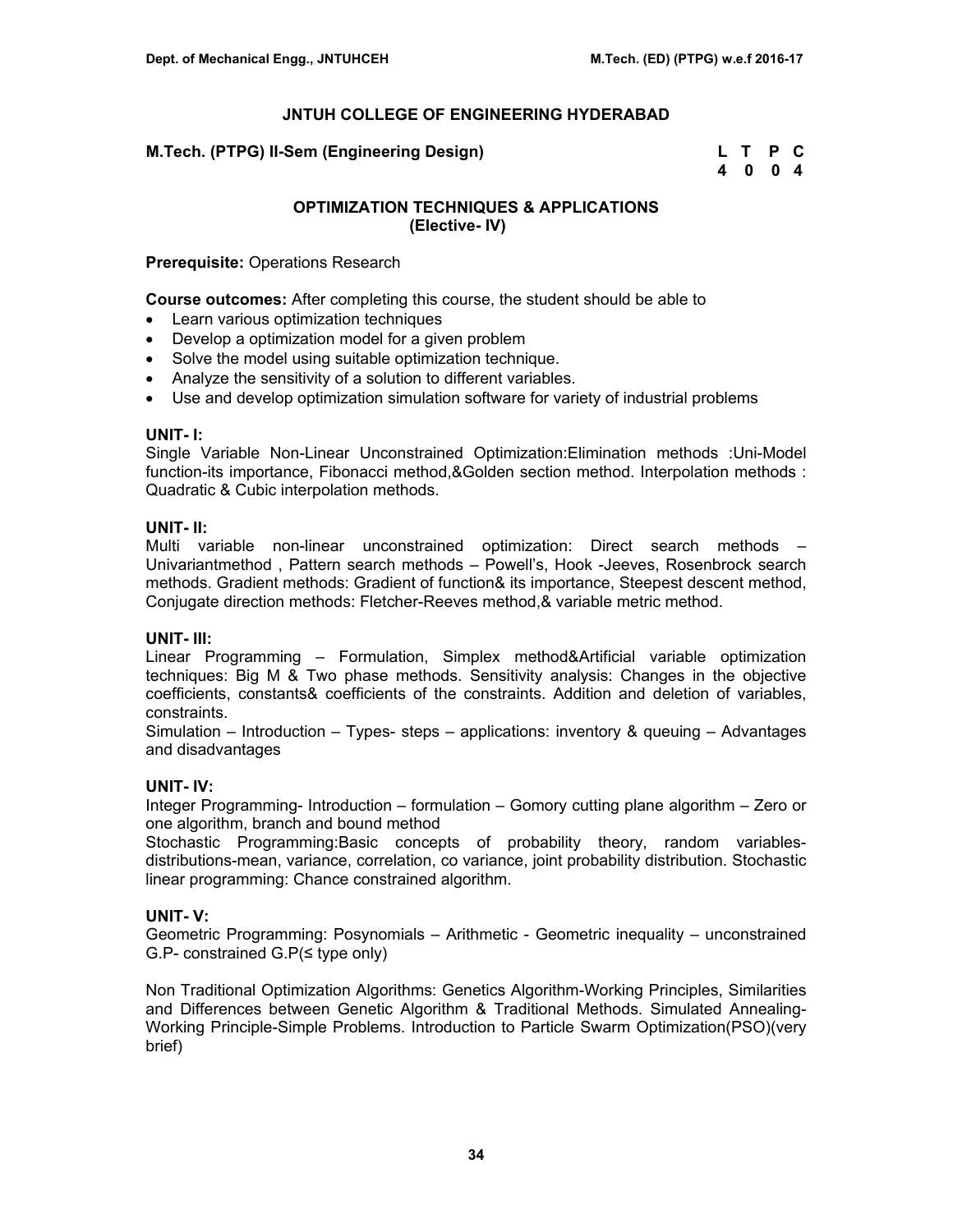## JNTUH COLLEGE OF ENGINEERING HYDERABAD

**M.Tech. (PTPG) II-Sem (Engineering Design)**

| L | T | P | C |
|---|---|---|---|
| 4 | 0 | 0 | 4 |

### OPTIMIZATION TECHNIQUES & APPLICATIONS
### (Elective- IV)

**Prerequisite:** Operations Research

**Course outcomes:** After completing this course, the student should be able to

- Learn various optimization techniques
- Develop a optimization model for a given problem
- Solve the model using suitable optimization technique.
- Analyze the sensitivity of a solution to different variables.
- Use and develop optimization simulation software for variety of industrial problems

**UNIT- I:**

Single Variable Non-Linear Unconstrained Optimization:Elimination methods :Uni-Model function-its importance, Fibonacci method,&Golden section method. Interpolation methods : Quadratic & Cubic interpolation methods.

**UNIT- II:**

Multi variable non-linear unconstrained optimization: Direct search methods – Univariantmethod , Pattern search methods – Powell's, Hook -Jeeves, Rosenbrock search methods. Gradient methods: Gradient of function& its importance, Steepest descent method, Conjugate direction methods: Fletcher-Reeves method,& variable metric method.

**UNIT- III:**

Linear Programming – Formulation, Simplex method&Artificial variable optimization techniques: Big M & Two phase methods. Sensitivity analysis: Changes in the objective coefficients, constants& coefficients of the constraints. Addition and deletion of variables, constraints.

Simulation – Introduction – Types- steps – applications: inventory & queuing – Advantages and disadvantages

**UNIT- IV:**

Integer Programming- Introduction – formulation – Gomory cutting plane algorithm – Zero or one algorithm, branch and bound method

Stochastic Programming:Basic concepts of probability theory, random variables- distributions-mean, variance, correlation, co variance, joint probability distribution. Stochastic linear programming: Chance constrained algorithm.

**UNIT- V:**

Geometric Programming: Posynomials – Arithmetic - Geometric inequality – unconstrained G.P- constrained G.P(≤ type only)

Non Traditional Optimization Algorithms: Genetics Algorithm-Working Principles, Similarities and Differences between Genetic Algorithm & Traditional Methods. Simulated Annealing-Working Principle-Simple Problems. Introduction to Particle Swarm Optimization(PSO)(very brief)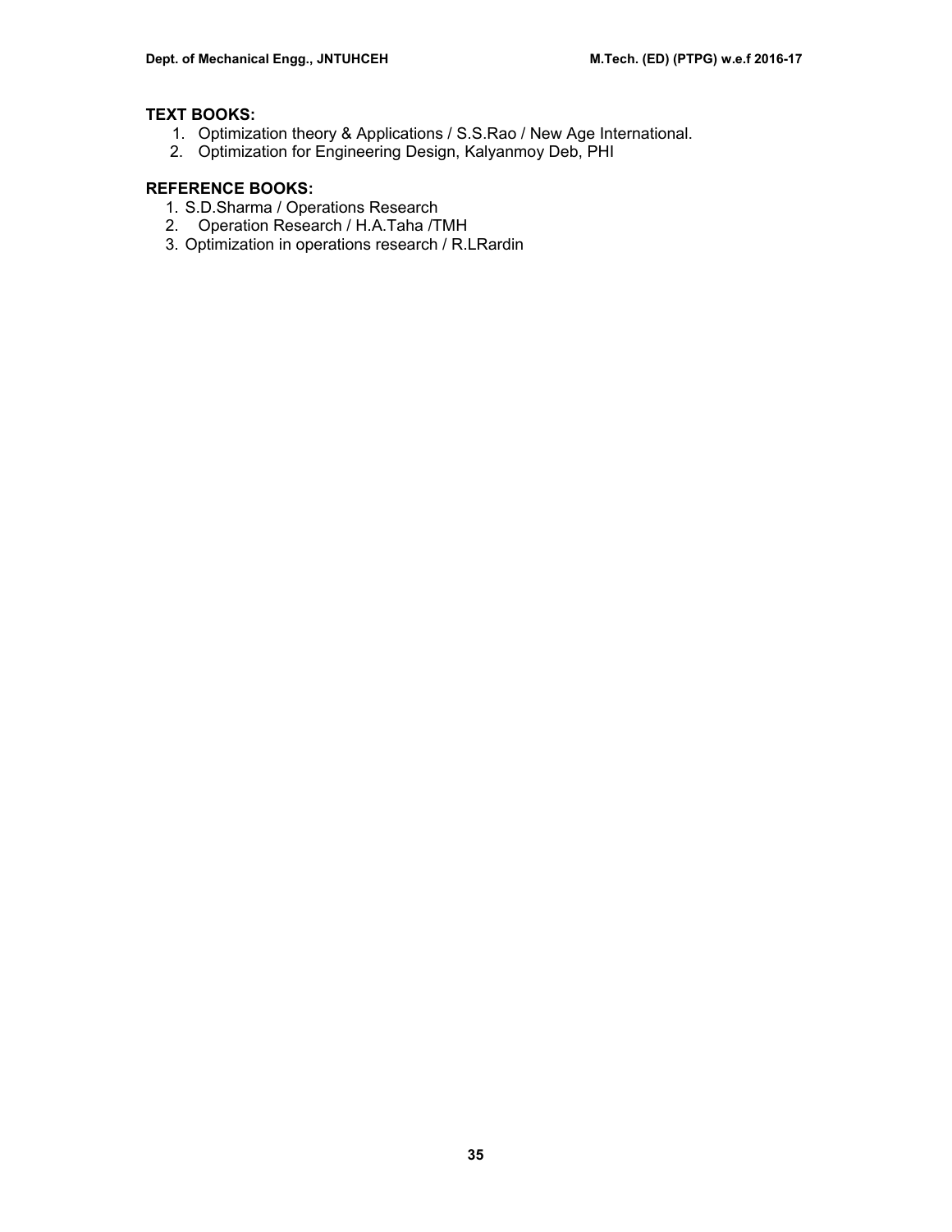**TEXT BOOKS:**

1. Optimization theory & Applications / S.S.Rao / New Age International.
2. Optimization for Engineering Design, Kalyanmoy Deb, PHI

**REFERENCE BOOKS:**

1. S.D.Sharma / Operations Research
2. Operation Research / H.A.Taha /TMH
3. Optimization in operations research / R.LRardin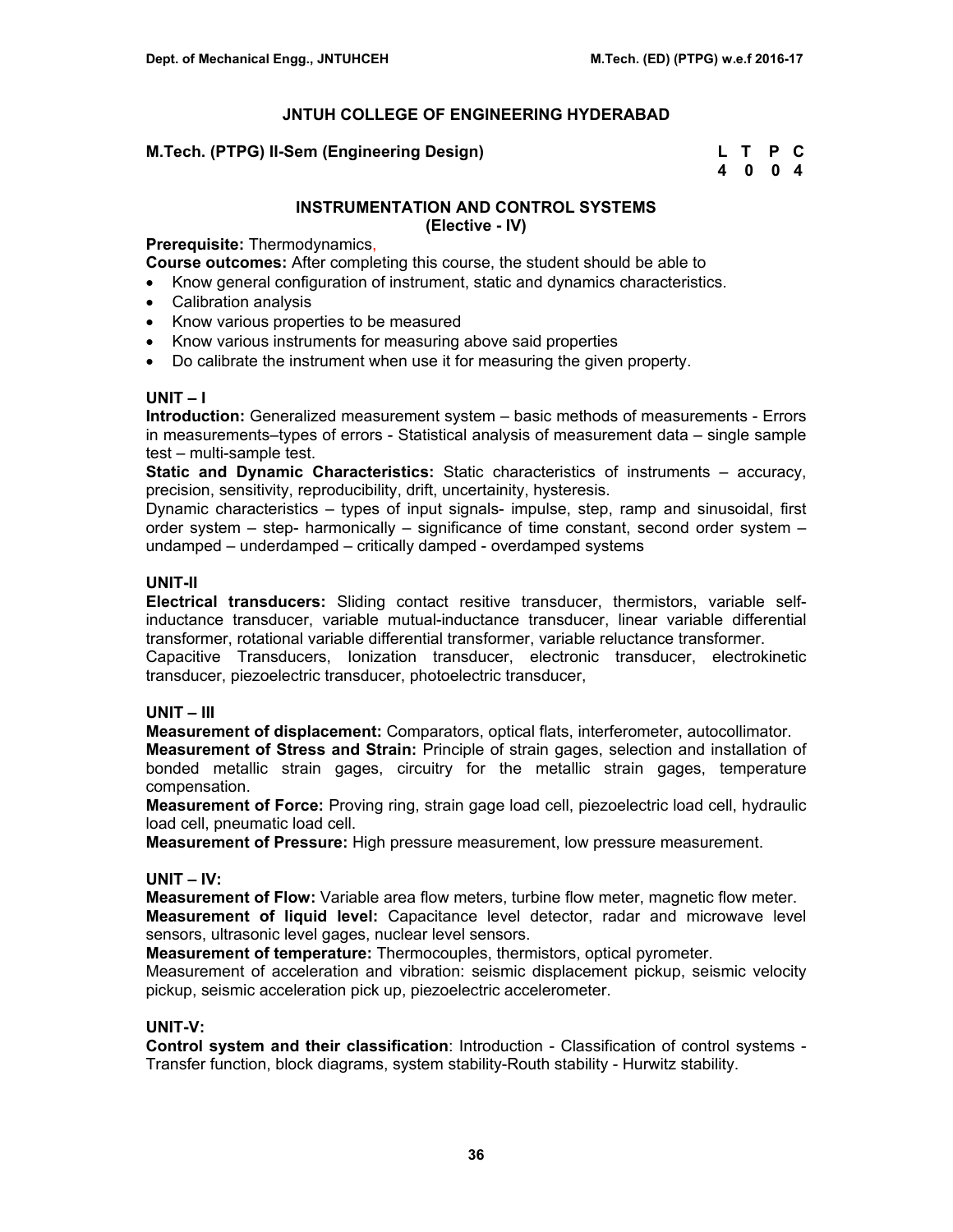# JNTUH COLLEGE OF ENGINEERING HYDERABAD

**M.Tech. (PTPG) II-Sem (Engineering Design)**

| L | T | P | C |
|---|---|---|---|
| 4 | 0 | 0 | 4 |

## INSTRUMENTATION AND CONTROL SYSTEMS
### (Elective - IV)

**Prerequisite:** Thermodynamics,

**Course outcomes:** After completing this course, the student should be able to

- Know general configuration of instrument, static and dynamics characteristics.
- Calibration analysis
- Know various properties to be measured
- Know various instruments for measuring above said properties
- Do calibrate the instrument when use it for measuring the given property.

### UNIT – I

**Introduction:** Generalized measurement system – basic methods of measurements - Errors in measurements–types of errors - Statistical analysis of measurement data – single sample test – multi-sample test.

**Static and Dynamic Characteristics:** Static characteristics of instruments – accuracy, precision, sensitivity, reproducibility, drift, uncertainity, hysteresis.

Dynamic characteristics – types of input signals- impulse, step, ramp and sinusoidal, first order system – step- harmonically – significance of time constant, second order system – undamped – underdamped – critically damped - overdamped systems

### UNIT-II

**Electrical transducers:** Sliding contact resitive transducer, thermistors, variable self-inductance transducer, variable mutual-inductance transducer, linear variable differential transformer, rotational variable differential transformer, variable reluctance transformer.

Capacitive Transducers, Ionization transducer, electronic transducer, electrokinetic transducer, piezoelectric transducer, photoelectric transducer,

### UNIT – III

**Measurement of displacement:** Comparators, optical flats, interferometer, autocollimator.

**Measurement of Stress and Strain:** Principle of strain gages, selection and installation of bonded metallic strain gages, circuitry for the metallic strain gages, temperature compensation.

**Measurement of Force:** Proving ring, strain gage load cell, piezoelectric load cell, hydraulic load cell, pneumatic load cell.

**Measurement of Pressure:** High pressure measurement, low pressure measurement.

### UNIT – IV:

**Measurement of Flow:** Variable area flow meters, turbine flow meter, magnetic flow meter.

**Measurement of liquid level:** Capacitance level detector, radar and microwave level sensors, ultrasonic level gages, nuclear level sensors.

**Measurement of temperature:** Thermocouples, thermistors, optical pyrometer.

Measurement of acceleration and vibration: seismic displacement pickup, seismic velocity pickup, seismic acceleration pick up, piezoelectric accelerometer.

### UNIT-V:

**Control system and their classification**: Introduction - Classification of control systems - Transfer function, block diagrams, system stability-Routh stability - Hurwitz stability.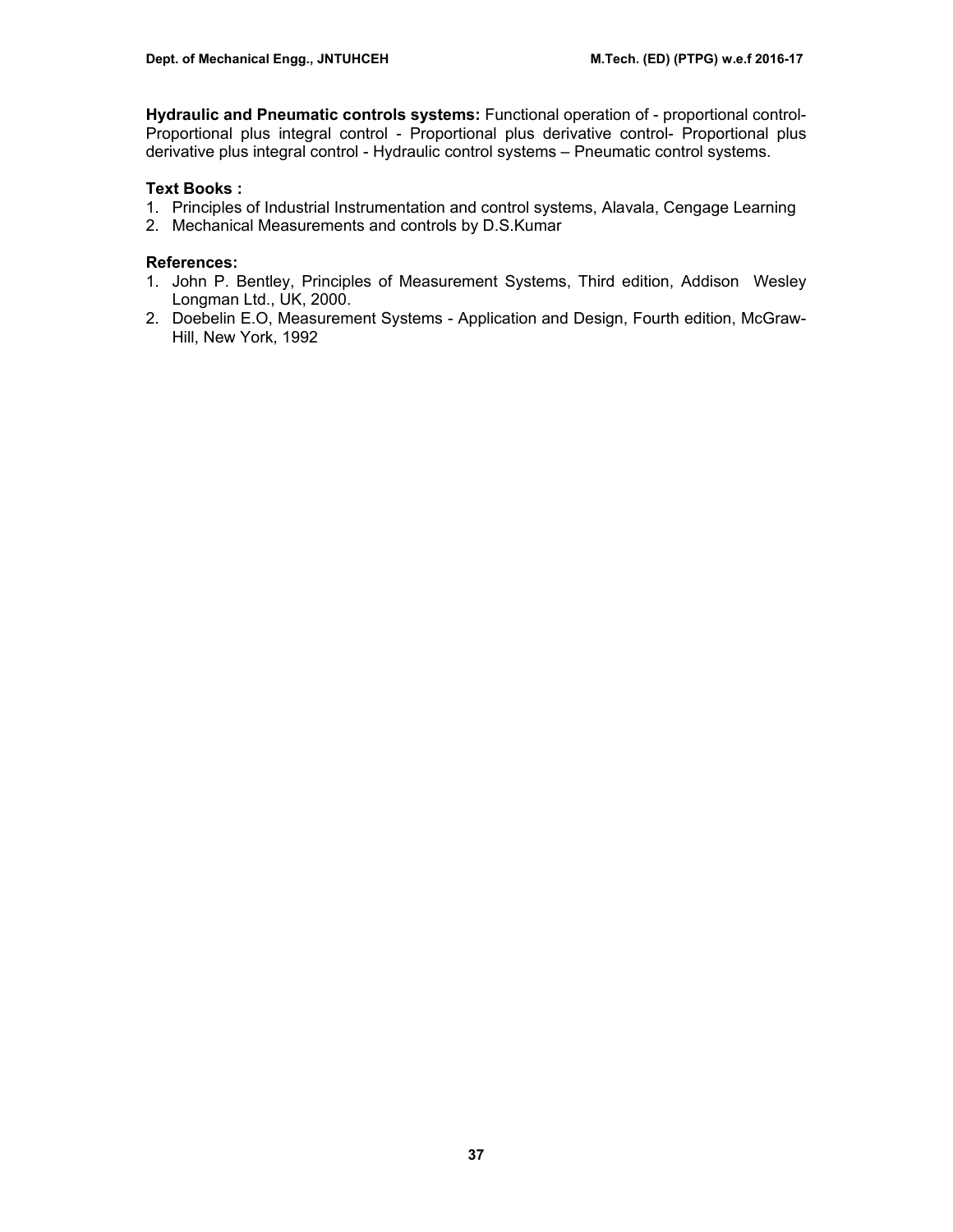**Hydraulic and Pneumatic controls systems:** Functional operation of - proportional control- Proportional plus integral control - Proportional plus derivative control- Proportional plus derivative plus integral control - Hydraulic control systems – Pneumatic control systems.

**Text Books :**

1. Principles of Industrial Instrumentation and control systems, Alavala, Cengage Learning
2. Mechanical Measurements and controls by D.S.Kumar

**References:**

1. John P. Bentley, Principles of Measurement Systems, Third edition, Addison Wesley Longman Ltd., UK, 2000.
2. Doebelin E.O, Measurement Systems - Application and Design, Fourth edition, McGraw-Hill, New York, 1992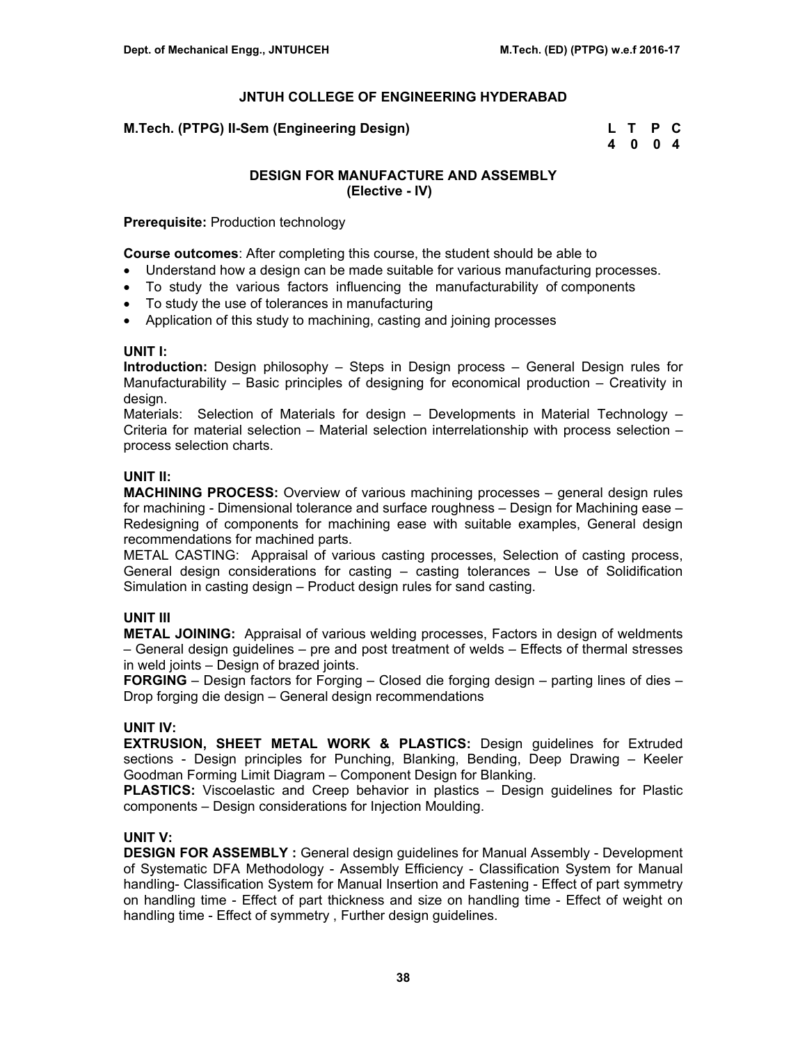# JNTUH COLLEGE OF ENGINEERING HYDERABAD

**M.Tech. (PTPG) II-Sem (Engineering Design)**

| L | T | P | C |
|---|---|---|---|
| 4 | 0 | 0 | 4 |

## DESIGN FOR MANUFACTURE AND ASSEMBLY
### (Elective - IV)

**Prerequisite:** Production technology

**Course outcomes**: After completing this course, the student should be able to

- Understand how a design can be made suitable for various manufacturing processes.
- To study the various factors influencing the manufacturability of components
- To study the use of tolerances in manufacturing
- Application of this study to machining, casting and joining processes

**UNIT I:**

**Introduction:** Design philosophy – Steps in Design process – General Design rules for Manufacturability – Basic principles of designing for economical production – Creativity in design.

Materials: Selection of Materials for design – Developments in Material Technology – Criteria for material selection – Material selection interrelationship with process selection – process selection charts.

**UNIT II:**

**MACHINING PROCESS:** Overview of various machining processes – general design rules for machining - Dimensional tolerance and surface roughness – Design for Machining ease – Redesigning of components for machining ease with suitable examples, General design recommendations for machined parts.

METAL CASTING: Appraisal of various casting processes, Selection of casting process, General design considerations for casting – casting tolerances – Use of Solidification Simulation in casting design – Product design rules for sand casting.

**UNIT III**

**METAL JOINING:** Appraisal of various welding processes, Factors in design of weldments – General design guidelines – pre and post treatment of welds – Effects of thermal stresses in weld joints – Design of brazed joints.

**FORGING** – Design factors for Forging – Closed die forging design – parting lines of dies – Drop forging die design – General design recommendations

**UNIT IV:**

**EXTRUSION, SHEET METAL WORK & PLASTICS:** Design guidelines for Extruded sections - Design principles for Punching, Blanking, Bending, Deep Drawing – Keeler Goodman Forming Limit Diagram – Component Design for Blanking.

**PLASTICS:** Viscoelastic and Creep behavior in plastics – Design guidelines for Plastic components – Design considerations for Injection Moulding.

**UNIT V:**

**DESIGN FOR ASSEMBLY :** General design guidelines for Manual Assembly - Development of Systematic DFA Methodology - Assembly Efficiency - Classification System for Manual handling- Classification System for Manual Insertion and Fastening - Effect of part symmetry on handling time - Effect of part thickness and size on handling time - Effect of weight on handling time - Effect of symmetry , Further design guidelines.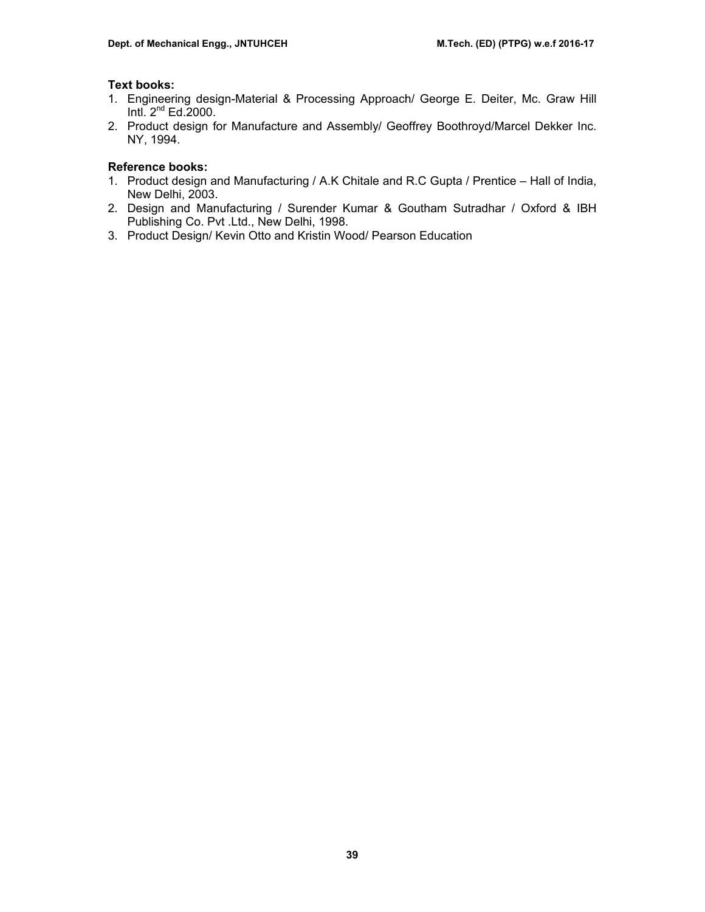**Text books:**

1. Engineering design-Material & Processing Approach/ George E. Deiter, Mc. Graw Hill Intl. 2nd Ed.2000.
2. Product design for Manufacture and Assembly/ Geoffrey Boothroyd/Marcel Dekker Inc. NY, 1994.

**Reference books:**

1. Product design and Manufacturing / A.K Chitale and R.C Gupta / Prentice – Hall of India, New Delhi, 2003.
2. Design and Manufacturing / Surender Kumar & Goutham Sutradhar / Oxford & IBH Publishing Co. Pvt .Ltd., New Delhi, 1998.
3. Product Design/ Kevin Otto and Kristin Wood/ Pearson Education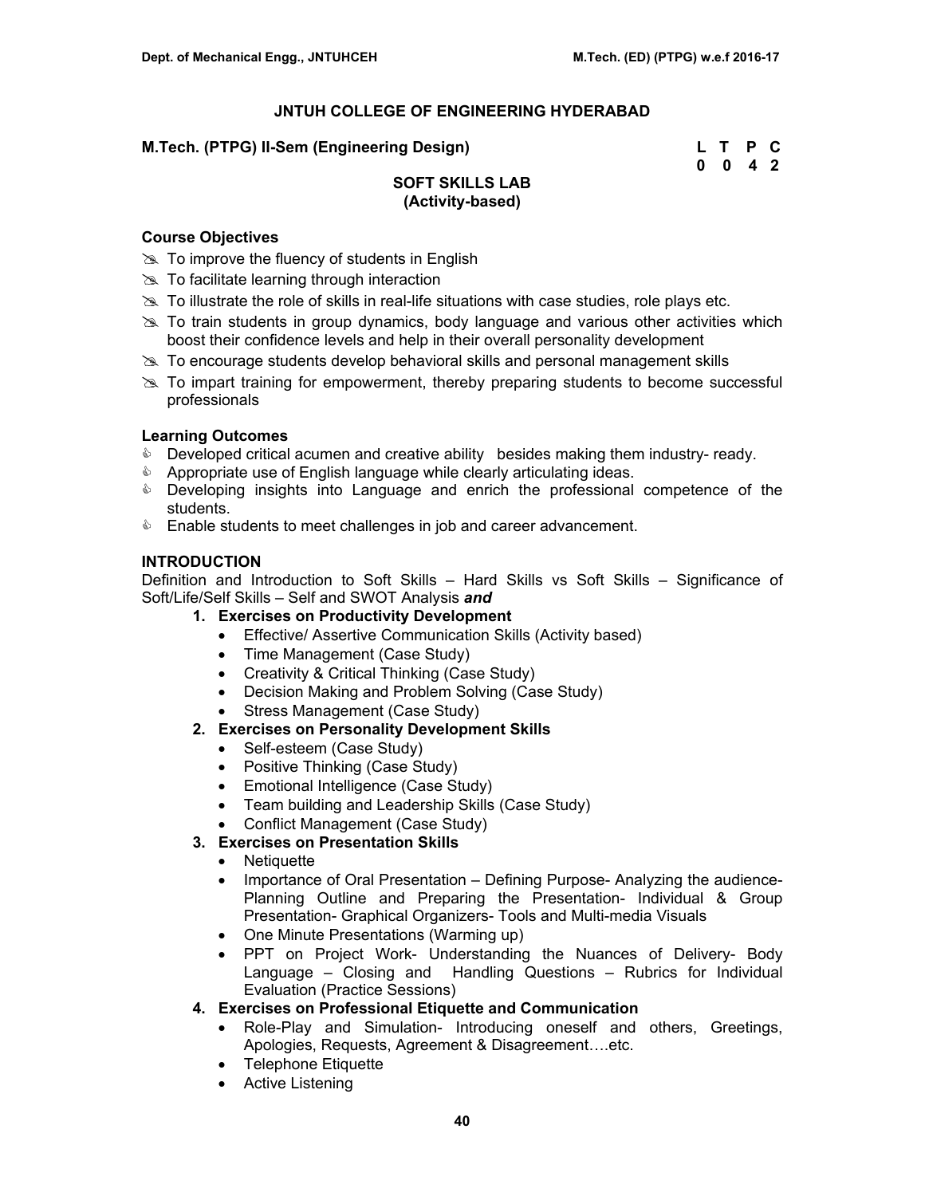## JNTUH COLLEGE OF ENGINEERING HYDERABAD

**M.Tech. (PTPG) II-Sem (Engineering Design)**

| L | T | P | C |
|---|---|---|---|
| 0 | 0 | 4 | 2 |

### SOFT SKILLS LAB
### (Activity-based)

**Course Objectives**

- To improve the fluency of students in English
- To facilitate learning through interaction
- To illustrate the role of skills in real-life situations with case studies, role plays etc.
- To train students in group dynamics, body language and various other activities which boost their confidence levels and help in their overall personality development
- To encourage students develop behavioral skills and personal management skills
- To impart training for empowerment, thereby preparing students to become successful professionals

**Learning Outcomes**

- Developed critical acumen and creative ability besides making them industry- ready.
- Appropriate use of English language while clearly articulating ideas.
- Developing insights into Language and enrich the professional competence of the students.
- Enable students to meet challenges in job and career advancement.

**INTRODUCTION**

Definition and Introduction to Soft Skills – Hard Skills vs Soft Skills – Significance of Soft/Life/Self Skills – Self and SWOT Analysis ***and***

1. **Exercises on Productivity Development**
   - Effective/ Assertive Communication Skills (Activity based)
   - Time Management (Case Study)
   - Creativity & Critical Thinking (Case Study)
   - Decision Making and Problem Solving (Case Study)
   - Stress Management (Case Study)
2. **Exercises on Personality Development Skills**
   - Self-esteem (Case Study)
   - Positive Thinking (Case Study)
   - Emotional Intelligence (Case Study)
   - Team building and Leadership Skills (Case Study)
   - Conflict Management (Case Study)
3. **Exercises on Presentation Skills**
   - Netiquette
   - Importance of Oral Presentation – Defining Purpose- Analyzing the audience- Planning Outline and Preparing the Presentation- Individual & Group Presentation- Graphical Organizers- Tools and Multi-media Visuals
   - One Minute Presentations (Warming up)
   - PPT on Project Work- Understanding the Nuances of Delivery- Body Language – Closing and Handling Questions – Rubrics for Individual Evaluation (Practice Sessions)
4. **Exercises on Professional Etiquette and Communication**
   - Role-Play and Simulation- Introducing oneself and others, Greetings, Apologies, Requests, Agreement & Disagreement….etc.
   - Telephone Etiquette
   - Active Listening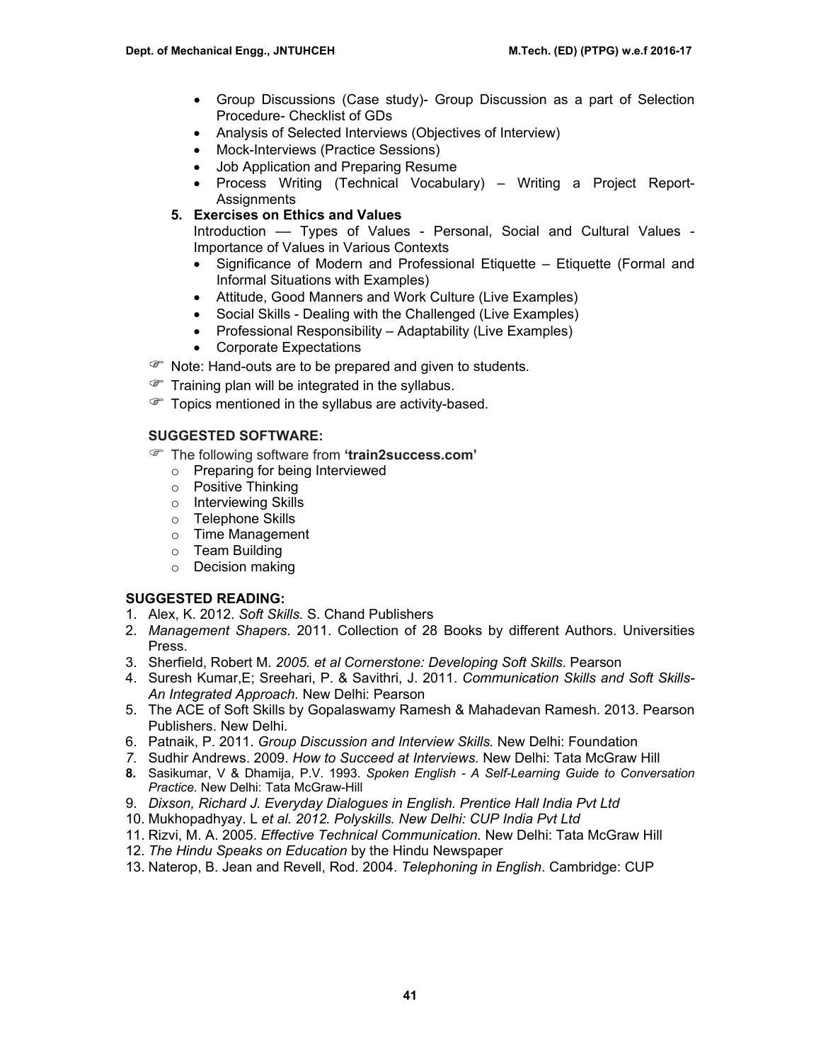- Group Discussions (Case study)- Group Discussion as a part of Selection Procedure- Checklist of GDs
- Analysis of Selected Interviews (Objectives of Interview)
- Mock-Interviews (Practice Sessions)
- Job Application and Preparing Resume
- Process Writing (Technical Vocabulary) – Writing a Project Report-Assignments

**5. Exercises on Ethics and Values**

Introduction —- Types of Values - Personal, Social and Cultural Values - Importance of Values in Various Contexts

- Significance of Modern and Professional Etiquette – Etiquette (Formal and Informal Situations with Examples)
- Attitude, Good Manners and Work Culture (Live Examples)
- Social Skills - Dealing with the Challenged (Live Examples)
- Professional Responsibility – Adaptability (Live Examples)
- Corporate Expectations

☞ Note: Hand-outs are to be prepared and given to students.

☞ Training plan will be integrated in the syllabus.

☞ Topics mentioned in the syllabus are activity-based.

**SUGGESTED SOFTWARE:**

☞ The following software from **'train2success.com'**

- Preparing for being Interviewed
- Positive Thinking
- Interviewing Skills
- Telephone Skills
- Time Management
- Team Building
- Decision making

**SUGGESTED READING:**

1. Alex, K. 2012. *Soft Skills.* S. Chand Publishers
2. *Management Shapers*. 2011. Collection of 28 Books by different Authors. Universities Press.
3. Sherfield, Robert M. *2005. et al Cornerstone: Developing Soft Skills*. Pearson
4. Suresh Kumar,E; Sreehari, P. & Savithri, J. 2011. *Communication Skills and Soft Skills- An Integrated Approach.* New Delhi: Pearson
5. The ACE of Soft Skills by Gopalaswamy Ramesh & Mahadevan Ramesh. 2013. Pearson Publishers. New Delhi.
6. Patnaik, P. 2011. *Group Discussion and Interview Skills.* New Delhi: Foundation
7. Sudhir Andrews. 2009. *How to Succeed at Interviews.* New Delhi: Tata McGraw Hill
8. Sasikumar, V & Dhamija, P.V. 1993. *Spoken English - A Self-Learning Guide to Conversation Practice.* New Delhi: Tata McGraw-Hill
9. *Dixson, Richard J. Everyday Dialogues in English. Prentice Hall India Pvt Ltd*
10. Mukhopadhyay. L *et al. 2012. Polyskills. New Delhi: CUP India Pvt Ltd*
11. Rizvi, M. A. 2005. *Effective Technical Communication.* New Delhi: Tata McGraw Hill
12. *The Hindu Speaks on Education* by the Hindu Newspaper
13. Naterop, B. Jean and Revell, Rod. 2004. *Telephoning in English*. Cambridge: CUP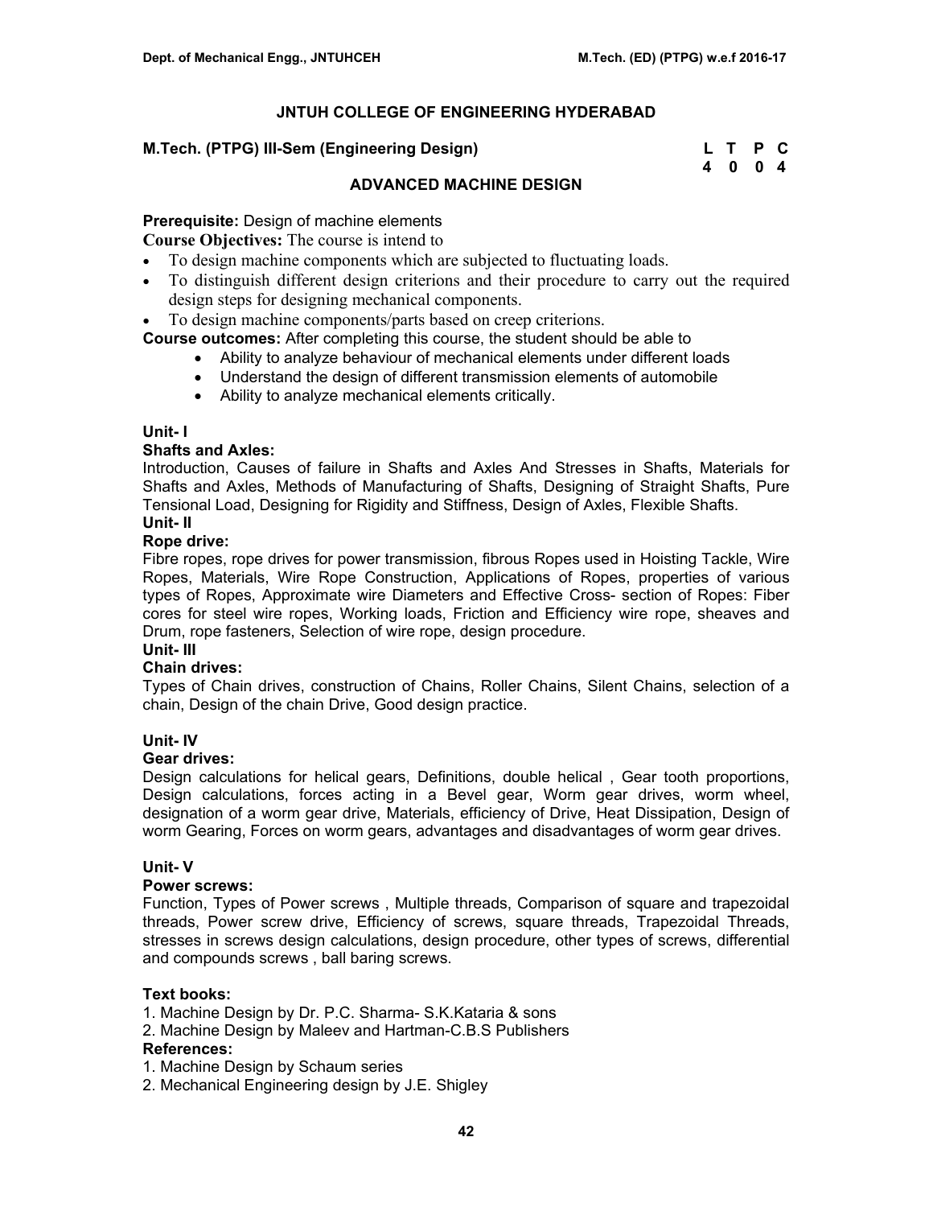# JNTUH COLLEGE OF ENGINEERING HYDERABAD

**M.Tech. (PTPG) III-Sem (Engineering Design)**

| L | T | P | C |
|---|---|---|---|
| 4 | 0 | 0 | 4 |

## ADVANCED MACHINE DESIGN

**Prerequisite:** Design of machine elements

**Course Objectives:** The course is intend to

- To design machine components which are subjected to fluctuating loads.
- To distinguish different design criterions and their procedure to carry out the required design steps for designing mechanical components.
- To design machine components/parts based on creep criterions.

**Course outcomes:** After completing this course, the student should be able to

- Ability to analyze behaviour of mechanical elements under different loads
- Understand the design of different transmission elements of automobile
- Ability to analyze mechanical elements critically.

### Unit- I

**Shafts and Axles:**

Introduction, Causes of failure in Shafts and Axles And Stresses in Shafts, Materials for Shafts and Axles, Methods of Manufacturing of Shafts, Designing of Straight Shafts, Pure Tensional Load, Designing for Rigidity and Stiffness, Design of Axles, Flexible Shafts.

### Unit- II

**Rope drive:**

Fibre ropes, rope drives for power transmission, fibrous Ropes used in Hoisting Tackle, Wire Ropes, Materials, Wire Rope Construction, Applications of Ropes, properties of various types of Ropes, Approximate wire Diameters and Effective Cross- section of Ropes: Fiber cores for steel wire ropes, Working loads, Friction and Efficiency wire rope, sheaves and Drum, rope fasteners, Selection of wire rope, design procedure.

### Unit- III

**Chain drives:**

Types of Chain drives, construction of Chains, Roller Chains, Silent Chains, selection of a chain, Design of the chain Drive, Good design practice.

### Unit- IV

**Gear drives:**

Design calculations for helical gears, Definitions, double helical , Gear tooth proportions, Design calculations, forces acting in a Bevel gear, Worm gear drives, worm wheel, designation of a worm gear drive, Materials, efficiency of Drive, Heat Dissipation, Design of worm Gearing, Forces on worm gears, advantages and disadvantages of worm gear drives.

### Unit- V

**Power screws:**

Function, Types of Power screws , Multiple threads, Comparison of square and trapezoidal threads, Power screw drive, Efficiency of screws, square threads, Trapezoidal Threads, stresses in screws design calculations, design procedure, other types of screws, differential and compounds screws , ball baring screws.

### Text books:

1. Machine Design by Dr. P.C. Sharma- S.K.Kataria & sons
2. Machine Design by Maleev and Hartman-C.B.S Publishers

### References:

1. Machine Design by Schaum series
2. Mechanical Engineering design by J.E. Shigley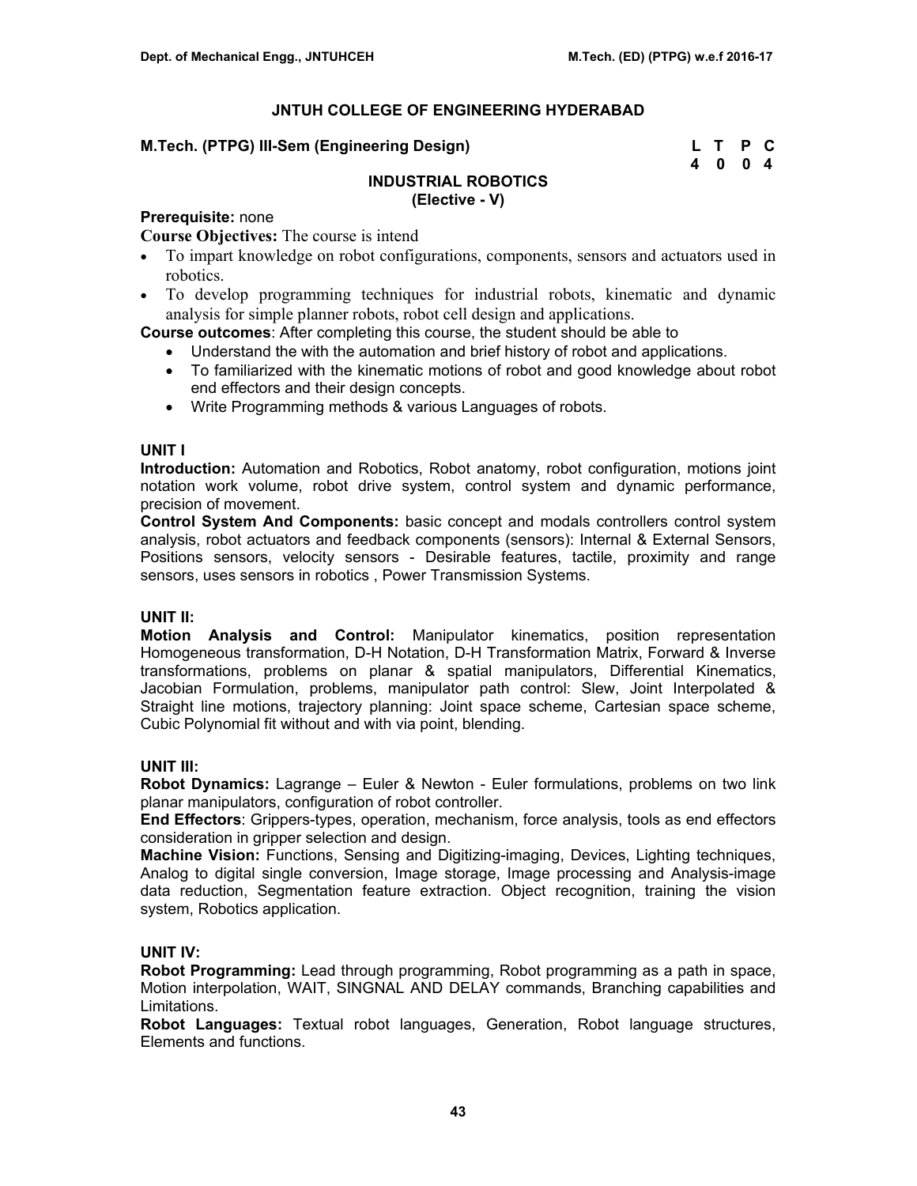## JNTUH COLLEGE OF ENGINEERING HYDERABAD

**M.Tech. (PTPG) III-Sem (Engineering Design)**

| L | T | P | C |
|---|---|---|---|
| 4 | 0 | 0 | 4 |

### INDUSTRIAL ROBOTICS
**(Elective - V)**

**Prerequisite:** none

**Course Objectives:** The course is intend

- To impart knowledge on robot configurations, components, sensors and actuators used in robotics.
- To develop programming techniques for industrial robots, kinematic and dynamic analysis for simple planner robots, robot cell design and applications.

**Course outcomes**: After completing this course, the student should be able to

- Understand the with the automation and brief history of robot and applications.
- To familiarized with the kinematic motions of robot and good knowledge about robot end effectors and their design concepts.
- Write Programming methods & various Languages of robots.

**UNIT I**

**Introduction:** Automation and Robotics, Robot anatomy, robot configuration, motions joint notation work volume, robot drive system, control system and dynamic performance, precision of movement.

**Control System And Components:** basic concept and modals controllers control system analysis, robot actuators and feedback components (sensors): Internal & External Sensors, Positions sensors, velocity sensors - Desirable features, tactile, proximity and range sensors, uses sensors in robotics , Power Transmission Systems.

**UNIT II:**

**Motion Analysis and Control:** Manipulator kinematics, position representation Homogeneous transformation, D-H Notation, D-H Transformation Matrix, Forward & Inverse transformations, problems on planar & spatial manipulators, Differential Kinematics, Jacobian Formulation, problems, manipulator path control: Slew, Joint Interpolated & Straight line motions, trajectory planning: Joint space scheme, Cartesian space scheme, Cubic Polynomial fit without and with via point, blending.

**UNIT III:**

**Robot Dynamics:** Lagrange – Euler & Newton - Euler formulations, problems on two link planar manipulators, configuration of robot controller.

**End Effectors**: Grippers-types, operation, mechanism, force analysis, tools as end effectors consideration in gripper selection and design.

**Machine Vision:** Functions, Sensing and Digitizing-imaging, Devices, Lighting techniques, Analog to digital single conversion, Image storage, Image processing and Analysis-image data reduction, Segmentation feature extraction. Object recognition, training the vision system, Robotics application.

**UNIT IV:**

**Robot Programming:** Lead through programming, Robot programming as a path in space, Motion interpolation, WAIT, SINGNAL AND DELAY commands, Branching capabilities and Limitations.

**Robot Languages:** Textual robot languages, Generation, Robot language structures, Elements and functions.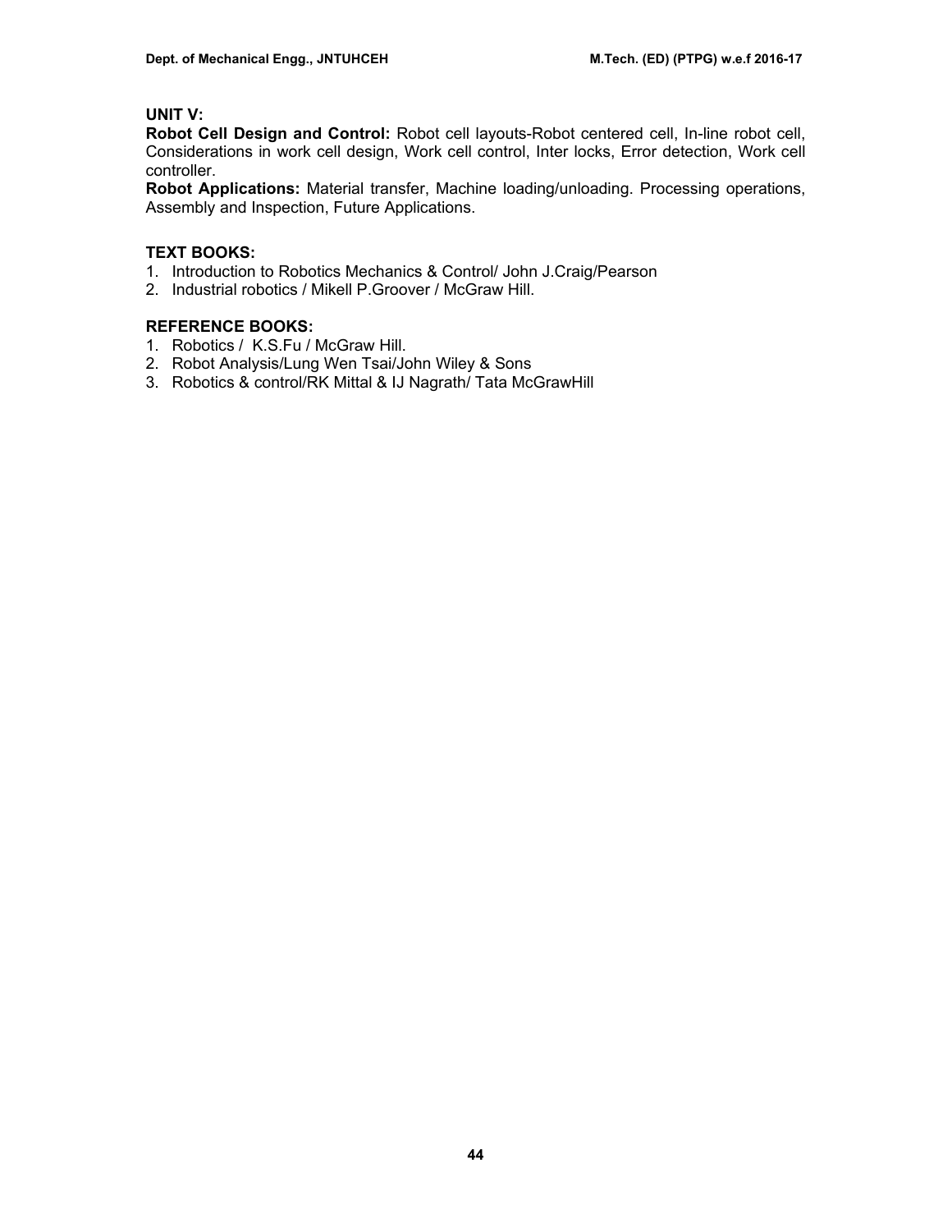**UNIT V:**

**Robot Cell Design and Control:** Robot cell layouts-Robot centered cell, In-line robot cell, Considerations in work cell design, Work cell control, Inter locks, Error detection, Work cell controller.

**Robot Applications:** Material transfer, Machine loading/unloading. Processing operations, Assembly and Inspection, Future Applications.

**TEXT BOOKS:**

1. Introduction to Robotics Mechanics & Control/ John J.Craig/Pearson
2. Industrial robotics / Mikell P.Groover / McGraw Hill.

**REFERENCE BOOKS:**

1. Robotics / K.S.Fu / McGraw Hill.
2. Robot Analysis/Lung Wen Tsai/John Wiley & Sons
3. Robotics & control/RK Mittal & IJ Nagrath/ Tata McGrawHill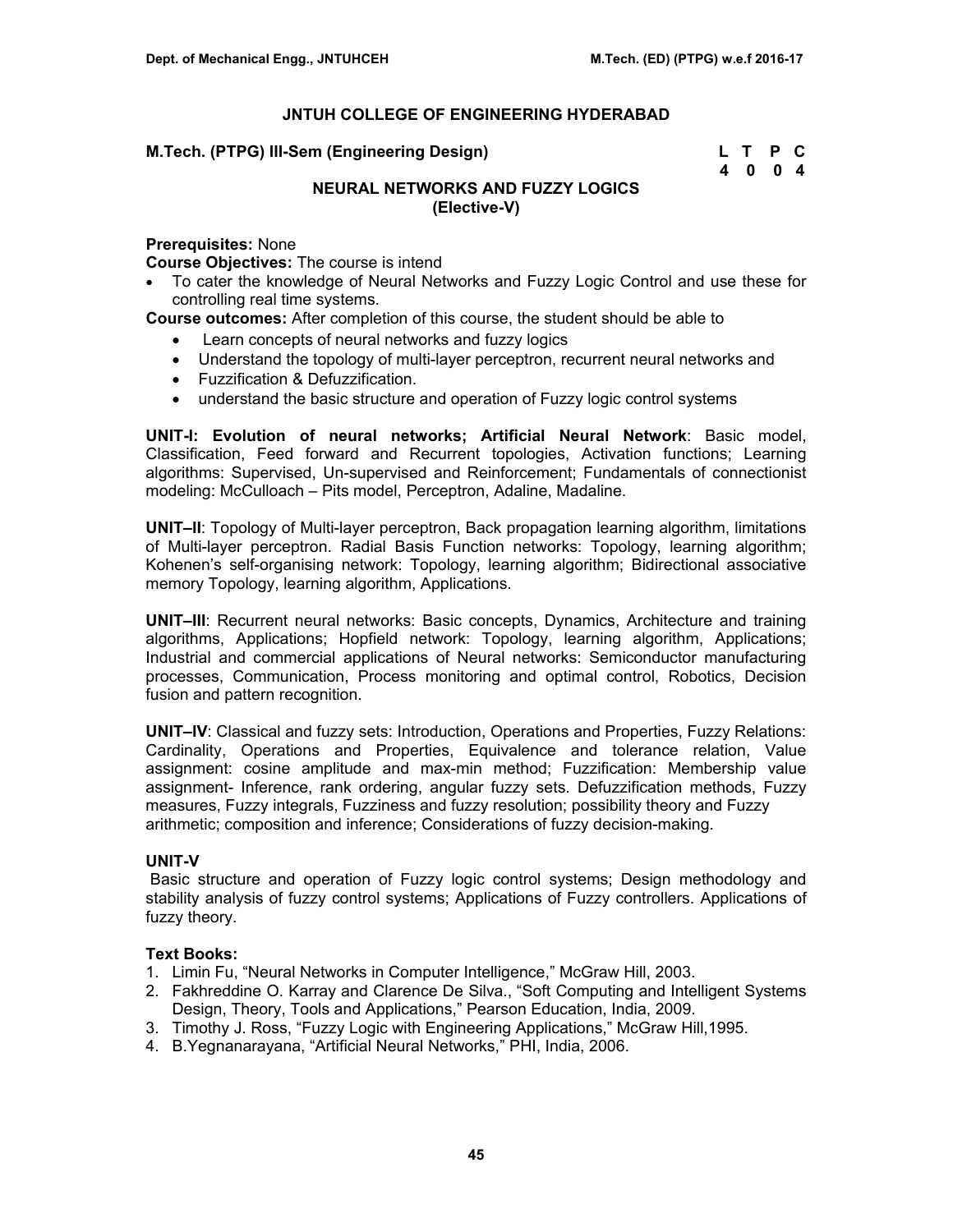## JNTUH COLLEGE OF ENGINEERING HYDERABAD

**M.Tech. (PTPG) III-Sem (Engineering Design)**

| L | T | P | C |
|---|---|---|---|
| 4 | 0 | 0 | 4 |

### NEURAL NETWORKS AND FUZZY LOGICS
### (Elective-V)

**Prerequisites:** None

**Course Objectives:** The course is intend

- To cater the knowledge of Neural Networks and Fuzzy Logic Control and use these for controlling real time systems.

**Course outcomes:** After completion of this course, the student should be able to

- Learn concepts of neural networks and fuzzy logics
- Understand the topology of multi-layer perceptron, recurrent neural networks and
- Fuzzification & Defuzzification.
- understand the basic structure and operation of Fuzzy logic control systems

**UNIT-I: Evolution of neural networks; Artificial Neural Network**: Basic model, Classification, Feed forward and Recurrent topologies, Activation functions; Learning algorithms: Supervised, Un-supervised and Reinforcement; Fundamentals of connectionist modeling: McCulloach – Pits model, Perceptron, Adaline, Madaline.

**UNIT–II**: Topology of Multi-layer perceptron, Back propagation learning algorithm, limitations of Multi-layer perceptron. Radial Basis Function networks: Topology, learning algorithm; Kohenen's self-organising network: Topology, learning algorithm; Bidirectional associative memory Topology, learning algorithm, Applications.

**UNIT–III**: Recurrent neural networks: Basic concepts, Dynamics, Architecture and training algorithms, Applications; Hopfield network: Topology, learning algorithm, Applications; Industrial and commercial applications of Neural networks: Semiconductor manufacturing processes, Communication, Process monitoring and optimal control, Robotics, Decision fusion and pattern recognition.

**UNIT–IV**: Classical and fuzzy sets: Introduction, Operations and Properties, Fuzzy Relations: Cardinality, Operations and Properties, Equivalence and tolerance relation, Value assignment: cosine amplitude and max-min method; Fuzzification: Membership value assignment- Inference, rank ordering, angular fuzzy sets. Defuzzification methods, Fuzzy measures, Fuzzy integrals, Fuzziness and fuzzy resolution; possibility theory and Fuzzy arithmetic; composition and inference; Considerations of fuzzy decision-making.

**UNIT-V**

Basic structure and operation of Fuzzy logic control systems; Design methodology and stability analysis of fuzzy control systems; Applications of Fuzzy controllers. Applications of fuzzy theory.

**Text Books:**

1. Limin Fu, "Neural Networks in Computer Intelligence," McGraw Hill, 2003.
2. Fakhreddine O. Karray and Clarence De Silva., "Soft Computing and Intelligent Systems Design, Theory, Tools and Applications," Pearson Education, India, 2009.
3. Timothy J. Ross, "Fuzzy Logic with Engineering Applications," McGraw Hill,1995.
4. B.Yegnanarayana, "Artificial Neural Networks," PHI, India, 2006.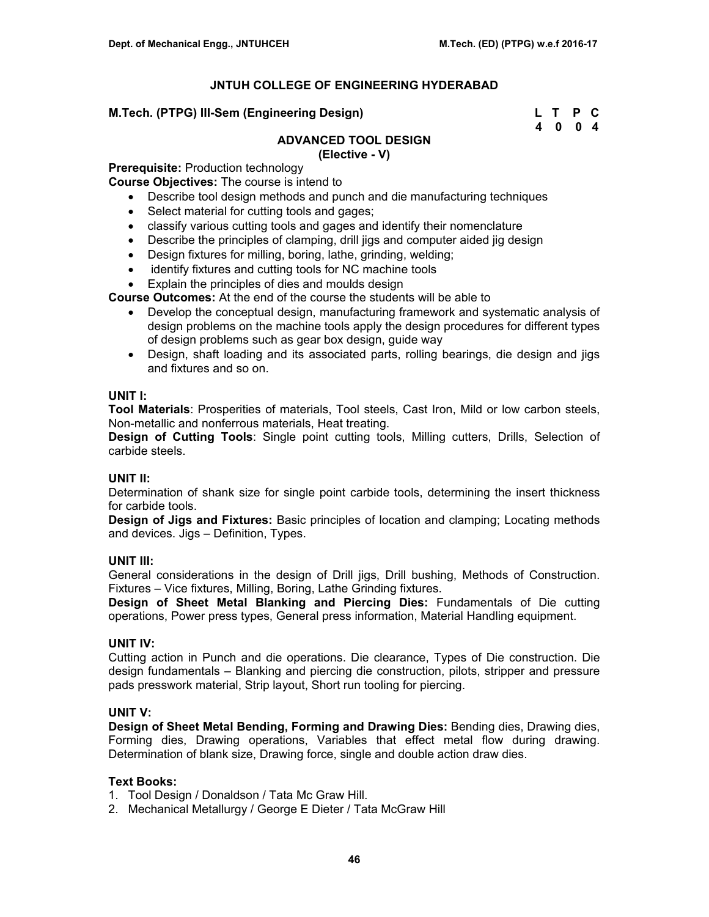# JNTUH COLLEGE OF ENGINEERING HYDERABAD

**M.Tech. (PTPG) III-Sem (Engineering Design)**

| L | T | P | C |
|---|---|---|---|
| 4 | 0 | 0 | 4 |

## ADVANCED TOOL DESIGN
### (Elective - V)

**Prerequisite:** Production technology

**Course Objectives:** The course is intend to

- Describe tool design methods and punch and die manufacturing techniques
- Select material for cutting tools and gages;
- classify various cutting tools and gages and identify their nomenclature
- Describe the principles of clamping, drill jigs and computer aided jig design
- Design fixtures for milling, boring, lathe, grinding, welding;
- identify fixtures and cutting tools for NC machine tools
- Explain the principles of dies and moulds design

**Course Outcomes:** At the end of the course the students will be able to

- Develop the conceptual design, manufacturing framework and systematic analysis of design problems on the machine tools apply the design procedures for different types of design problems such as gear box design, guide way
- Design, shaft loading and its associated parts, rolling bearings, die design and jigs and fixtures and so on.

**UNIT I:**

**Tool Materials**: Prosperities of materials, Tool steels, Cast Iron, Mild or low carbon steels, Non-metallic and nonferrous materials, Heat treating.

**Design of Cutting Tools**: Single point cutting tools, Milling cutters, Drills, Selection of carbide steels.

**UNIT II:**

Determination of shank size for single point carbide tools, determining the insert thickness for carbide tools.

**Design of Jigs and Fixtures:** Basic principles of location and clamping; Locating methods and devices. Jigs – Definition, Types.

**UNIT III:**

General considerations in the design of Drill jigs, Drill bushing, Methods of Construction. Fixtures – Vice fixtures, Milling, Boring, Lathe Grinding fixtures.

**Design of Sheet Metal Blanking and Piercing Dies:** Fundamentals of Die cutting operations, Power press types, General press information, Material Handling equipment.

**UNIT IV:**

Cutting action in Punch and die operations. Die clearance, Types of Die construction. Die design fundamentals – Blanking and piercing die construction, pilots, stripper and pressure pads presswork material, Strip layout, Short run tooling for piercing.

**UNIT V:**

**Design of Sheet Metal Bending, Forming and Drawing Dies:** Bending dies, Drawing dies, Forming dies, Drawing operations, Variables that effect metal flow during drawing. Determination of blank size, Drawing force, single and double action draw dies.

**Text Books:**

1. Tool Design / Donaldson / Tata Mc Graw Hill.
2. Mechanical Metallurgy / George E Dieter / Tata McGraw Hill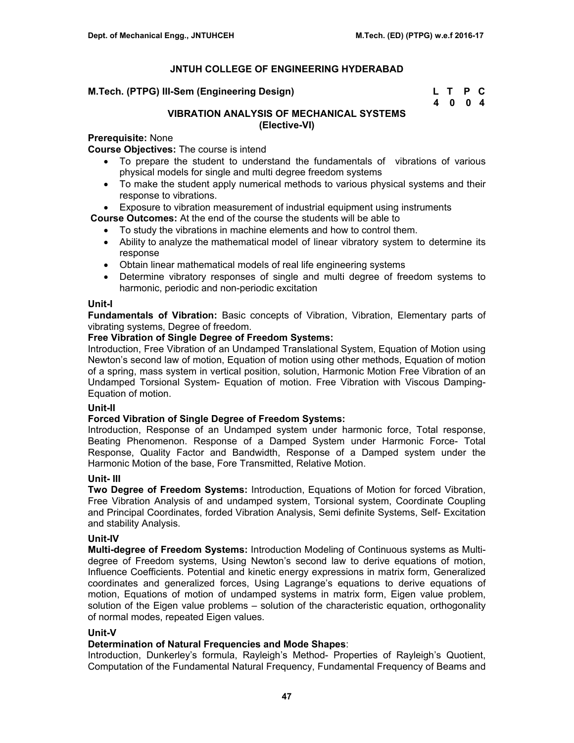# JNTUH COLLEGE OF ENGINEERING HYDERABAD

**M.Tech. (PTPG) III-Sem (Engineering Design)**

| L | T | P | C |
|---|---|---|---|
| 4 | 0 | 0 | 4 |

## VIBRATION ANALYSIS OF MECHANICAL SYSTEMS
## (Elective-VI)

**Prerequisite:** None

**Course Objectives:** The course is intend

- To prepare the student to understand the fundamentals of vibrations of various physical models for single and multi degree freedom systems
- To make the student apply numerical methods to various physical systems and their response to vibrations.
- Exposure to vibration measurement of industrial equipment using instruments

**Course Outcomes:** At the end of the course the students will be able to

- To study the vibrations in machine elements and how to control them.
- Ability to analyze the mathematical model of linear vibratory system to determine its response
- Obtain linear mathematical models of real life engineering systems
- Determine vibratory responses of single and multi degree of freedom systems to harmonic, periodic and non-periodic excitation

### Unit-I

**Fundamentals of Vibration:** Basic concepts of Vibration, Vibration, Elementary parts of vibrating systems, Degree of freedom.

**Free Vibration of Single Degree of Freedom Systems:**

Introduction, Free Vibration of an Undamped Translational System, Equation of Motion using Newton's second law of motion, Equation of motion using other methods, Equation of motion of a spring, mass system in vertical position, solution, Harmonic Motion Free Vibration of an Undamped Torsional System- Equation of motion. Free Vibration with Viscous Damping-Equation of motion.

### Unit-II

**Forced Vibration of Single Degree of Freedom Systems:**

Introduction, Response of an Undamped system under harmonic force, Total response, Beating Phenomenon. Response of a Damped System under Harmonic Force- Total Response, Quality Factor and Bandwidth, Response of a Damped system under the Harmonic Motion of the base, Fore Transmitted, Relative Motion.

### Unit- III

**Two Degree of Freedom Systems:** Introduction, Equations of Motion for forced Vibration, Free Vibration Analysis of and undamped system, Torsional system, Coordinate Coupling and Principal Coordinates, forded Vibration Analysis, Semi definite Systems, Self- Excitation and stability Analysis.

### Unit-IV

**Multi-degree of Freedom Systems:** Introduction Modeling of Continuous systems as Multi-degree of Freedom systems, Using Newton's second law to derive equations of motion, Influence Coefficients. Potential and kinetic energy expressions in matrix form, Generalized coordinates and generalized forces, Using Lagrange's equations to derive equations of motion, Equations of motion of undamped systems in matrix form, Eigen value problem, solution of the Eigen value problems – solution of the characteristic equation, orthogonality of normal modes, repeated Eigen values.

### Unit-V

**Determination of Natural Frequencies and Mode Shapes**:

Introduction, Dunkerley's formula, Rayleigh's Method- Properties of Rayleigh's Quotient, Computation of the Fundamental Natural Frequency, Fundamental Frequency of Beams and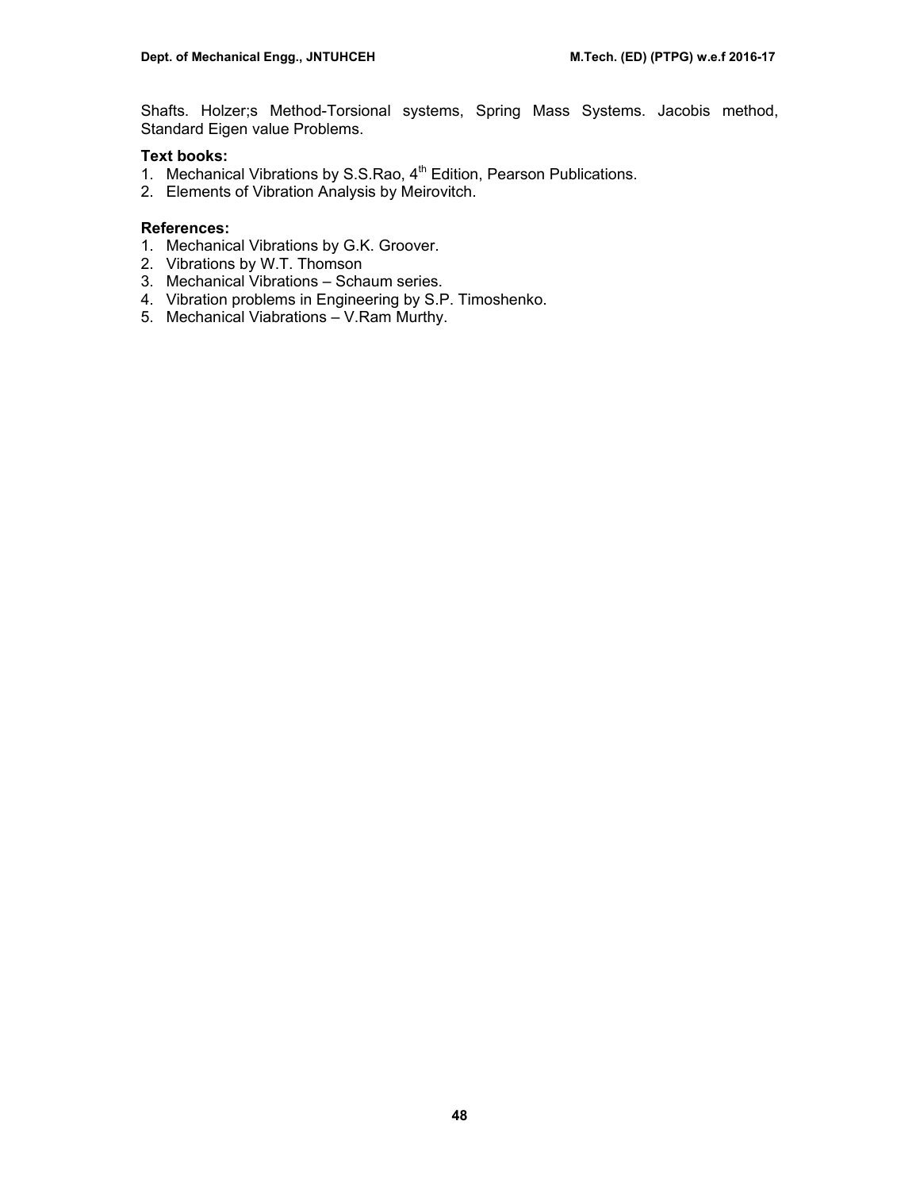Shafts. Holzer;s Method-Torsional systems, Spring Mass Systems. Jacobis method, Standard Eigen value Problems.

**Text books:**

1. Mechanical Vibrations by S.S.Rao, 4th Edition, Pearson Publications.
2. Elements of Vibration Analysis by Meirovitch.

**References:**

1. Mechanical Vibrations by G.K. Groover.
2. Vibrations by W.T. Thomson
3. Mechanical Vibrations – Schaum series.
4. Vibration problems in Engineering by S.P. Timoshenko.
5. Mechanical Viabrations – V.Ram Murthy.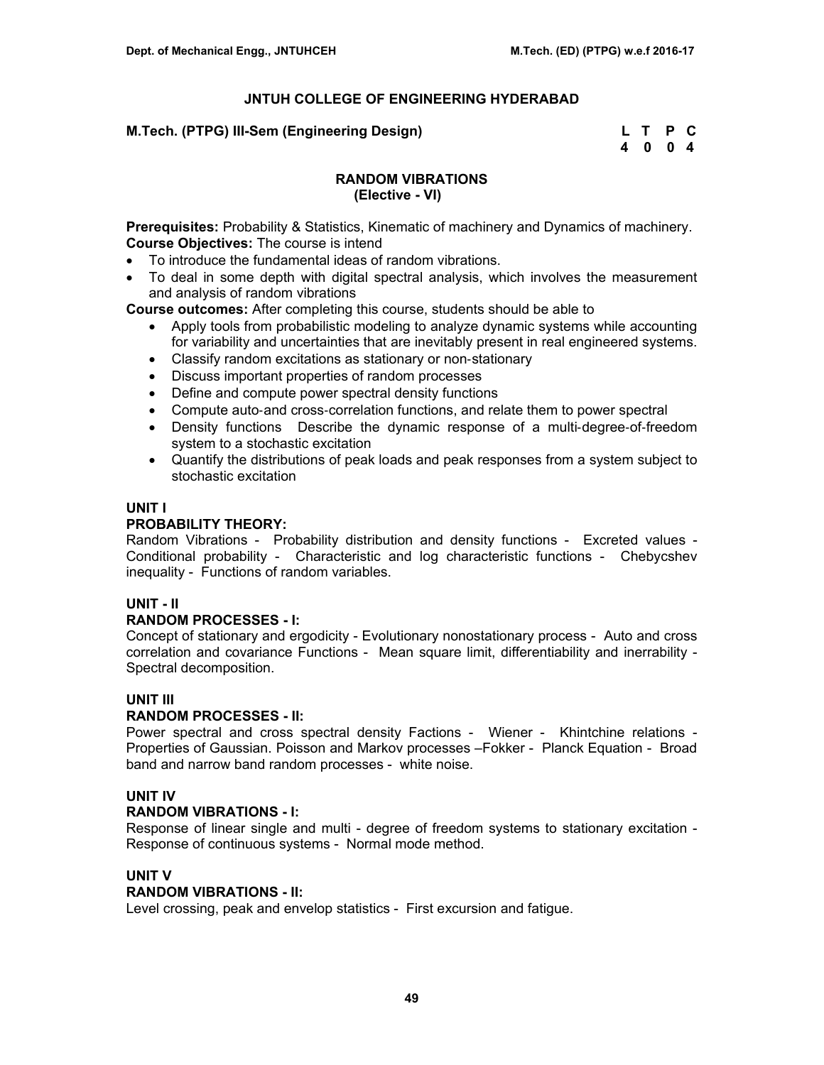# JNTUH COLLEGE OF ENGINEERING HYDERABAD

**M.Tech. (PTPG) III-Sem (Engineering Design)**

| L | T | P | C |
|---|---|---|---|
| 4 | 0 | 0 | 4 |

## RANDOM VIBRATIONS
## (Elective - VI)

**Prerequisites:** Probability & Statistics, Kinematic of machinery and Dynamics of machinery.
**Course Objectives:** The course is intend

- To introduce the fundamental ideas of random vibrations.
- To deal in some depth with digital spectral analysis, which involves the measurement and analysis of random vibrations

**Course outcomes:** After completing this course, students should be able to

- Apply tools from probabilistic modeling to analyze dynamic systems while accounting for variability and uncertainties that are inevitably present in real engineered systems.
- Classify random excitations as stationary or non-stationary
- Discuss important properties of random processes
- Define and compute power spectral density functions
- Compute auto-and cross-correlation functions, and relate them to power spectral
- Density functions Describe the dynamic response of a multi-degree-of-freedom system to a stochastic excitation
- Quantify the distributions of peak loads and peak responses from a system subject to stochastic excitation

### UNIT I
**PROBABILITY THEORY:**
Random Vibrations - Probability distribution and density functions - Excreted values - Conditional probability - Characteristic and log characteristic functions - Chebycshev inequality - Functions of random variables.

### UNIT - II
**RANDOM PROCESSES - I:**
Concept of stationary and ergodicity - Evolutionary nonostationary process - Auto and cross correlation and covariance Functions - Mean square limit, differentiability and inerrability - Spectral decomposition.

### UNIT III
**RANDOM PROCESSES - II:**
Power spectral and cross spectral density Factions - Wiener - Khintchine relations - Properties of Gaussian. Poisson and Markov processes –Fokker - Planck Equation - Broad band and narrow band random processes - white noise.

### UNIT IV
**RANDOM VIBRATIONS - I:**
Response of linear single and multi - degree of freedom systems to stationary excitation - Response of continuous systems - Normal mode method.

### UNIT V
**RANDOM VIBRATIONS - II:**
Level crossing, peak and envelop statistics - First excursion and fatigue.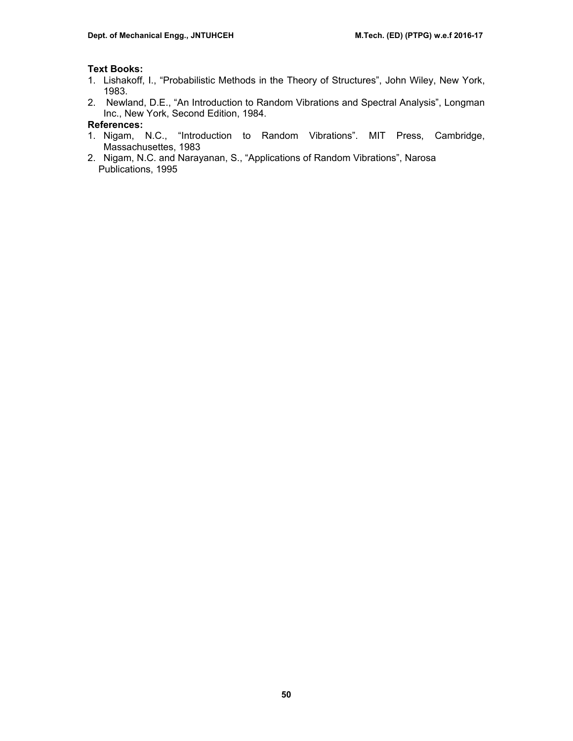**Text Books:**

1. Lishakoff, I., “Probabilistic Methods in the Theory of Structures”, John Wiley, New York, 1983.
2. Newland, D.E., “An Introduction to Random Vibrations and Spectral Analysis”, Longman Inc., New York, Second Edition, 1984.

**References:**

1. Nigam, N.C., “Introduction to Random Vibrations”. MIT Press, Cambridge, Massachusettes, 1983
2. Nigam, N.C. and Narayanan, S., “Applications of Random Vibrations”, Narosa Publications, 1995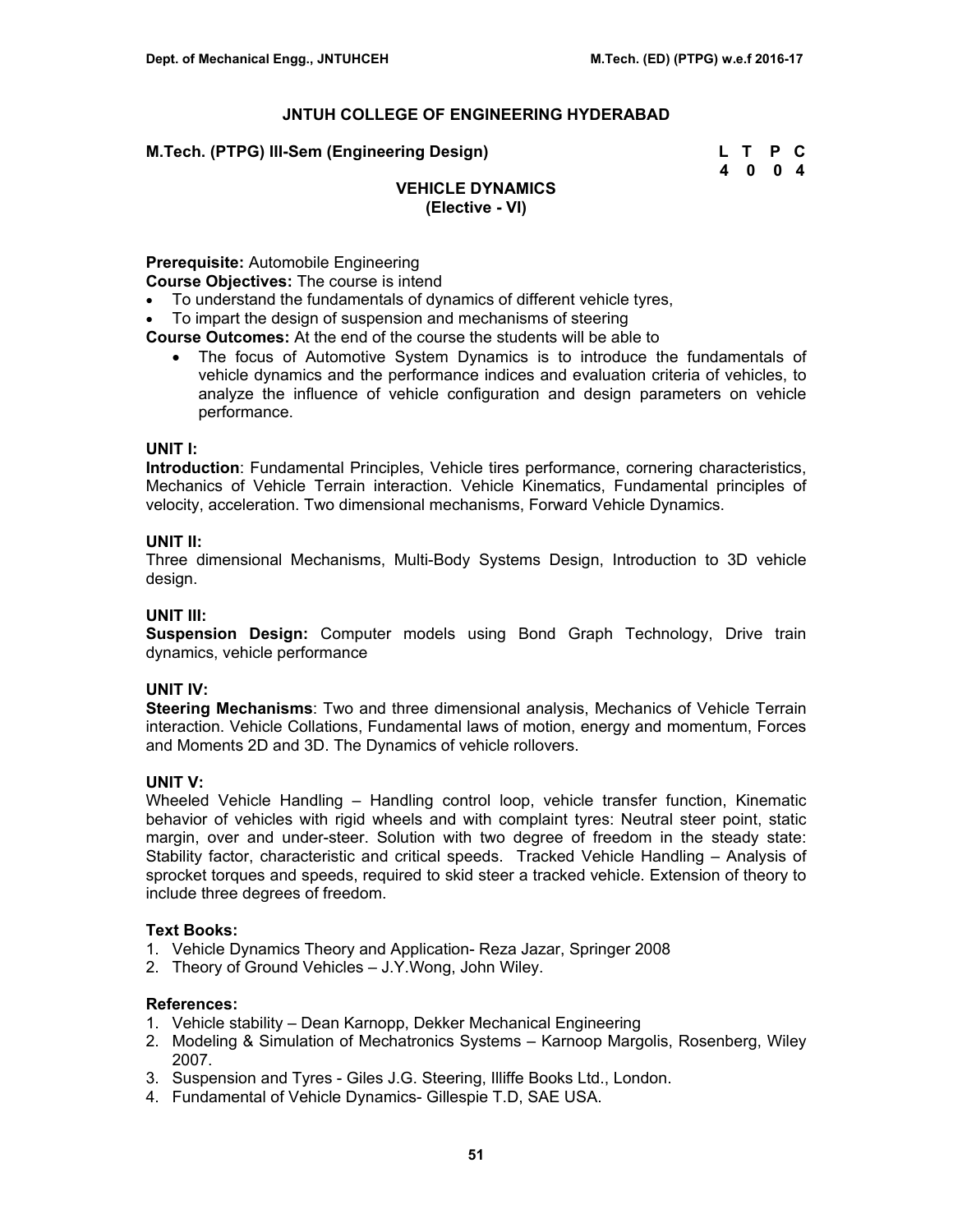## JNTUH COLLEGE OF ENGINEERING HYDERABAD

**M.Tech. (PTPG) III-Sem (Engineering Design)**

| L | T | P | C |
|---|---|---|---|
| 4 | 0 | 0 | 4 |

### VEHICLE DYNAMICS
### (Elective - VI)

**Prerequisite:** Automobile Engineering

**Course Objectives:** The course is intend

- To understand the fundamentals of dynamics of different vehicle tyres,
- To impart the design of suspension and mechanisms of steering

**Course Outcomes:** At the end of the course the students will be able to

- The focus of Automotive System Dynamics is to introduce the fundamentals of vehicle dynamics and the performance indices and evaluation criteria of vehicles, to analyze the influence of vehicle configuration and design parameters on vehicle performance.

**UNIT I:**

**Introduction**: Fundamental Principles, Vehicle tires performance, cornering characteristics, Mechanics of Vehicle Terrain interaction. Vehicle Kinematics, Fundamental principles of velocity, acceleration. Two dimensional mechanisms, Forward Vehicle Dynamics.

**UNIT II:**

Three dimensional Mechanisms, Multi-Body Systems Design, Introduction to 3D vehicle design.

**UNIT III:**

**Suspension Design:** Computer models using Bond Graph Technology, Drive train dynamics, vehicle performance

**UNIT IV:**

**Steering Mechanisms**: Two and three dimensional analysis, Mechanics of Vehicle Terrain interaction. Vehicle Collations, Fundamental laws of motion, energy and momentum, Forces and Moments 2D and 3D. The Dynamics of vehicle rollovers.

**UNIT V:**

Wheeled Vehicle Handling – Handling control loop, vehicle transfer function, Kinematic behavior of vehicles with rigid wheels and with complaint tyres: Neutral steer point, static margin, over and under-steer. Solution with two degree of freedom in the steady state: Stability factor, characteristic and critical speeds. Tracked Vehicle Handling – Analysis of sprocket torques and speeds, required to skid steer a tracked vehicle. Extension of theory to include three degrees of freedom.

**Text Books:**

1. Vehicle Dynamics Theory and Application- Reza Jazar, Springer 2008
2. Theory of Ground Vehicles – J.Y.Wong, John Wiley.

**References:**

1. Vehicle stability – Dean Karnopp, Dekker Mechanical Engineering
2. Modeling & Simulation of Mechatronics Systems – Karnoop Margolis, Rosenberg, Wiley 2007.
3. Suspension and Tyres - Giles J.G. Steering, Illiffe Books Ltd., London.
4. Fundamental of Vehicle Dynamics- Gillespie T.D, SAE USA.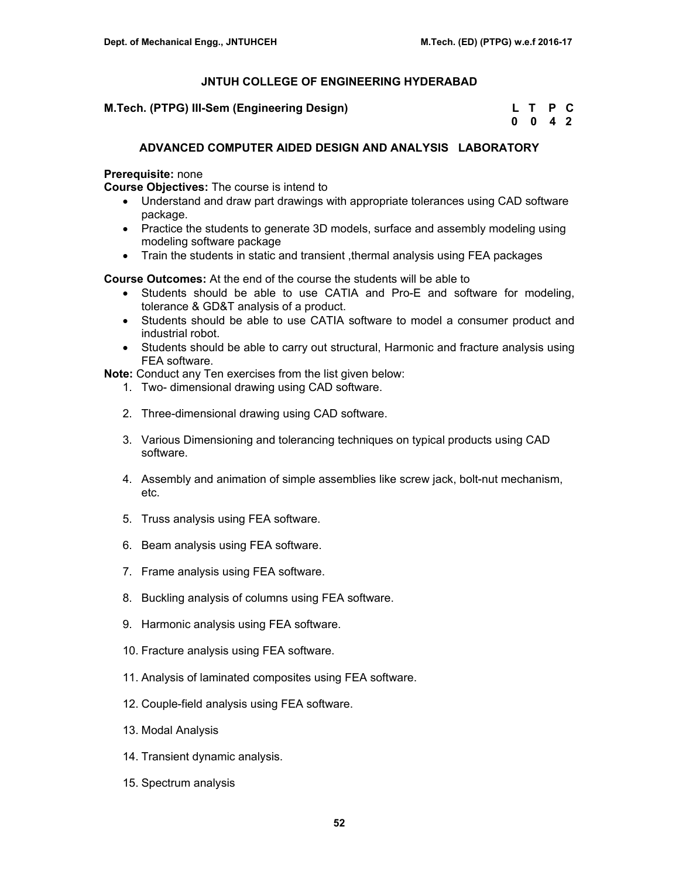## JNTUH COLLEGE OF ENGINEERING HYDERABAD

**M.Tech. (PTPG) III-Sem (Engineering Design)**

| L | T | P | C |
|---|---|---|---|
| 0 | 0 | 4 | 2 |

### ADVANCED COMPUTER AIDED DESIGN AND ANALYSIS LABORATORY

**Prerequisite:** none

**Course Objectives:** The course is intend to

- Understand and draw part drawings with appropriate tolerances using CAD software package.
- Practice the students to generate 3D models, surface and assembly modeling using modeling software package
- Train the students in static and transient ,thermal analysis using FEA packages

**Course Outcomes:** At the end of the course the students will be able to

- Students should be able to use CATIA and Pro-E and software for modeling, tolerance & GD&T analysis of a product.
- Students should be able to use CATIA software to model a consumer product and industrial robot.
- Students should be able to carry out structural, Harmonic and fracture analysis using FEA software.

**Note:** Conduct any Ten exercises from the list given below:

1. Two- dimensional drawing using CAD software.
2. Three-dimensional drawing using CAD software.
3. Various Dimensioning and tolerancing techniques on typical products using CAD software.
4. Assembly and animation of simple assemblies like screw jack, bolt-nut mechanism, etc.
5. Truss analysis using FEA software.
6. Beam analysis using FEA software.
7. Frame analysis using FEA software.
8. Buckling analysis of columns using FEA software.
9. Harmonic analysis using FEA software.
10. Fracture analysis using FEA software.
11. Analysis of laminated composites using FEA software.
12. Couple-field analysis using FEA software.
13. Modal Analysis
14. Transient dynamic analysis.
15. Spectrum analysis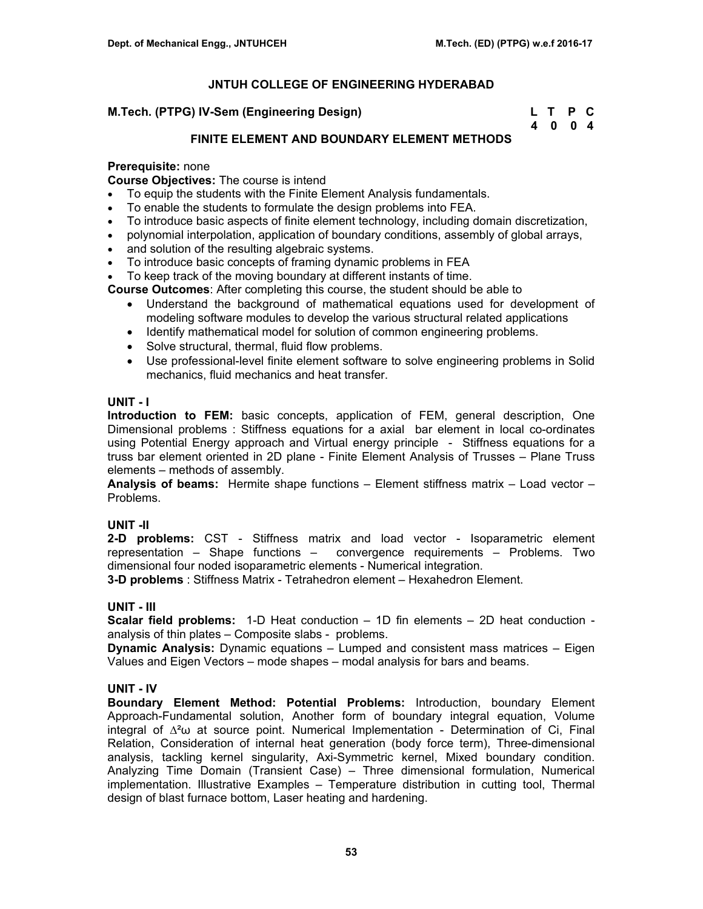# JNTUH COLLEGE OF ENGINEERING HYDERABAD

**M.Tech. (PTPG) IV-Sem (Engineering Design)**

| L | T | P | C |
|---|---|---|---|
| 4 | 0 | 0 | 4 |

## FINITE ELEMENT AND BOUNDARY ELEMENT METHODS

**Prerequisite:** none

**Course Objectives:** The course is intend

- To equip the students with the Finite Element Analysis fundamentals.
- To enable the students to formulate the design problems into FEA.
- To introduce basic aspects of finite element technology, including domain discretization,
- polynomial interpolation, application of boundary conditions, assembly of global arrays,
- and solution of the resulting algebraic systems.
- To introduce basic concepts of framing dynamic problems in FEA
- To keep track of the moving boundary at different instants of time.

**Course Outcomes**: After completing this course, the student should be able to

- Understand the background of mathematical equations used for development of modeling software modules to develop the various structural related applications
- Identify mathematical model for solution of common engineering problems.
- Solve structural, thermal, fluid flow problems.
- Use professional-level finite element software to solve engineering problems in Solid mechanics, fluid mechanics and heat transfer.

### UNIT - I

**Introduction to FEM:** basic concepts, application of FEM, general description, One Dimensional problems : Stiffness equations for a axial bar element in local co-ordinates using Potential Energy approach and Virtual energy principle - Stiffness equations for a truss bar element oriented in 2D plane - Finite Element Analysis of Trusses – Plane Truss elements – methods of assembly.

**Analysis of beams:** Hermite shape functions – Element stiffness matrix – Load vector – Problems.

### UNIT -II

**2-D problems:** CST - Stiffness matrix and load vector - Isoparametric element representation – Shape functions – convergence requirements – Problems. Two dimensional four noded isoparametric elements - Numerical integration.

**3-D problems** : Stiffness Matrix - Tetrahedron element – Hexahedron Element.

### UNIT - III

**Scalar field problems:** 1-D Heat conduction – 1D fin elements – 2D heat conduction - analysis of thin plates – Composite slabs - problems.

**Dynamic Analysis:** Dynamic equations – Lumped and consistent mass matrices – Eigen Values and Eigen Vectors – mode shapes – modal analysis for bars and beams.

### UNIT - IV

**Boundary Element Method: Potential Problems:** Introduction, boundary Element Approach-Fundamental solution, Another form of boundary integral equation, Volume integral of $\Delta^2\omega$ at source point. Numerical Implementation - Determination of Ci, Final Relation, Consideration of internal heat generation (body force term), Three-dimensional analysis, tackling kernel singularity, Axi-Symmetric kernel, Mixed boundary condition. Analyzing Time Domain (Transient Case) – Three dimensional formulation, Numerical implementation. Illustrative Examples – Temperature distribution in cutting tool, Thermal design of blast furnace bottom, Laser heating and hardening.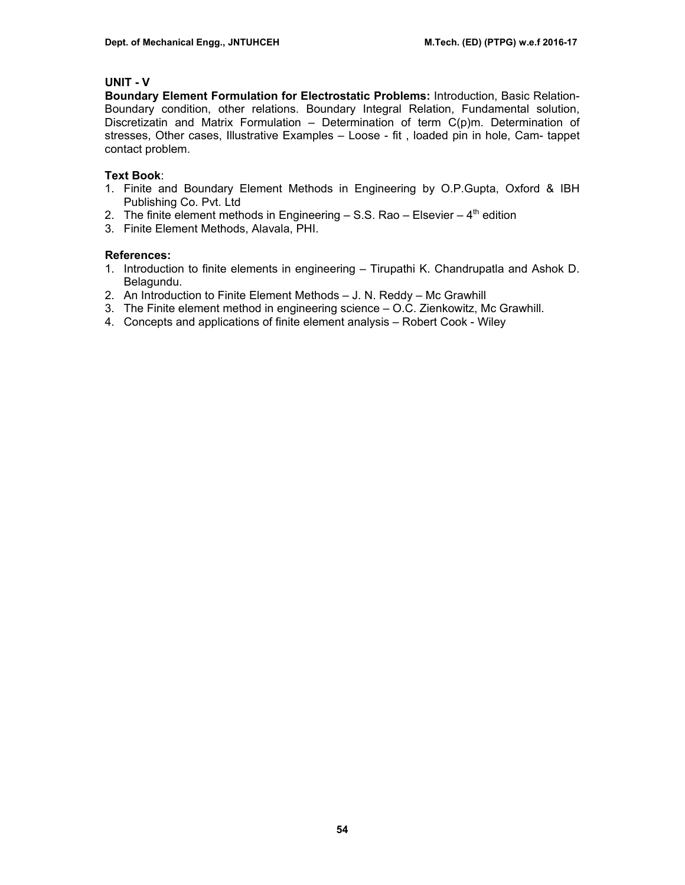## UNIT - V

**Boundary Element Formulation for Electrostatic Problems:** Introduction, Basic Relation-Boundary condition, other relations. Boundary Integral Relation, Fundamental solution, Discretizatin and Matrix Formulation – Determination of term C(p)m. Determination of stresses, Other cases, Illustrative Examples – Loose - fit , loaded pin in hole, Cam- tappet contact problem.

**Text Book**:

1. Finite and Boundary Element Methods in Engineering by O.P.Gupta, Oxford & IBH Publishing Co. Pvt. Ltd
2. The finite element methods in Engineering – S.S. Rao – Elsevier – $4^{th}$ edition
3. Finite Element Methods, Alavala, PHI.

**References:**

1. Introduction to finite elements in engineering – Tirupathi K. Chandrupatla and Ashok D. Belagundu.
2. An Introduction to Finite Element Methods – J. N. Reddy – Mc Grawhill
3. The Finite element method in engineering science – O.C. Zienkowitz, Mc Grawhill.
4. Concepts and applications of finite element analysis – Robert Cook - Wiley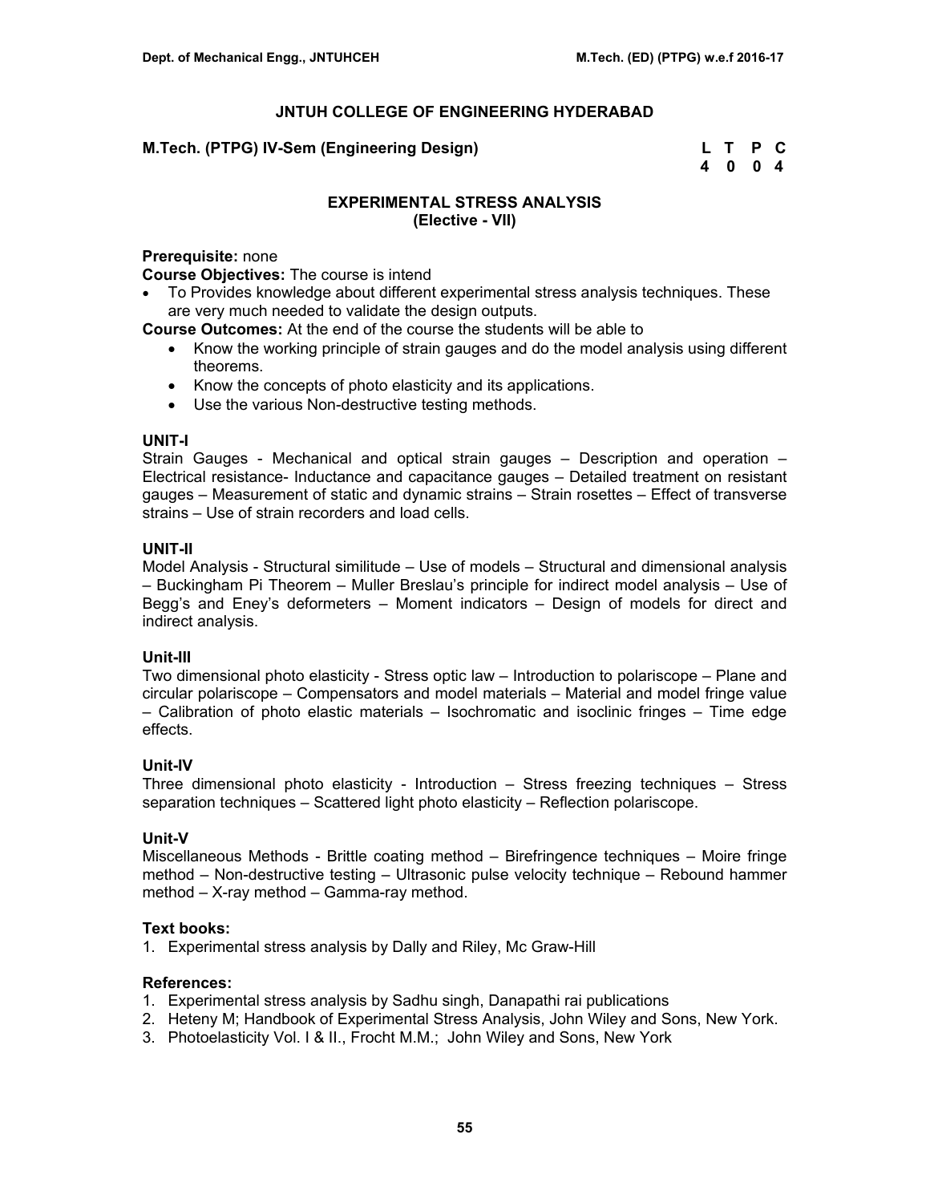## JNTUH COLLEGE OF ENGINEERING HYDERABAD

**M.Tech. (PTPG) IV-Sem (Engineering Design)**

| L | T | P | C |
|---|---|---|---|
| 4 | 0 | 0 | 4 |

### EXPERIMENTAL STRESS ANALYSIS
### (Elective - VII)

**Prerequisite:** none

**Course Objectives:** The course is intend

- To Provides knowledge about different experimental stress analysis techniques. These are very much needed to validate the design outputs.

**Course Outcomes:** At the end of the course the students will be able to

- Know the working principle of strain gauges and do the model analysis using different theorems.
- Know the concepts of photo elasticity and its applications.
- Use the various Non-destructive testing methods.

**UNIT-I**

Strain Gauges - Mechanical and optical strain gauges – Description and operation – Electrical resistance- Inductance and capacitance gauges – Detailed treatment on resistant gauges – Measurement of static and dynamic strains – Strain rosettes – Effect of transverse strains – Use of strain recorders and load cells.

**UNIT-II**

Model Analysis - Structural similitude – Use of models – Structural and dimensional analysis – Buckingham Pi Theorem – Muller Breslau's principle for indirect model analysis – Use of Begg's and Eney's deformeters – Moment indicators – Design of models for direct and indirect analysis.

**Unit-III**

Two dimensional photo elasticity - Stress optic law – Introduction to polariscope – Plane and circular polariscope – Compensators and model materials – Material and model fringe value – Calibration of photo elastic materials – Isochromatic and isoclinic fringes – Time edge effects.

**Unit-IV**

Three dimensional photo elasticity - Introduction – Stress freezing techniques – Stress separation techniques – Scattered light photo elasticity – Reflection polariscope.

**Unit-V**

Miscellaneous Methods - Brittle coating method – Birefringence techniques – Moire fringe method – Non-destructive testing – Ultrasonic pulse velocity technique – Rebound hammer method – X-ray method – Gamma-ray method.

**Text books:**

1. Experimental stress analysis by Dally and Riley, Mc Graw-Hill

**References:**

1. Experimental stress analysis by Sadhu singh, Danapathi rai publications
2. Heteny M; Handbook of Experimental Stress Analysis, John Wiley and Sons, New York.
3. Photoelasticity Vol. I & II., Frocht M.M.; John Wiley and Sons, New York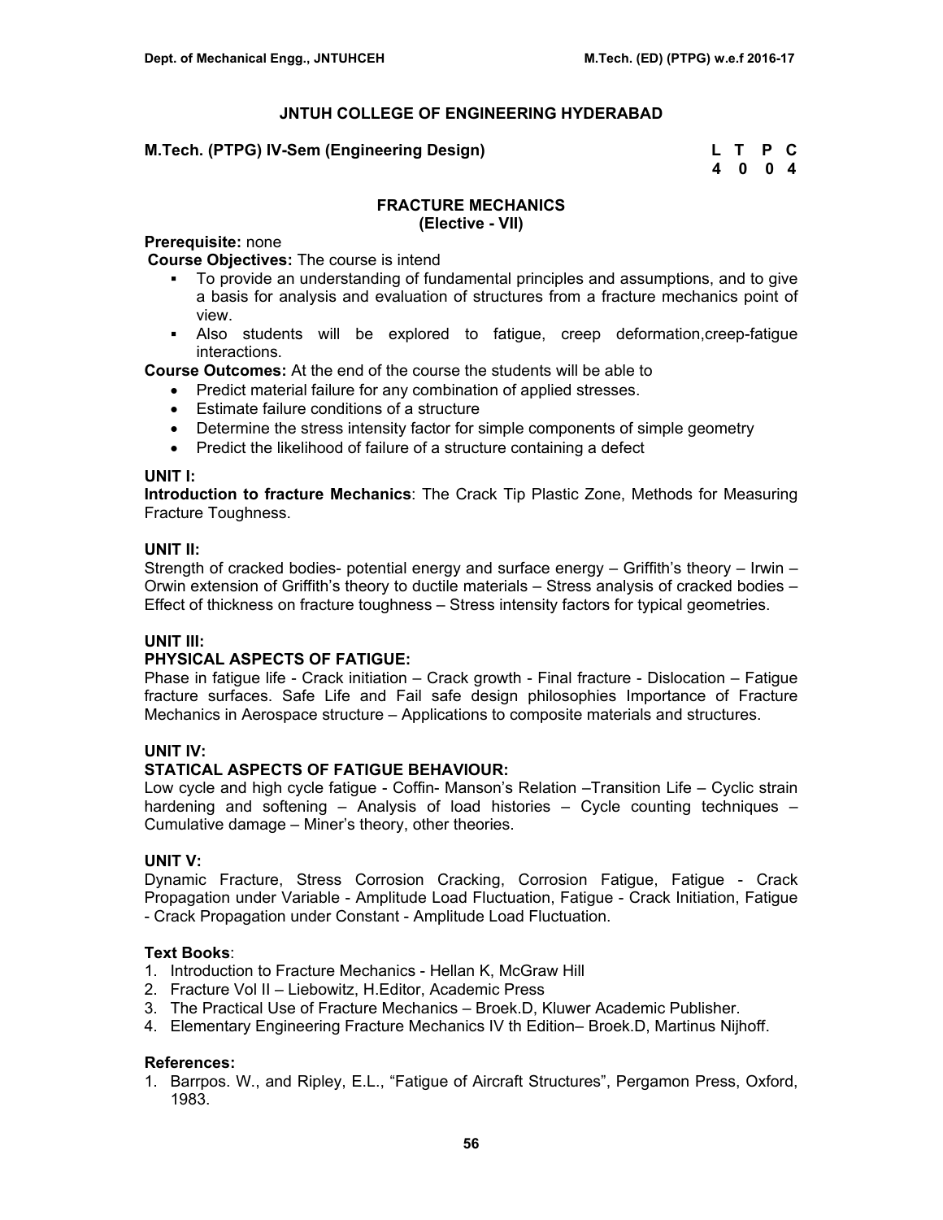# JNTUH COLLEGE OF ENGINEERING HYDERABAD

**M.Tech. (PTPG) IV-Sem (Engineering Design)**

| L | T | P | C |
|---|---|---|---|
| 4 | 0 | 0 | 4 |

## FRACTURE MECHANICS
### (Elective - VII)

**Prerequisite:** none

**Course Objectives:** The course is intend

- To provide an understanding of fundamental principles and assumptions, and to give a basis for analysis and evaluation of structures from a fracture mechanics point of view.
- Also students will be explored to fatigue, creep deformation,creep-fatigue interactions.

**Course Outcomes:** At the end of the course the students will be able to

- Predict material failure for any combination of applied stresses.
- Estimate failure conditions of a structure
- Determine the stress intensity factor for simple components of simple geometry
- Predict the likelihood of failure of a structure containing a defect

**UNIT I:**

**Introduction to fracture Mechanics**: The Crack Tip Plastic Zone, Methods for Measuring Fracture Toughness.

**UNIT II:**

Strength of cracked bodies- potential energy and surface energy – Griffith's theory – Irwin – Orwin extension of Griffith's theory to ductile materials – Stress analysis of cracked bodies – Effect of thickness on fracture toughness – Stress intensity factors for typical geometries.

**UNIT III:**

**PHYSICAL ASPECTS OF FATIGUE:**

Phase in fatigue life - Crack initiation – Crack growth - Final fracture - Dislocation – Fatigue fracture surfaces. Safe Life and Fail safe design philosophies Importance of Fracture Mechanics in Aerospace structure – Applications to composite materials and structures.

**UNIT IV:**

**STATICAL ASPECTS OF FATIGUE BEHAVIOUR:**

Low cycle and high cycle fatigue - Coffin- Manson's Relation –Transition Life – Cyclic strain hardening and softening – Analysis of load histories – Cycle counting techniques – Cumulative damage – Miner's theory, other theories.

**UNIT V:**

Dynamic Fracture, Stress Corrosion Cracking, Corrosion Fatigue, Fatigue - Crack Propagation under Variable - Amplitude Load Fluctuation, Fatigue - Crack Initiation, Fatigue - Crack Propagation under Constant - Amplitude Load Fluctuation.

**Text Books**:

1. Introduction to Fracture Mechanics - Hellan K, McGraw Hill
2. Fracture Vol II – Liebowitz, H.Editor, Academic Press
3. The Practical Use of Fracture Mechanics – Broek.D, Kluwer Academic Publisher.
4. Elementary Engineering Fracture Mechanics IV th Edition– Broek.D, Martinus Nijhoff.

**References:**

1. Barrpos. W., and Ripley, E.L., "Fatigue of Aircraft Structures", Pergamon Press, Oxford, 1983.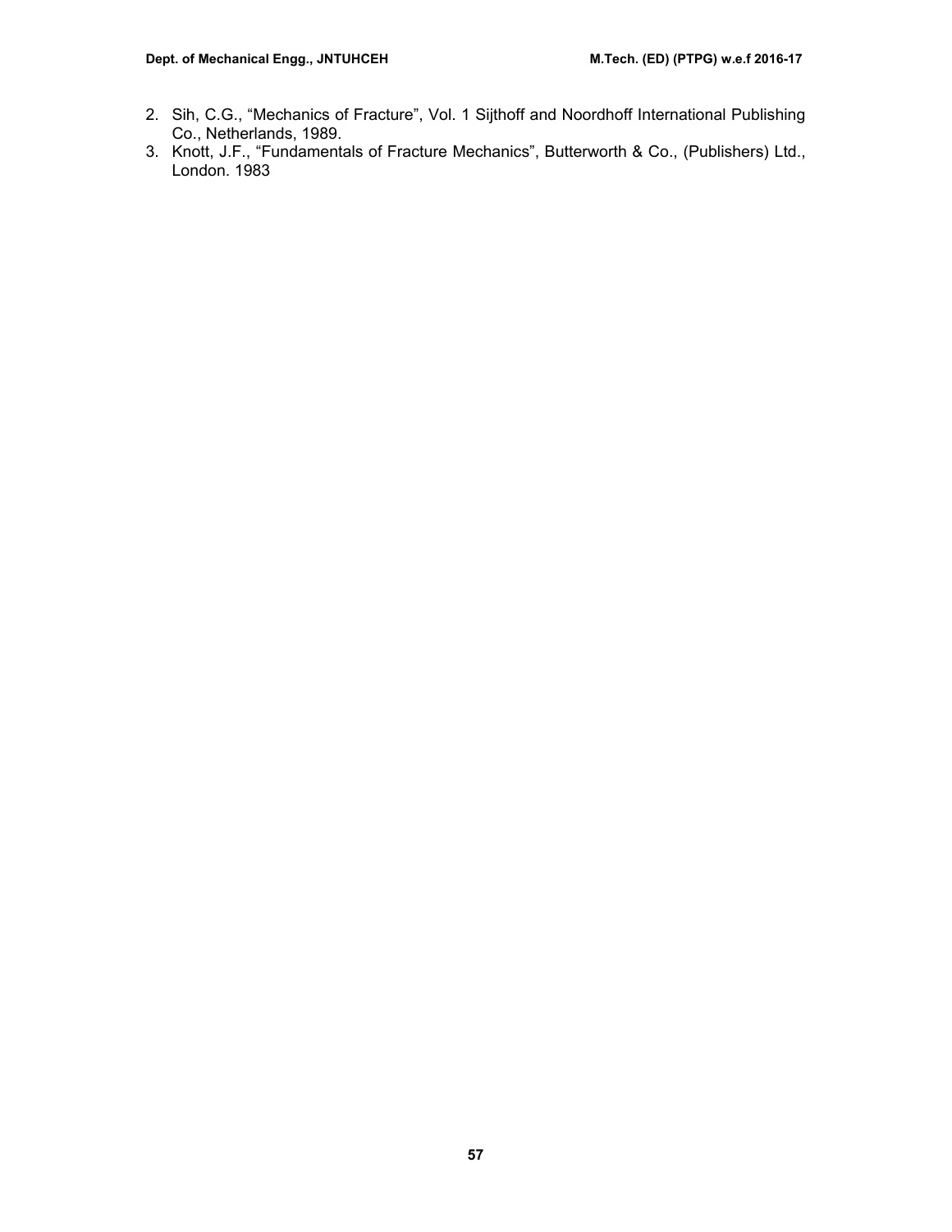2. Sih, C.G., "Mechanics of Fracture", Vol. 1 Sijthoff and Noordhoff International Publishing Co., Netherlands, 1989.
3. Knott, J.F., "Fundamentals of Fracture Mechanics", Butterworth & Co., (Publishers) Ltd., London. 1983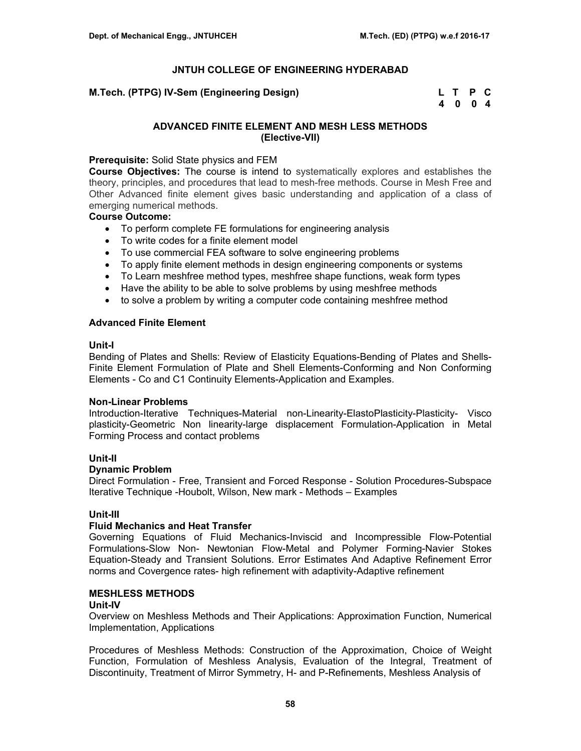## JNTUH COLLEGE OF ENGINEERING HYDERABAD

**M.Tech. (PTPG) IV-Sem (Engineering Design)**

| L | T | P | C |
|---|---|---|---|
| 4 | 0 | 0 | 4 |

### ADVANCED FINITE ELEMENT AND MESH LESS METHODS
### (Elective-VII)

**Prerequisite:** Solid State physics and FEM

**Course Objectives:** The course is intend to systematically explores and establishes the theory, principles, and procedures that lead to mesh-free methods. Course in Mesh Free and Other Advanced finite element gives basic understanding and application of a class of emerging numerical methods.

**Course Outcome:**

- To perform complete FE formulations for engineering analysis
- To write codes for a finite element model
- To use commercial FEA software to solve engineering problems
- To apply finite element methods in design engineering components or systems
- To Learn meshfree method types, meshfree shape functions, weak form types
- Have the ability to be able to solve problems by using meshfree methods
- to solve a problem by writing a computer code containing meshfree method

**Advanced Finite Element**

**Unit-I**

Bending of Plates and Shells: Review of Elasticity Equations-Bending of Plates and Shells-Finite Element Formulation of Plate and Shell Elements-Conforming and Non Conforming Elements - Co and C1 Continuity Elements-Application and Examples.

**Non-Linear Problems**

Introduction-Iterative Techniques-Material non-Linearity-ElastoPlasticity-Plasticity- Visco plasticity-Geometric Non linearity-large displacement Formulation-Application in Metal Forming Process and contact problems

**Unit-II**

**Dynamic Problem**

Direct Formulation - Free, Transient and Forced Response - Solution Procedures-Subspace Iterative Technique -Houbolt, Wilson, New mark - Methods – Examples

**Unit-III**

**Fluid Mechanics and Heat Transfer**

Governing Equations of Fluid Mechanics-Inviscid and Incompressible Flow-Potential Formulations-Slow Non- Newtonian Flow-Metal and Polymer Forming-Navier Stokes Equation-Steady and Transient Solutions. Error Estimates And Adaptive Refinement Error norms and Covergence rates- high refinement with adaptivity-Adaptive refinement

**MESHLESS METHODS**

**Unit-IV**

Overview on Meshless Methods and Their Applications: Approximation Function, Numerical Implementation, Applications

Procedures of Meshless Methods: Construction of the Approximation, Choice of Weight Function, Formulation of Meshless Analysis, Evaluation of the Integral, Treatment of Discontinuity, Treatment of Mirror Symmetry, H- and P-Refinements, Meshless Analysis of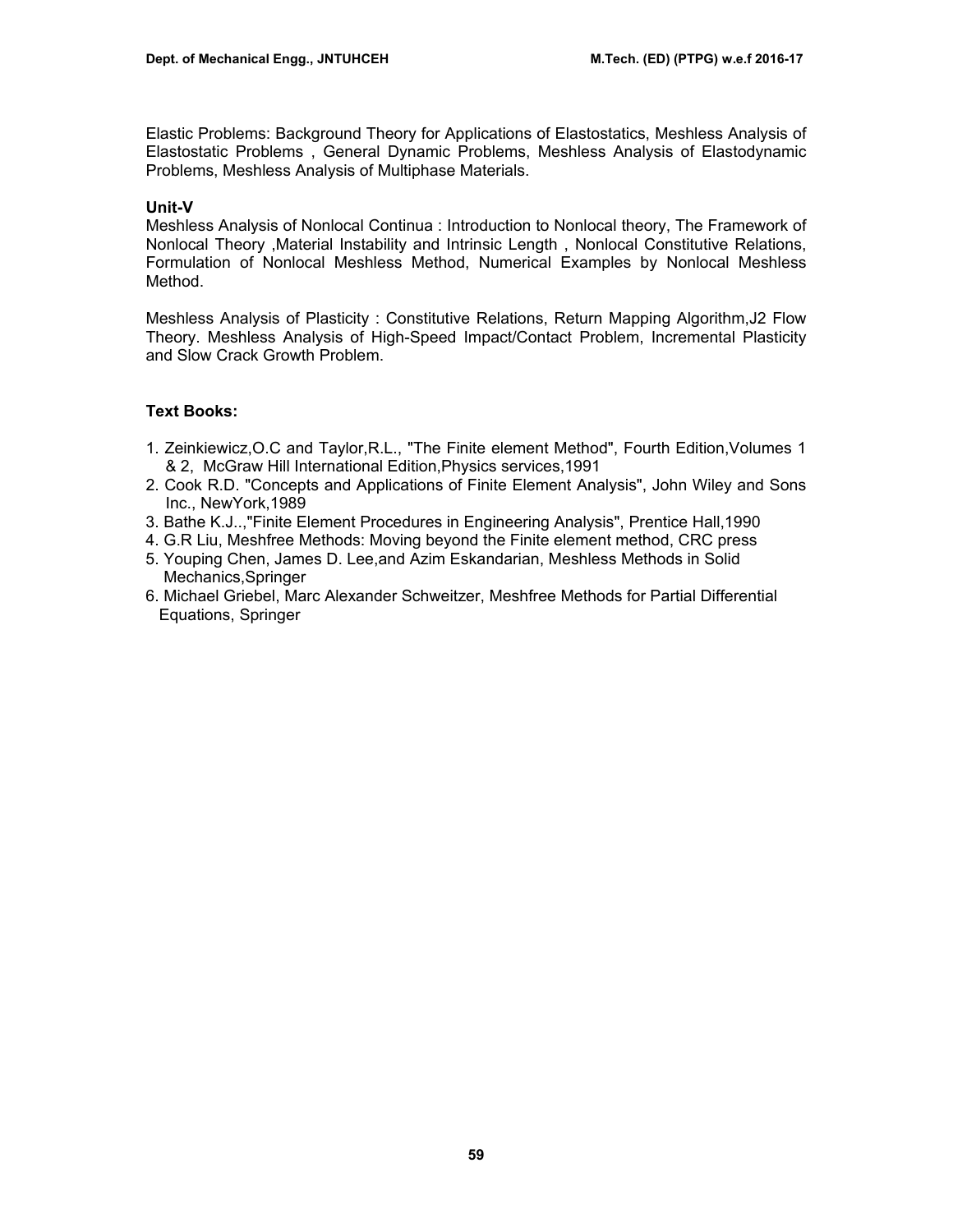Elastic Problems: Background Theory for Applications of Elastostatics, Meshless Analysis of Elastostatic Problems , General Dynamic Problems, Meshless Analysis of Elastodynamic Problems, Meshless Analysis of Multiphase Materials.

**Unit-V**

Meshless Analysis of Nonlocal Continua : Introduction to Nonlocal theory, The Framework of Nonlocal Theory ,Material Instability and Intrinsic Length , Nonlocal Constitutive Relations, Formulation of Nonlocal Meshless Method, Numerical Examples by Nonlocal Meshless Method.

Meshless Analysis of Plasticity : Constitutive Relations, Return Mapping Algorithm,J2 Flow Theory. Meshless Analysis of High-Speed Impact/Contact Problem, Incremental Plasticity and Slow Crack Growth Problem.

**Text Books:**

1. Zeinkiewicz,O.C and Taylor,R.L., "The Finite element Method", Fourth Edition,Volumes 1 & 2, McGraw Hill International Edition,Physics services,1991
2. Cook R.D. "Concepts and Applications of Finite Element Analysis", John Wiley and Sons Inc., NewYork,1989
3. Bathe K.J..,"Finite Element Procedures in Engineering Analysis", Prentice Hall,1990
4. G.R Liu, Meshfree Methods: Moving beyond the Finite element method, CRC press
5. Youping Chen, James D. Lee,and Azim Eskandarian, Meshless Methods in Solid Mechanics,Springer
6. Michael Griebel, Marc Alexander Schweitzer, Meshfree Methods for Partial Differential Equations, Springer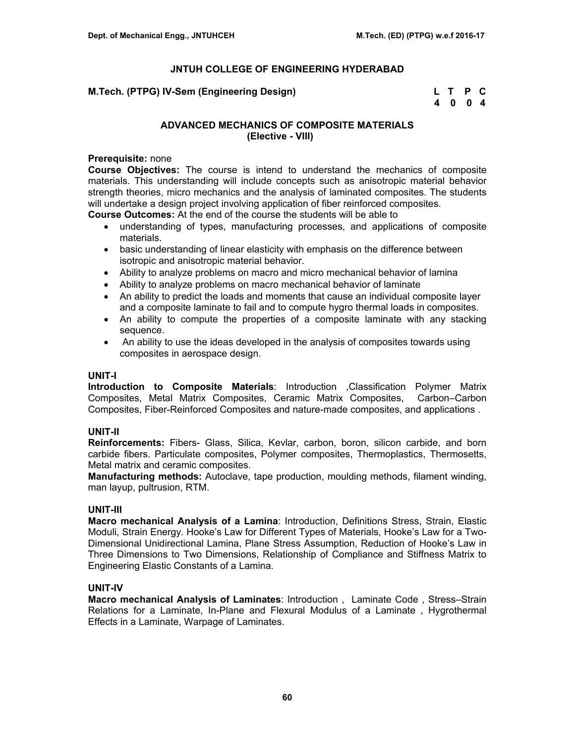## JNTUH COLLEGE OF ENGINEERING HYDERABAD

**M.Tech. (PTPG) IV-Sem (Engineering Design)**

| L | T | P | C |
|---|---|---|---|
| 4 | 0 | 0 | 4 |

### ADVANCED MECHANICS OF COMPOSITE MATERIALS
### (Elective - VIII)

**Prerequisite:** none

**Course Objectives:** The course is intend to understand the mechanics of composite materials. This understanding will include concepts such as anisotropic material behavior strength theories, micro mechanics and the analysis of laminated composites. The students will undertake a design project involving application of fiber reinforced composites.

**Course Outcomes:** At the end of the course the students will be able to

- understanding of types, manufacturing processes, and applications of composite materials.
- basic understanding of linear elasticity with emphasis on the difference between isotropic and anisotropic material behavior.
- Ability to analyze problems on macro and micro mechanical behavior of lamina
- Ability to analyze problems on macro mechanical behavior of laminate
- An ability to predict the loads and moments that cause an individual composite layer and a composite laminate to fail and to compute hygro thermal loads in composites.
- An ability to compute the properties of a composite laminate with any stacking sequence.
- An ability to use the ideas developed in the analysis of composites towards using composites in aerospace design.

#### UNIT-I

**Introduction to Composite Materials**: Introduction ,Classification Polymer Matrix Composites, Metal Matrix Composites, Ceramic Matrix Composites, Carbon–Carbon Composites, Fiber-Reinforced Composites and nature-made composites, and applications .

#### UNIT-II

**Reinforcements:** Fibers- Glass, Silica, Kevlar, carbon, boron, silicon carbide, and born carbide fibers. Particulate composites, Polymer composites, Thermoplastics, Thermosetts, Metal matrix and ceramic composites.

**Manufacturing methods:** Autoclave, tape production, moulding methods, filament winding, man layup, pultrusion, RTM.

#### UNIT-III

**Macro mechanical Analysis of a Lamina**: Introduction, Definitions Stress, Strain, Elastic Moduli, Strain Energy. Hooke's Law for Different Types of Materials, Hooke's Law for a Two-Dimensional Unidirectional Lamina, Plane Stress Assumption, Reduction of Hooke's Law in Three Dimensions to Two Dimensions, Relationship of Compliance and Stiffness Matrix to Engineering Elastic Constants of a Lamina.

#### UNIT-IV

**Macro mechanical Analysis of Laminates**: Introduction , Laminate Code , Stress–Strain Relations for a Laminate, In-Plane and Flexural Modulus of a Laminate , Hygrothermal Effects in a Laminate, Warpage of Laminates.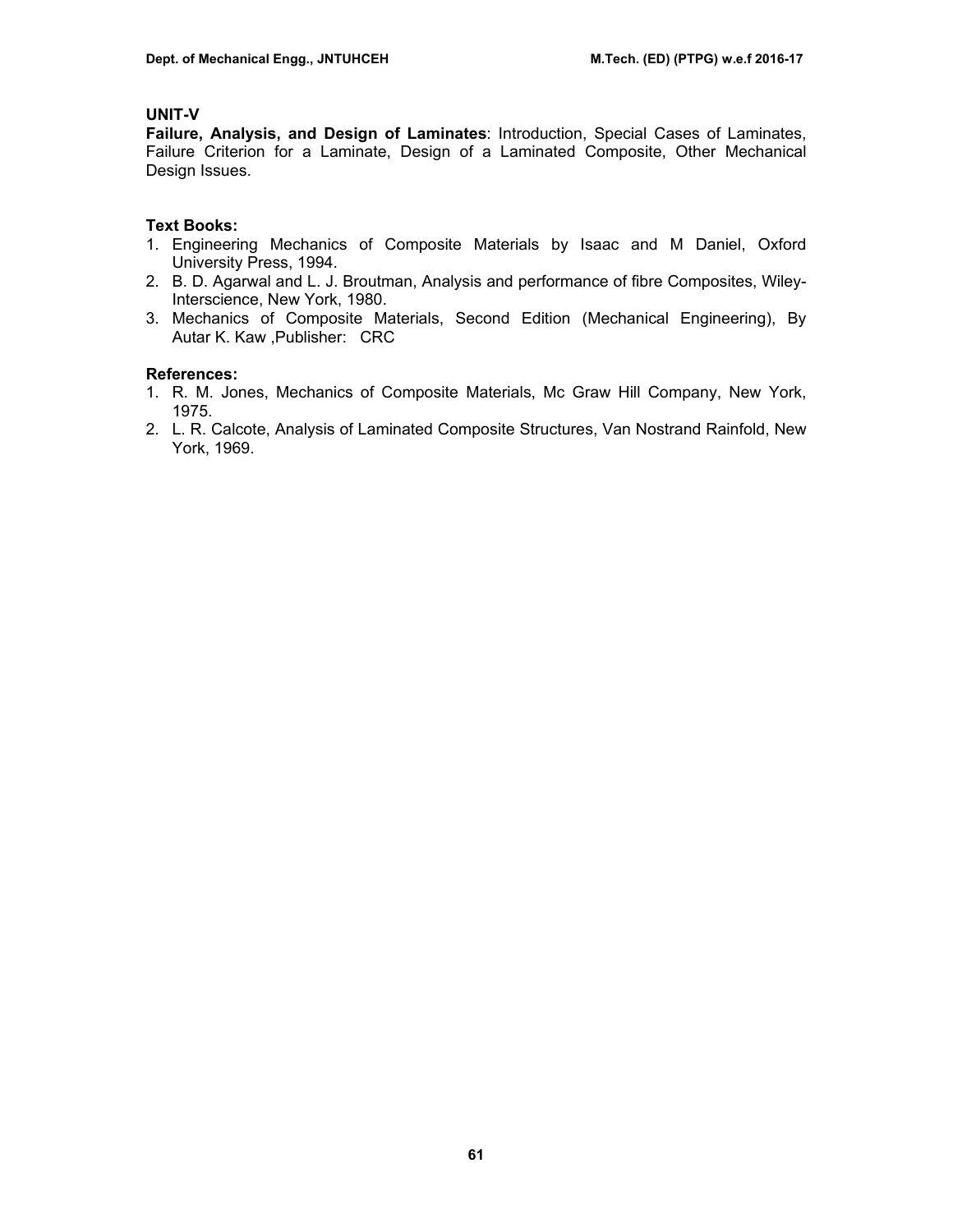## UNIT-V

**Failure, Analysis, and Design of Laminates**: Introduction, Special Cases of Laminates, Failure Criterion for a Laminate, Design of a Laminated Composite, Other Mechanical Design Issues.

### Text Books:

1. Engineering Mechanics of Composite Materials by Isaac and M Daniel, Oxford University Press, 1994.
2. B. D. Agarwal and L. J. Broutman, Analysis and performance of fibre Composites, Wiley-Interscience, New York, 1980.
3. Mechanics of Composite Materials, Second Edition (Mechanical Engineering), By Autar K. Kaw ,Publisher: CRC

### References:

1. R. M. Jones, Mechanics of Composite Materials, Mc Graw Hill Company, New York, 1975.
2. L. R. Calcote, Analysis of Laminated Composite Structures, Van Nostrand Rainfold, New York, 1969.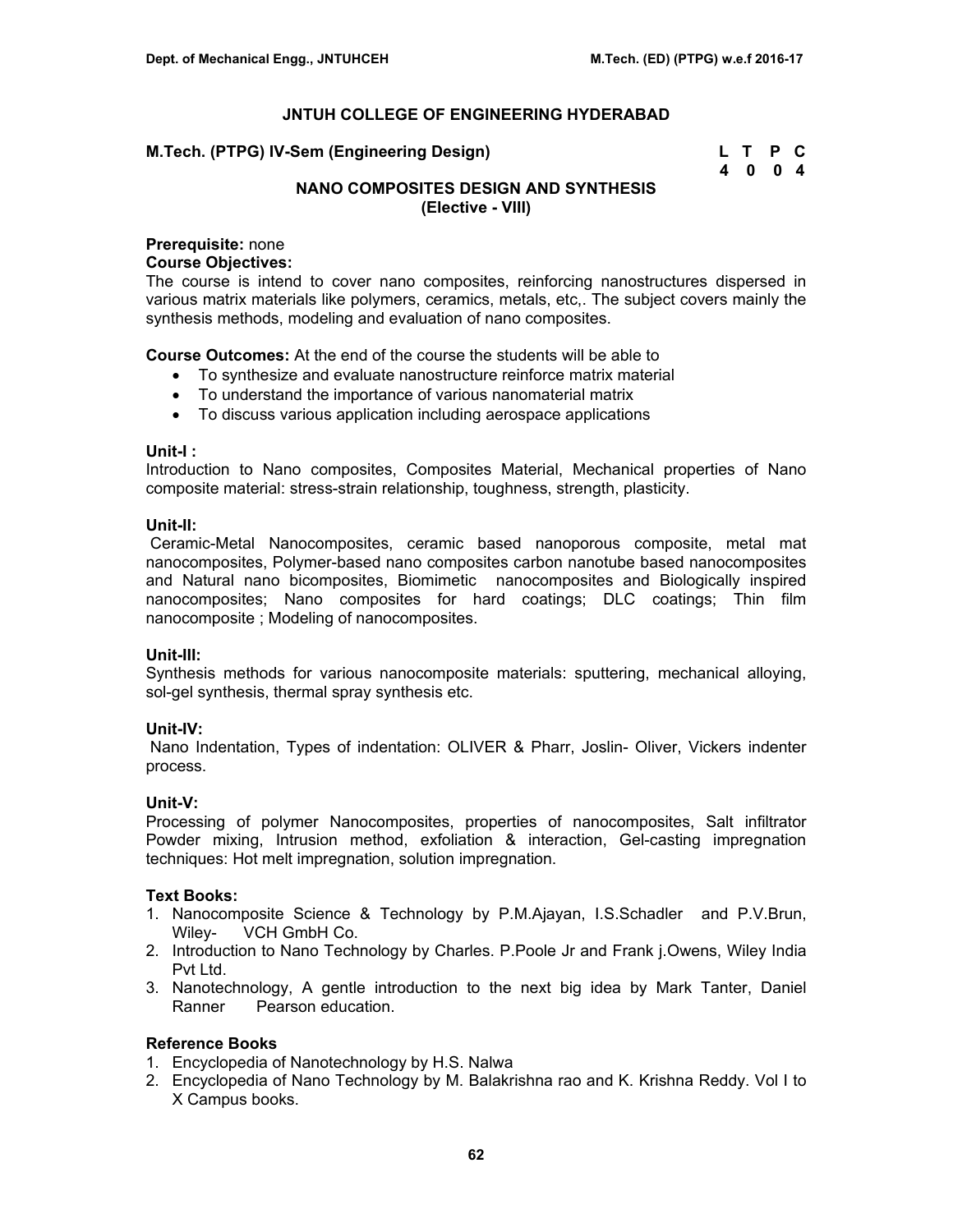# JNTUH COLLEGE OF ENGINEERING HYDERABAD

**M.Tech. (PTPG) IV-Sem (Engineering Design)**

| L | T | P | C |
|---|---|---|---|
| 4 | 0 | 0 | 4 |

## NANO COMPOSITES DESIGN AND SYNTHESIS
## (Elective - VIII)

**Prerequisite:** none

**Course Objectives:**
The course is intend to cover nano composites, reinforcing nanostructures dispersed in various matrix materials like polymers, ceramics, metals, etc,. The subject covers mainly the synthesis methods, modeling and evaluation of nano composites.

**Course Outcomes:** At the end of the course the students will be able to

- To synthesize and evaluate nanostructure reinforce matrix material
- To understand the importance of various nanomaterial matrix
- To discuss various application including aerospace applications

**Unit-I :**
Introduction to Nano composites, Composites Material, Mechanical properties of Nano composite material: stress-strain relationship, toughness, strength, plasticity.

**Unit-II:**
Ceramic-Metal Nanocomposites, ceramic based nanoporous composite, metal mat nanocomposites, Polymer-based nano composites carbon nanotube based nanocomposites and Natural nano bicomposites, Biomimetic nanocomposites and Biologically inspired nanocomposites; Nano composites for hard coatings; DLC coatings; Thin film nanocomposite ; Modeling of nanocomposites.

**Unit-III:**
Synthesis methods for various nanocomposite materials: sputtering, mechanical alloying, sol-gel synthesis, thermal spray synthesis etc.

**Unit-IV:**
Nano Indentation, Types of indentation: OLIVER & Pharr, Joslin- Oliver, Vickers indenter process.

**Unit-V:**
Processing of polymer Nanocomposites, properties of nanocomposites, Salt infiltrator Powder mixing, Intrusion method, exfoliation & interaction, Gel-casting impregnation techniques: Hot melt impregnation, solution impregnation.

**Text Books:**
1. Nanocomposite Science & Technology by P.M.Ajayan, I.S.Schadler and P.V.Brun, Wiley- VCH GmbH Co.
2. Introduction to Nano Technology by Charles. P.Poole Jr and Frank j.Owens, Wiley India Pvt Ltd.
3. Nanotechnology, A gentle introduction to the next big idea by Mark Tanter, Daniel Ranner Pearson education.

**Reference Books**
1. Encyclopedia of Nanotechnology by H.S. Nalwa
2. Encyclopedia of Nano Technology by M. Balakrishna rao and K. Krishna Reddy. Vol I to X Campus books.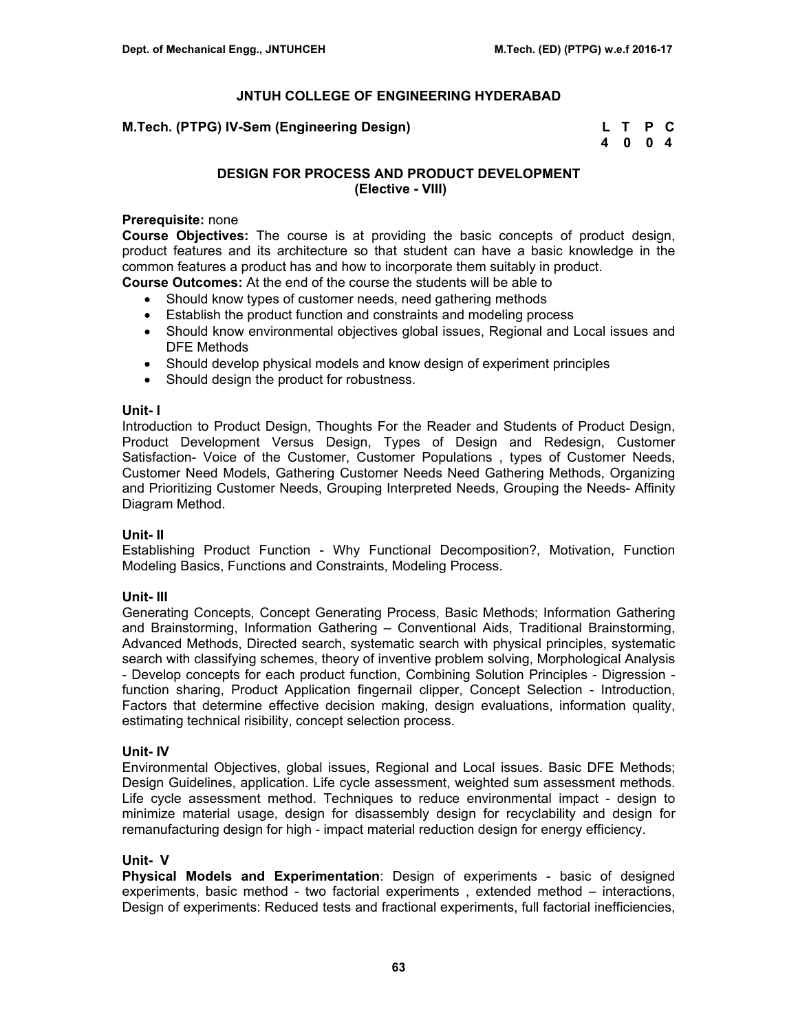## JNTUH COLLEGE OF ENGINEERING HYDERABAD

**M.Tech. (PTPG) IV-Sem (Engineering Design)**

| L | T | P | C |
|---|---|---|---|
| 4 | 0 | 0 | 4 |

### DESIGN FOR PROCESS AND PRODUCT DEVELOPMENT
### (Elective - VIII)

**Prerequisite:** none

**Course Objectives:** The course is at providing the basic concepts of product design, product features and its architecture so that student can have a basic knowledge in the common features a product has and how to incorporate them suitably in product.

**Course Outcomes:** At the end of the course the students will be able to

- Should know types of customer needs, need gathering methods
- Establish the product function and constraints and modeling process
- Should know environmental objectives global issues, Regional and Local issues and DFE Methods
- Should develop physical models and know design of experiment principles
- Should design the product for robustness.

**Unit- I**

Introduction to Product Design, Thoughts For the Reader and Students of Product Design, Product Development Versus Design, Types of Design and Redesign, Customer Satisfaction- Voice of the Customer, Customer Populations , types of Customer Needs, Customer Need Models, Gathering Customer Needs Need Gathering Methods, Organizing and Prioritizing Customer Needs, Grouping Interpreted Needs, Grouping the Needs- Affinity Diagram Method.

**Unit- II**

Establishing Product Function - Why Functional Decomposition?, Motivation, Function Modeling Basics, Functions and Constraints, Modeling Process.

**Unit- III**

Generating Concepts, Concept Generating Process, Basic Methods; Information Gathering and Brainstorming, Information Gathering – Conventional Aids, Traditional Brainstorming, Advanced Methods, Directed search, systematic search with physical principles, systematic search with classifying schemes, theory of inventive problem solving, Morphological Analysis - Develop concepts for each product function, Combining Solution Principles - Digression - function sharing, Product Application fingernail clipper, Concept Selection - Introduction, Factors that determine effective decision making, design evaluations, information quality, estimating technical risibility, concept selection process.

**Unit- IV**

Environmental Objectives, global issues, Regional and Local issues. Basic DFE Methods; Design Guidelines, application. Life cycle assessment, weighted sum assessment methods. Life cycle assessment method. Techniques to reduce environmental impact - design to minimize material usage, design for disassembly design for recyclability and design for remanufacturing design for high - impact material reduction design for energy efficiency.

**Unit- V**

**Physical Models and Experimentation**: Design of experiments - basic of designed experiments, basic method - two factorial experiments , extended method – interactions, Design of experiments: Reduced tests and fractional experiments, full factorial inefficiencies,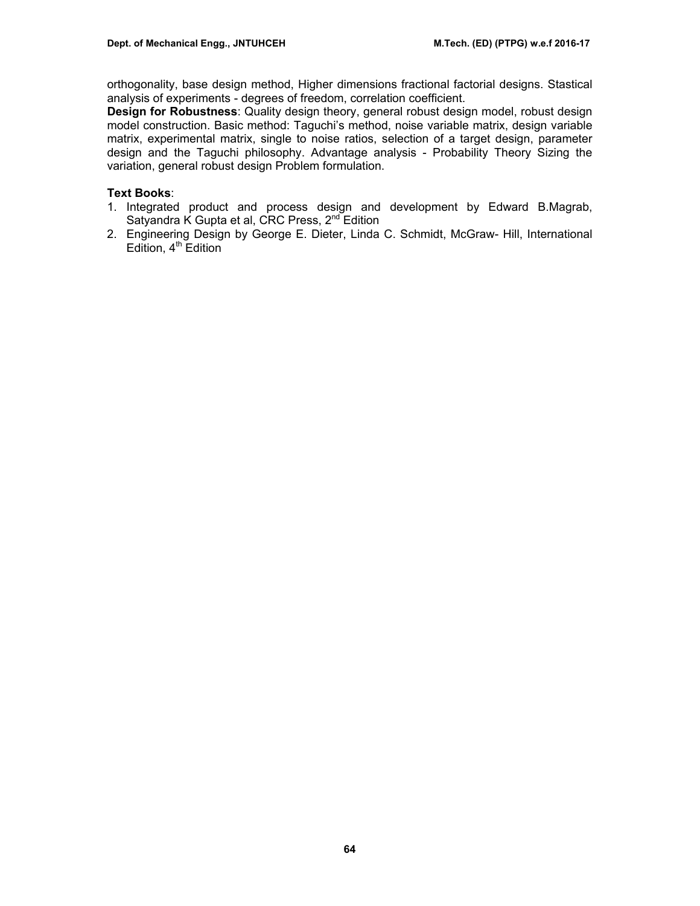orthogonality, base design method, Higher dimensions fractional factorial designs. Stastical analysis of experiments - degrees of freedom, correlation coefficient.

**Design for Robustness**: Quality design theory, general robust design model, robust design model construction. Basic method: Taguchi's method, noise variable matrix, design variable matrix, experimental matrix, single to noise ratios, selection of a target design, parameter design and the Taguchi philosophy. Advantage analysis - Probability Theory Sizing the variation, general robust design Problem formulation.

**Text Books**:

1. Integrated product and process design and development by Edward B.Magrab, Satyandra K Gupta et al, CRC Press, 2nd Edition
2. Engineering Design by George E. Dieter, Linda C. Schmidt, McGraw- Hill, International Edition, 4th Edition